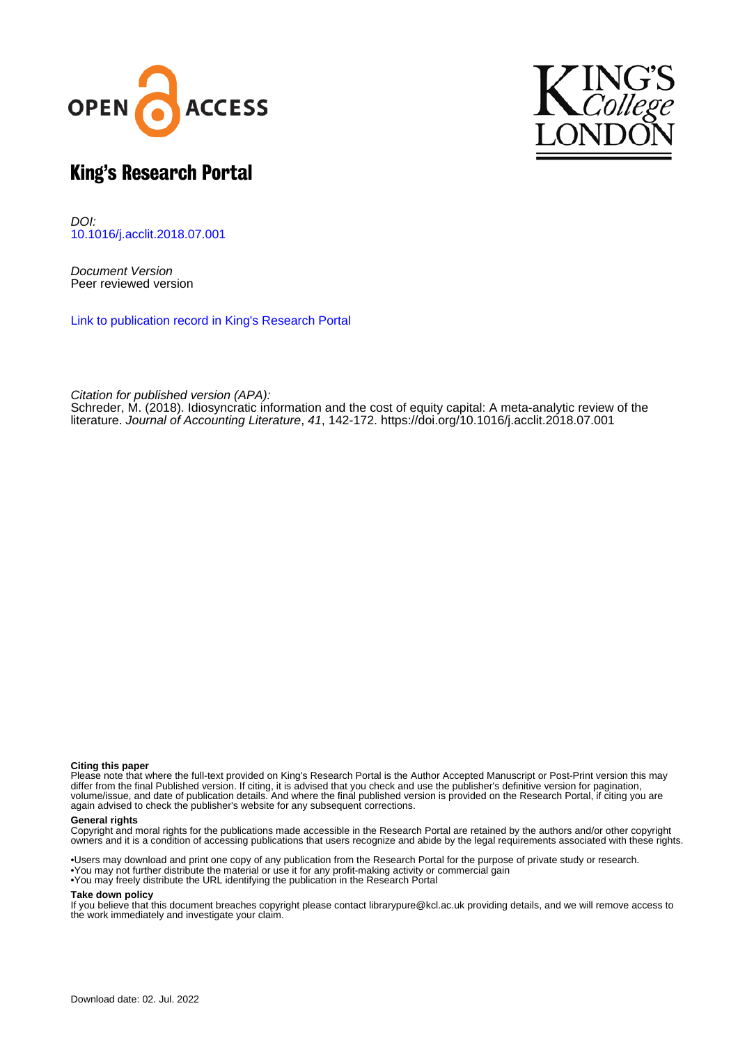# King's Research Portal

*DOI:*
[10.1016/j.acclit.2018.07.001](https://doi.org/10.1016/j.acclit.2018.07.001)

*Document Version*
Peer reviewed version

[Link to publication record in King's Research Portal]

*Citation for published version (APA):*
Schreder, M. (2018). Idiosyncratic information and the cost of equity capital: A meta-analytic review of the literature. *Journal of Accounting Literature*, *41*, 142-172. https://doi.org/10.1016/j.acclit.2018.07.001

**Citing this paper**
Please note that where the full-text provided on King's Research Portal is the Author Accepted Manuscript or Post-Print version this may differ from the final Published version. If citing, it is advised that you check and use the publisher's definitive version for pagination, volume/issue, and date of publication details. And where the final published version is provided on the Research Portal, if citing you are again advised to check the publisher's website for any subsequent corrections.

**General rights**
Copyright and moral rights for the publications made accessible in the Research Portal are retained by the authors and/or other copyright owners and it is a condition of accessing publications that users recognize and abide by the legal requirements associated with these rights.

•Users may download and print one copy of any publication from the Research Portal for the purpose of private study or research.
•You may not further distribute the material or use it for any profit-making activity or commercial gain
•You may freely distribute the URL identifying the publication in the Research Portal

**Take down policy**
If you believe that this document breaches copyright please contact librarypure@kcl.ac.uk providing details, and we will remove access to the work immediately and investigate your claim.

Download date: 02. Jul. 2022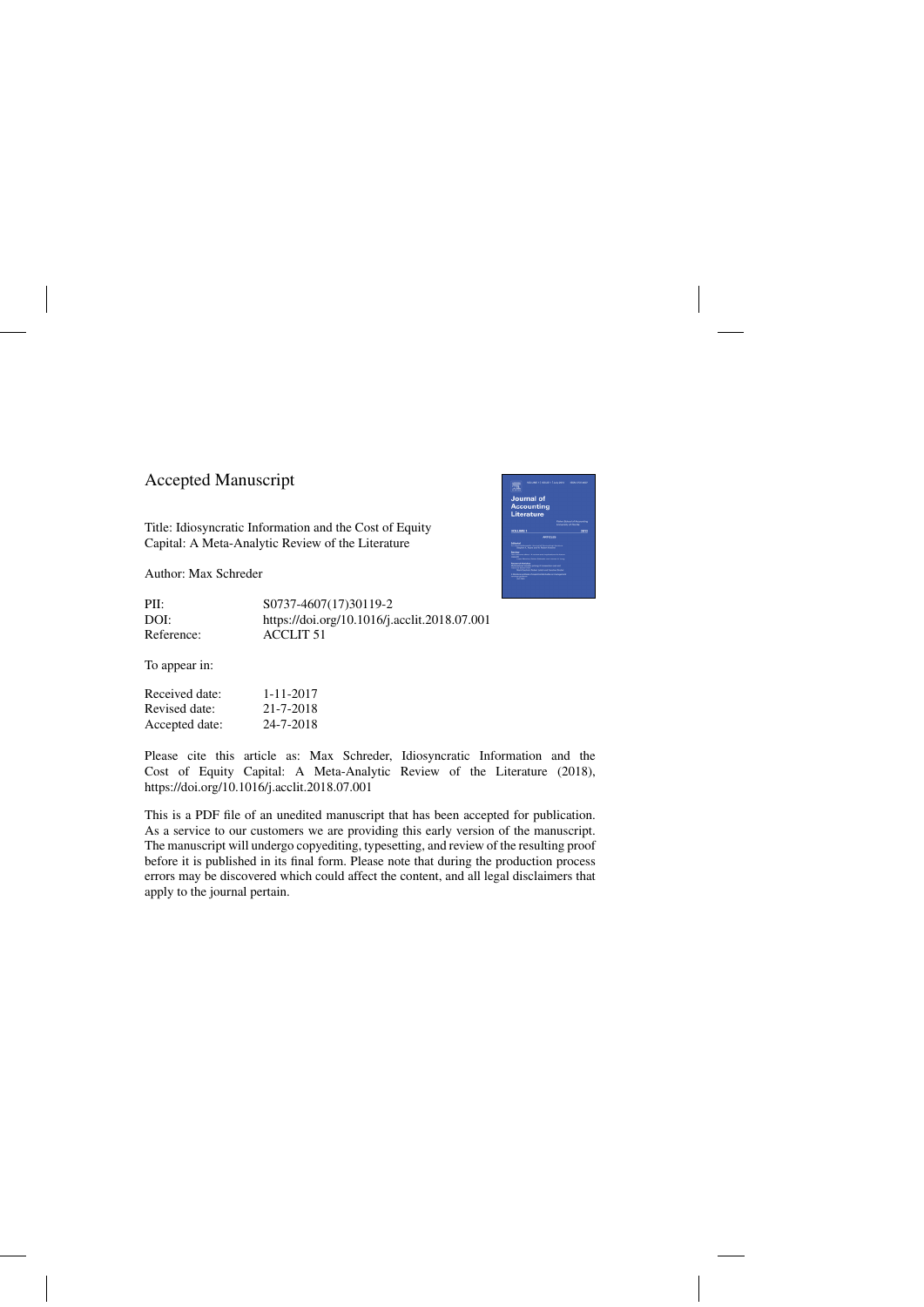Accepted Manuscript

Title: Idiosyncratic Information and the Cost of Equity Capital: A Meta-Analytic Review of the Literature

Author: Max Schreder

| | |
|---|---|
| PII: | S0737-4607(17)30119-2 |
| DOI: | https://doi.org/10.1016/j.acclit.2018.07.001 |
| Reference: | ACCLIT 51 |

To appear in:

| | |
|---|---|
| Received date: | 1-11-2017 |
| Revised date: | 21-7-2018 |
| Accepted date: | 24-7-2018 |

Please cite this article as: Max Schreder, Idiosyncratic Information and the Cost of Equity Capital: A Meta-Analytic Review of the Literature (2018), https://doi.org/10.1016/j.acclit.2018.07.001

This is a PDF file of an unedited manuscript that has been accepted for publication. As a service to our customers we are providing this early version of the manuscript. The manuscript will undergo copyediting, typesetting, and review of the resulting proof before it is published in its final form. Please note that during the production process errors may be discovered which could affect the content, and all legal disclaimers that apply to the journal pertain.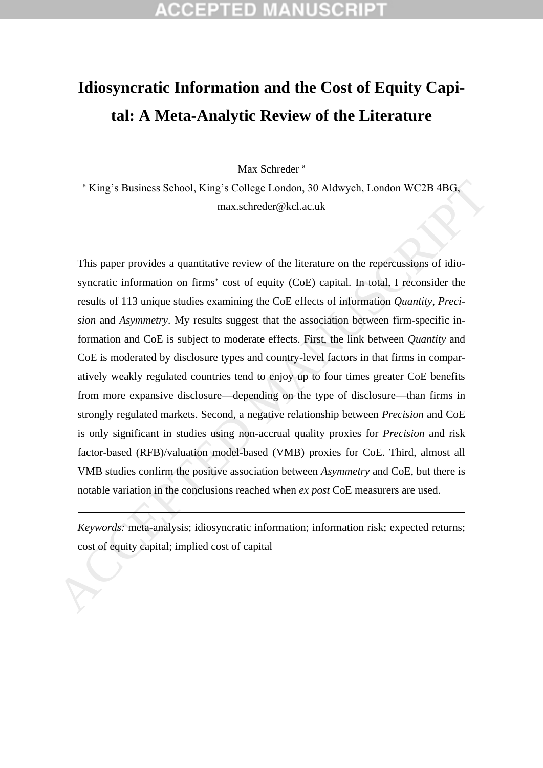# Idiosyncratic Information and the Cost of Equity Capital: A Meta-Analytic Review of the Literature

Max Schreder [a]

[a] King's Business School, King's College London, 30 Aldwych, London WC2B 4BG, max.schreder@kcl.ac.uk

---

This paper provides a quantitative review of the literature on the repercussions of idiosyncratic information on firms' cost of equity (CoE) capital. In total, I reconsider the results of 113 unique studies examining the CoE effects of information *Quantity*, *Precision* and *Asymmetry*. My results suggest that the association between firm-specific information and CoE is subject to moderate effects. First, the link between *Quantity* and CoE is moderated by disclosure types and country-level factors in that firms in comparatively weakly regulated countries tend to enjoy up to four times greater CoE benefits from more expansive disclosure—depending on the type of disclosure—than firms in strongly regulated markets. Second, a negative relationship between *Precision* and CoE is only significant in studies using non-accrual quality proxies for *Precision* and risk factor-based (RFB)/valuation model-based (VMB) proxies for CoE. Third, almost all VMB studies confirm the positive association between *Asymmetry* and CoE, but there is notable variation in the conclusions reached when *ex post* CoE measurers are used.

---

*Keywords:* meta-analysis; idiosyncratic information; information risk; expected returns; cost of equity capital; implied cost of capital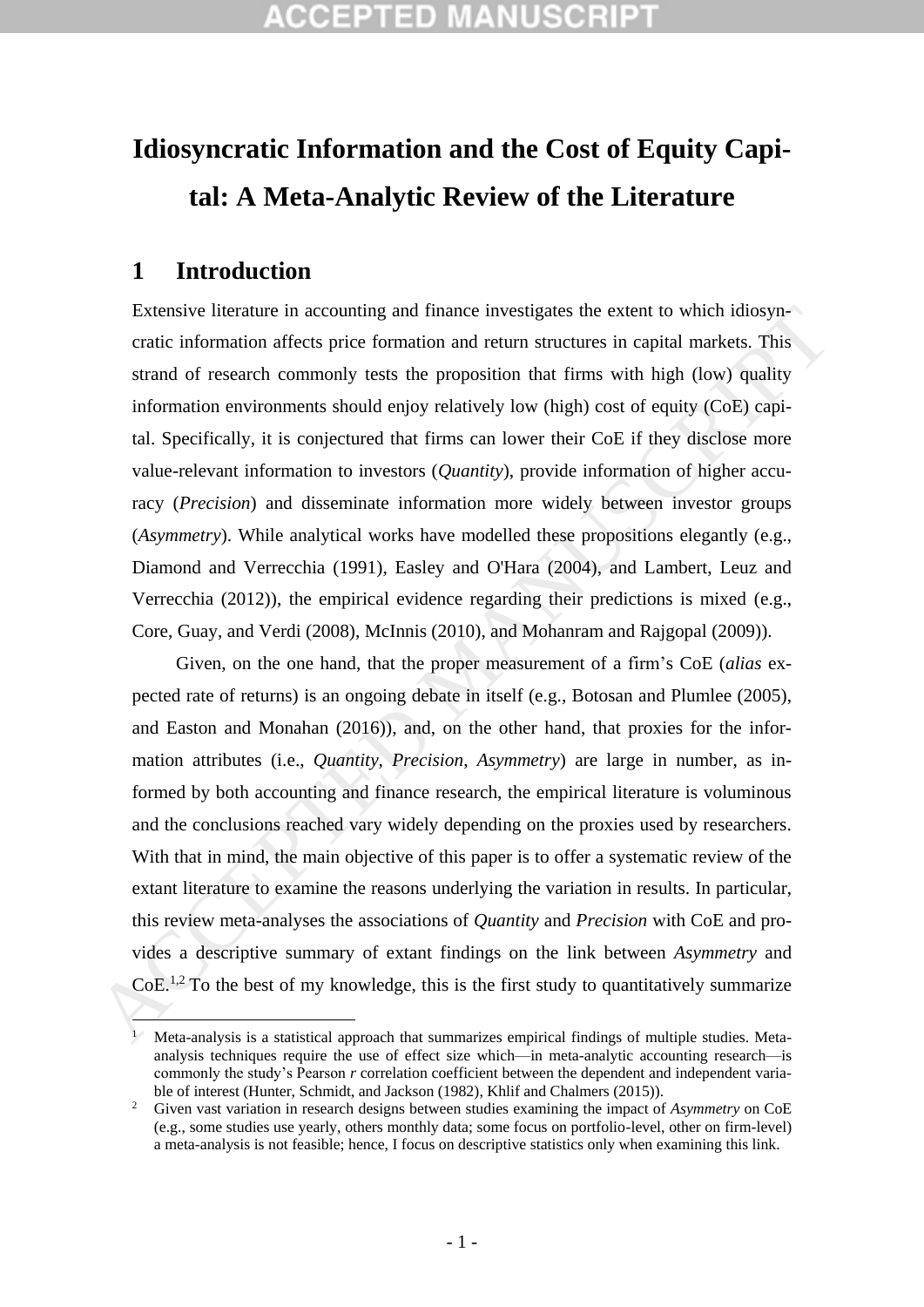# Idiosyncratic Information and the Cost of Equity Capital: A Meta-Analytic Review of the Literature

## 1 Introduction

Extensive literature in accounting and finance investigates the extent to which idiosyncratic information affects price formation and return structures in capital markets. This strand of research commonly tests the proposition that firms with high (low) quality information environments should enjoy relatively low (high) cost of equity (CoE) capital. Specifically, it is conjectured that firms can lower their CoE if they disclose more value-relevant information to investors (*Quantity*), provide information of higher accuracy (*Precision*) and disseminate information more widely between investor groups (*Asymmetry*). While analytical works have modelled these propositions elegantly (e.g., Diamond and Verrecchia (1991), Easley and O'Hara (2004), and Lambert, Leuz and Verrecchia (2012)), the empirical evidence regarding their predictions is mixed (e.g., Core, Guay, and Verdi (2008), McInnis (2010), and Mohanram and Rajgopal (2009)).

Given, on the one hand, that the proper measurement of a firm's CoE (*alias* expected rate of returns) is an ongoing debate in itself (e.g., Botosan and Plumlee (2005), and Easton and Monahan (2016)), and, on the other hand, that proxies for the information attributes (i.e., *Quantity*, *Precision*, *Asymmetry*) are large in number, as informed by both accounting and finance research, the empirical literature is voluminous and the conclusions reached vary widely depending on the proxies used by researchers. With that in mind, the main objective of this paper is to offer a systematic review of the extant literature to examine the reasons underlying the variation in results. In particular, this review meta-analyses the associations of *Quantity* and *Precision* with CoE and provides a descriptive summary of extant findings on the link between *Asymmetry* and CoE.[1,2] To the best of my knowledge, this is the first study to quantitatively summarize

[1] Meta-analysis is a statistical approach that summarizes empirical findings of multiple studies. Meta-analysis techniques require the use of effect size which—in meta-analytic accounting research—is commonly the study's Pearson *r* correlation coefficient between the dependent and independent variable of interest (Hunter, Schmidt, and Jackson (1982), Khlif and Chalmers (2015)).

[2] Given vast variation in research designs between studies examining the impact of *Asymmetry* on CoE (e.g., some studies use yearly, others monthly data; some focus on portfolio-level, other on firm-level) a meta-analysis is not feasible; hence, I focus on descriptive statistics only when examining this link.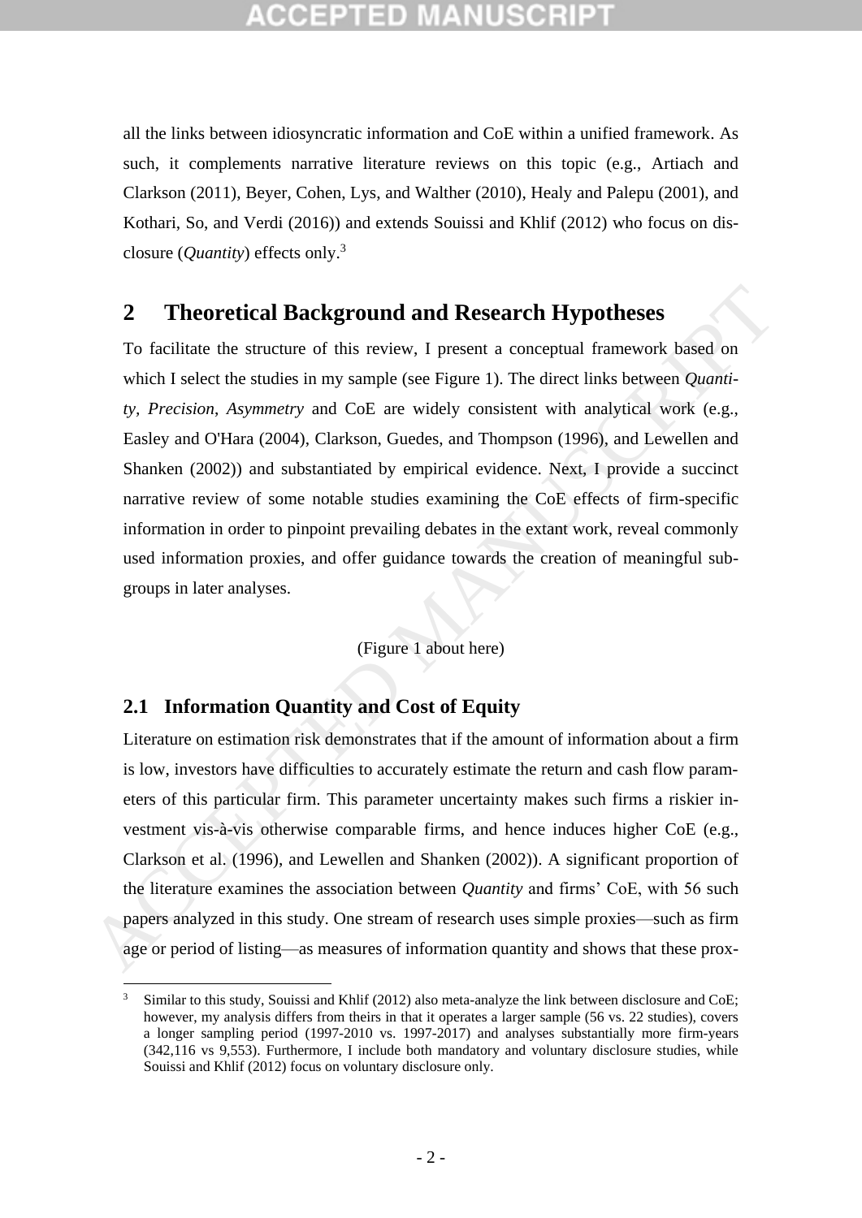all the links between idiosyncratic information and CoE within a unified framework. As such, it complements narrative literature reviews on this topic (e.g., Artiach and Clarkson (2011), Beyer, Cohen, Lys, and Walther (2010), Healy and Palepu (2001), and Kothari, So, and Verdi (2016)) and extends Souissi and Khlif (2012) who focus on disclosure (*Quantity*) effects only.[3]

## 2 Theoretical Background and Research Hypotheses

To facilitate the structure of this review, I present a conceptual framework based on which I select the studies in my sample (see Figure 1). The direct links between *Quantity*, *Precision*, *Asymmetry* and CoE are widely consistent with analytical work (e.g., Easley and O'Hara (2004), Clarkson, Guedes, and Thompson (1996), and Lewellen and Shanken (2002)) and substantiated by empirical evidence. Next, I provide a succinct narrative review of some notable studies examining the CoE effects of firm-specific information in order to pinpoint prevailing debates in the extant work, reveal commonly used information proxies, and offer guidance towards the creation of meaningful subgroups in later analyses.

(Figure 1 about here)

### 2.1 Information Quantity and Cost of Equity

Literature on estimation risk demonstrates that if the amount of information about a firm is low, investors have difficulties to accurately estimate the return and cash flow parameters of this particular firm. This parameter uncertainty makes such firms a riskier investment vis-à-vis otherwise comparable firms, and hence induces higher CoE (e.g., Clarkson et al. (1996), and Lewellen and Shanken (2002)). A significant proportion of the literature examines the association between *Quantity* and firms' CoE, with 56 such papers analyzed in this study. One stream of research uses simple proxies—such as firm age or period of listing—as measures of information quantity and shows that these prox-

[3] Similar to this study, Souissi and Khlif (2012) also meta-analyze the link between disclosure and CoE; however, my analysis differs from theirs in that it operates a larger sample (56 vs. 22 studies), covers a longer sampling period (1997-2010 vs. 1997-2017) and analyses substantially more firm-years (342,116 vs 9,553). Furthermore, I include both mandatory and voluntary disclosure studies, while Souissi and Khlif (2012) focus on voluntary disclosure only.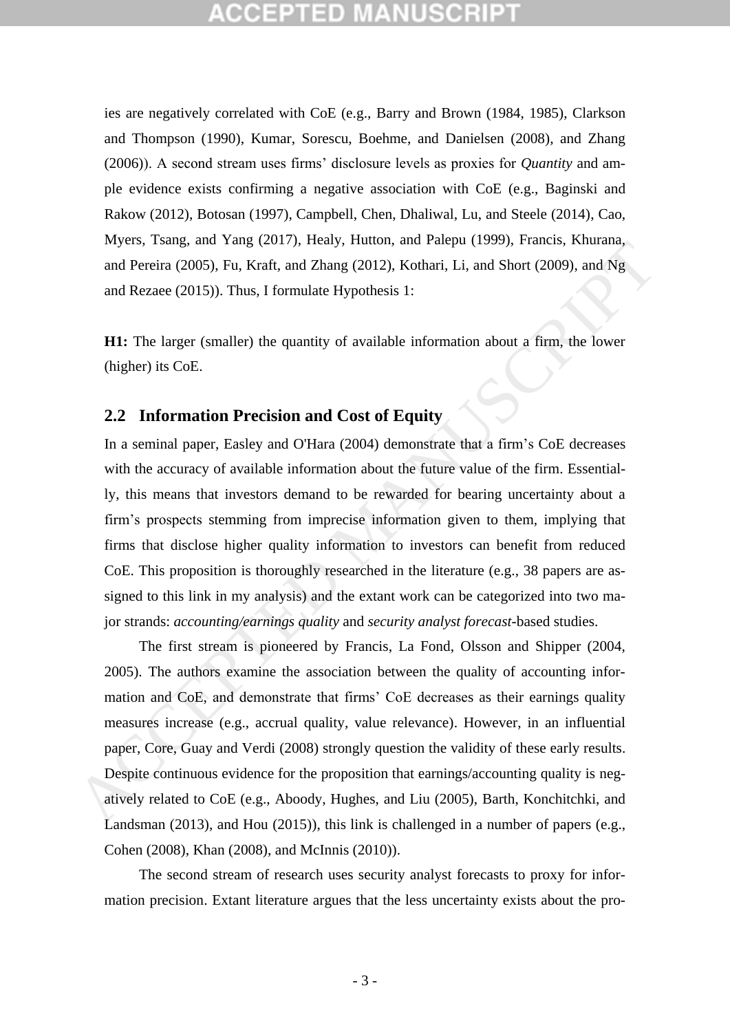ies are negatively correlated with CoE (e.g., Barry and Brown (1984, 1985), Clarkson and Thompson (1990), Kumar, Sorescu, Boehme, and Danielsen (2008), and Zhang (2006)). A second stream uses firms' disclosure levels as proxies for *Quantity* and ample evidence exists confirming a negative association with CoE (e.g., Baginski and Rakow (2012), Botosan (1997), Campbell, Chen, Dhaliwal, Lu, and Steele (2014), Cao, Myers, Tsang, and Yang (2017), Healy, Hutton, and Palepu (1999), Francis, Khurana, and Pereira (2005), Fu, Kraft, and Zhang (2012), Kothari, Li, and Short (2009), and Ng and Rezaee (2015)). Thus, I formulate Hypothesis 1:

**H1:** The larger (smaller) the quantity of available information about a firm, the lower (higher) its CoE.

## 2.2 Information Precision and Cost of Equity

In a seminal paper, Easley and O'Hara (2004) demonstrate that a firm's CoE decreases with the accuracy of available information about the future value of the firm. Essentially, this means that investors demand to be rewarded for bearing uncertainty about a firm's prospects stemming from imprecise information given to them, implying that firms that disclose higher quality information to investors can benefit from reduced CoE. This proposition is thoroughly researched in the literature (e.g., 38 papers are assigned to this link in my analysis) and the extant work can be categorized into two major strands: *accounting/earnings quality* and *security analyst forecast*-based studies.

The first stream is pioneered by Francis, La Fond, Olsson and Shipper (2004, 2005). The authors examine the association between the quality of accounting information and CoE, and demonstrate that firms' CoE decreases as their earnings quality measures increase (e.g., accrual quality, value relevance). However, in an influential paper, Core, Guay and Verdi (2008) strongly question the validity of these early results. Despite continuous evidence for the proposition that earnings/accounting quality is negatively related to CoE (e.g., Aboody, Hughes, and Liu (2005), Barth, Konchitchki, and Landsman (2013), and Hou (2015)), this link is challenged in a number of papers (e.g., Cohen (2008), Khan (2008), and McInnis (2010)).

The second stream of research uses security analyst forecasts to proxy for information precision. Extant literature argues that the less uncertainty exists about the pro-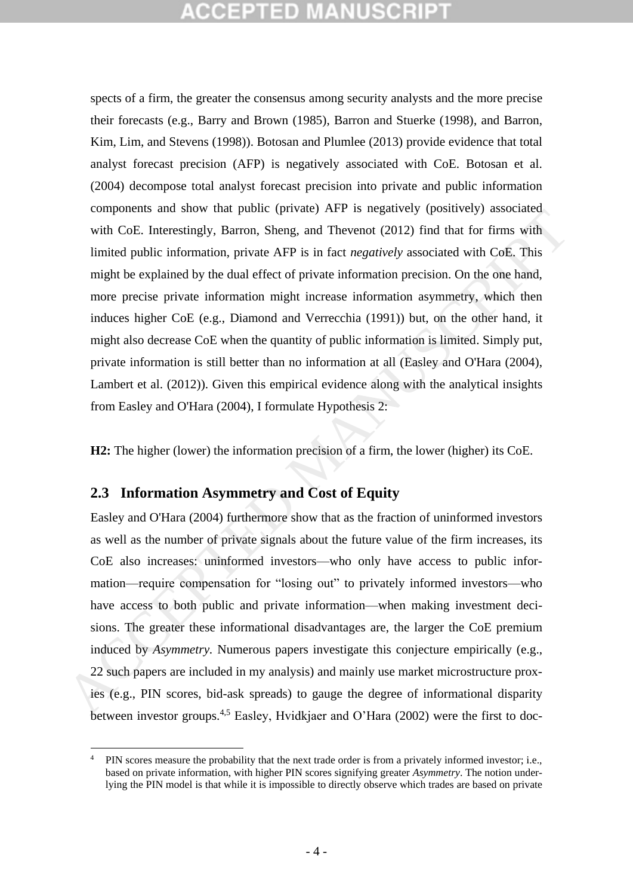spects of a firm, the greater the consensus among security analysts and the more precise their forecasts (e.g., Barry and Brown (1985), Barron and Stuerke (1998), and Barron, Kim, Lim, and Stevens (1998)). Botosan and Plumlee (2013) provide evidence that total analyst forecast precision (AFP) is negatively associated with CoE. Botosan et al. (2004) decompose total analyst forecast precision into private and public information components and show that public (private) AFP is negatively (positively) associated with CoE. Interestingly, Barron, Sheng, and Thevenot (2012) find that for firms with limited public information, private AFP is in fact *negatively* associated with CoE. This might be explained by the dual effect of private information precision. On the one hand, more precise private information might increase information asymmetry, which then induces higher CoE (e.g., Diamond and Verrecchia (1991)) but, on the other hand, it might also decrease CoE when the quantity of public information is limited. Simply put, private information is still better than no information at all (Easley and O'Hara (2004), Lambert et al. (2012)). Given this empirical evidence along with the analytical insights from Easley and O'Hara (2004), I formulate Hypothesis 2:

**H2:** The higher (lower) the information precision of a firm, the lower (higher) its CoE.

## 2.3 Information Asymmetry and Cost of Equity

Easley and O'Hara (2004) furthermore show that as the fraction of uninformed investors as well as the number of private signals about the future value of the firm increases, its CoE also increases: uninformed investors—who only have access to public information—require compensation for "losing out" to privately informed investors—who have access to both public and private information—when making investment decisions. The greater these informational disadvantages are, the larger the CoE premium induced by *Asymmetry*. Numerous papers investigate this conjecture empirically (e.g., 22 such papers are included in my analysis) and mainly use market microstructure proxies (e.g., PIN scores, bid-ask spreads) to gauge the degree of informational disparity between investor groups.[4,5] Easley, Hvidkjaer and O'Hara (2002) were the first to doc-

---

[4] PIN scores measure the probability that the next trade order is from a privately informed investor; i.e., based on private information, with higher PIN scores signifying greater *Asymmetry*. The notion underlying the PIN model is that while it is impossible to directly observe which trades are based on private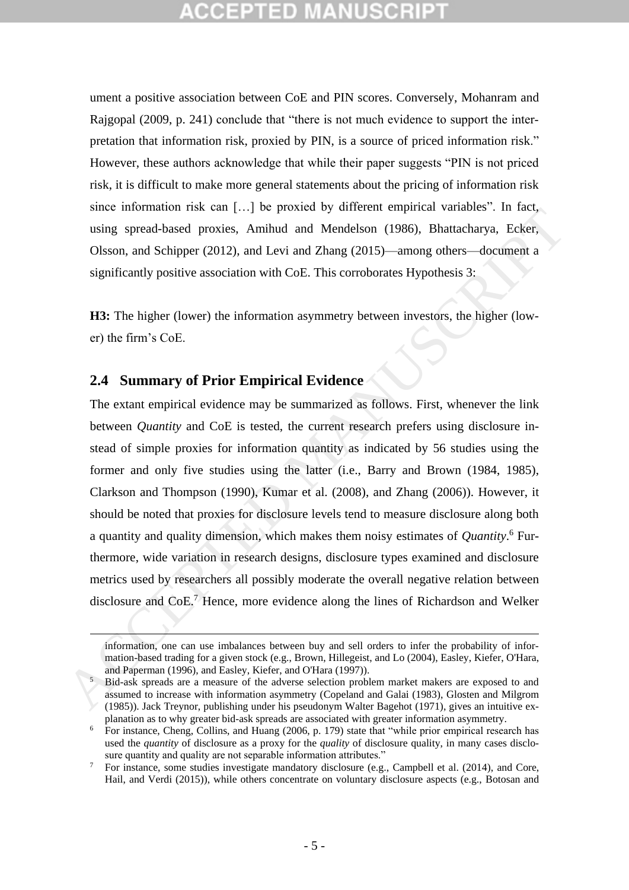ument a positive association between CoE and PIN scores. Conversely, Mohanram and Rajgopal (2009, p. 241) conclude that "there is not much evidence to support the interpretation that information risk, proxied by PIN, is a source of priced information risk." However, these authors acknowledge that while their paper suggests "PIN is not priced risk, it is difficult to make more general statements about the pricing of information risk since information risk can […] be proxied by different empirical variables". In fact, using spread-based proxies, Amihud and Mendelson (1986), Bhattacharya, Ecker, Olsson, and Schipper (2012), and Levi and Zhang (2015)—among others—document a significantly positive association with CoE. This corroborates Hypothesis 3:

**H3:** The higher (lower) the information asymmetry between investors, the higher (lower) the firm's CoE.

## 2.4 Summary of Prior Empirical Evidence

The extant empirical evidence may be summarized as follows. First, whenever the link between *Quantity* and CoE is tested, the current research prefers using disclosure instead of simple proxies for information quantity as indicated by 56 studies using the former and only five studies using the latter (i.e., Barry and Brown (1984, 1985), Clarkson and Thompson (1990), Kumar et al. (2008), and Zhang (2006)). However, it should be noted that proxies for disclosure levels tend to measure disclosure along both a quantity and quality dimension, which makes them noisy estimates of *Quantity*.[6] Furthermore, wide variation in research designs, disclosure types examined and disclosure metrics used by researchers all possibly moderate the overall negative relation between disclosure and CoE.[7] Hence, more evidence along the lines of Richardson and Welker

---

information, one can use imbalances between buy and sell orders to infer the probability of information-based trading for a given stock (e.g., Brown, Hillegeist, and Lo (2004), Easley, Kiefer, O'Hara, and Paperman (1996), and Easley, Kiefer, and O'Hara (1997)).

[5] Bid-ask spreads are a measure of the adverse selection problem market makers are exposed to and assumed to increase with information asymmetry (Copeland and Galai (1983), Glosten and Milgrom (1985)). Jack Treynor, publishing under his pseudonym Walter Bagehot (1971), gives an intuitive explanation as to why greater bid-ask spreads are associated with greater information asymmetry.

[6] For instance, Cheng, Collins, and Huang (2006, p. 179) state that "while prior empirical research has used the *quantity* of disclosure as a proxy for the *quality* of disclosure quality, in many cases disclosure quantity and quality are not separable information attributes."

[7] For instance, some studies investigate mandatory disclosure (e.g., Campbell et al. (2014), and Core, Hail, and Verdi (2015)), while others concentrate on voluntary disclosure aspects (e.g., Botosan and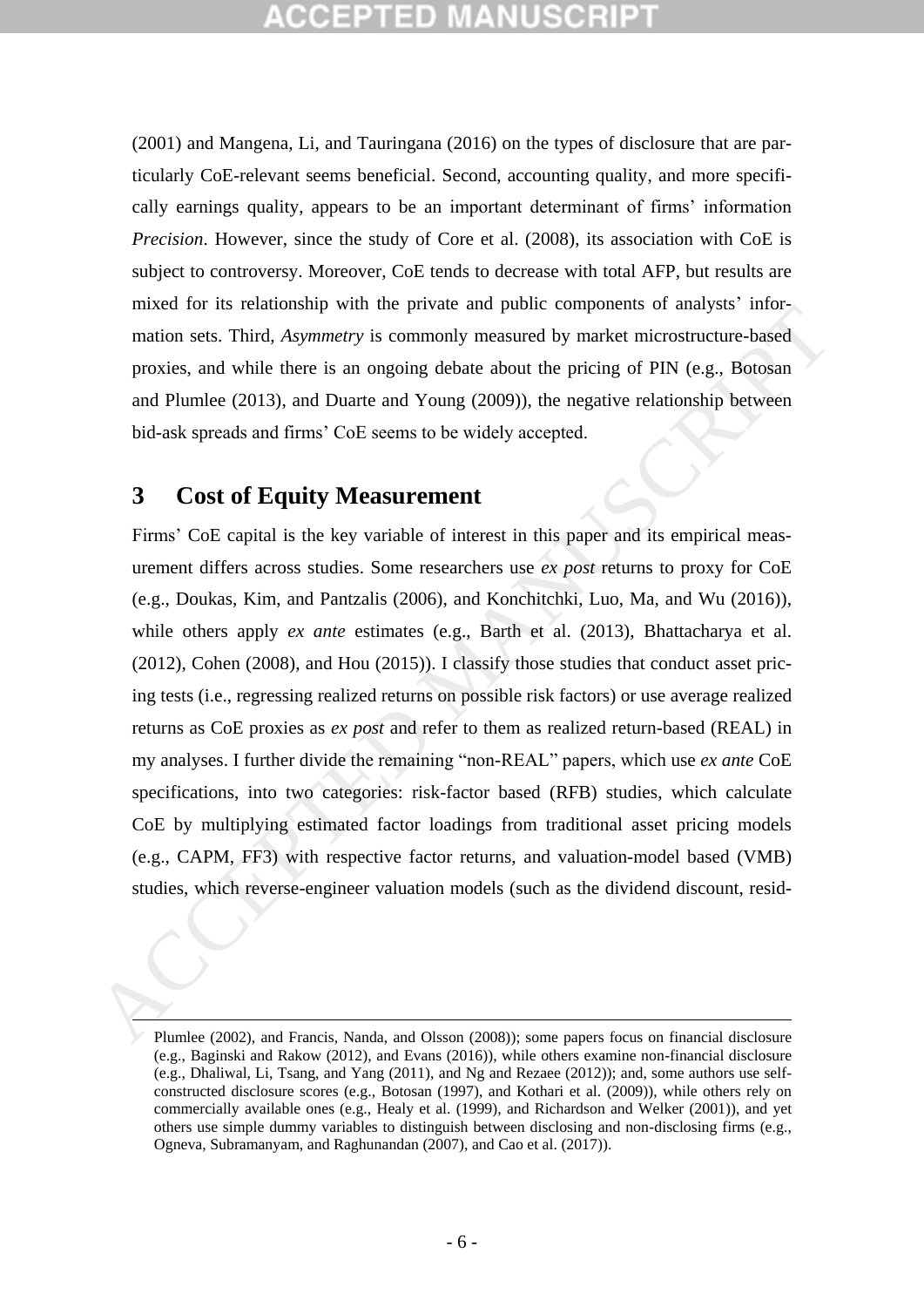(2001) and Mangena, Li, and Tauringana (2016) on the types of disclosure that are particularly CoE-relevant seems beneficial. Second, accounting quality, and more specifically earnings quality, appears to be an important determinant of firms' information *Precision*. However, since the study of Core et al. (2008), its association with CoE is subject to controversy. Moreover, CoE tends to decrease with total AFP, but results are mixed for its relationship with the private and public components of analysts' information sets. Third, *Asymmetry* is commonly measured by market microstructure-based proxies, and while there is an ongoing debate about the pricing of PIN (e.g., Botosan and Plumlee (2013), and Duarte and Young (2009)), the negative relationship between bid-ask spreads and firms' CoE seems to be widely accepted.

## 3 Cost of Equity Measurement

Firms' CoE capital is the key variable of interest in this paper and its empirical measurement differs across studies. Some researchers use *ex post* returns to proxy for CoE (e.g., Doukas, Kim, and Pantzalis (2006), and Konchitchki, Luo, Ma, and Wu (2016)), while others apply *ex ante* estimates (e.g., Barth et al. (2013), Bhattacharya et al. (2012), Cohen (2008), and Hou (2015)). I classify those studies that conduct asset pricing tests (i.e., regressing realized returns on possible risk factors) or use average realized returns as CoE proxies as *ex post* and refer to them as realized return-based (REAL) in my analyses. I further divide the remaining "non-REAL" papers, which use *ex ante* CoE specifications, into two categories: risk-factor based (RFB) studies, which calculate CoE by multiplying estimated factor loadings from traditional asset pricing models (e.g., CAPM, FF3) with respective factor returns, and valuation-model based (VMB) studies, which reverse-engineer valuation models (such as the dividend discount, resid-

---

Plumlee (2002), and Francis, Nanda, and Olsson (2008)); some papers focus on financial disclosure (e.g., Baginski and Rakow (2012), and Evans (2016)), while others examine non-financial disclosure (e.g., Dhaliwal, Li, Tsang, and Yang (2011), and Ng and Rezaee (2012)); and, some authors use self-constructed disclosure scores (e.g., Botosan (1997), and Kothari et al. (2009)), while others rely on commercially available ones (e.g., Healy et al. (1999), and Richardson and Welker (2001)), and yet others use simple dummy variables to distinguish between disclosing and non-disclosing firms (e.g., Ogneva, Subramanyam, and Raghunandan (2007), and Cao et al. (2017)).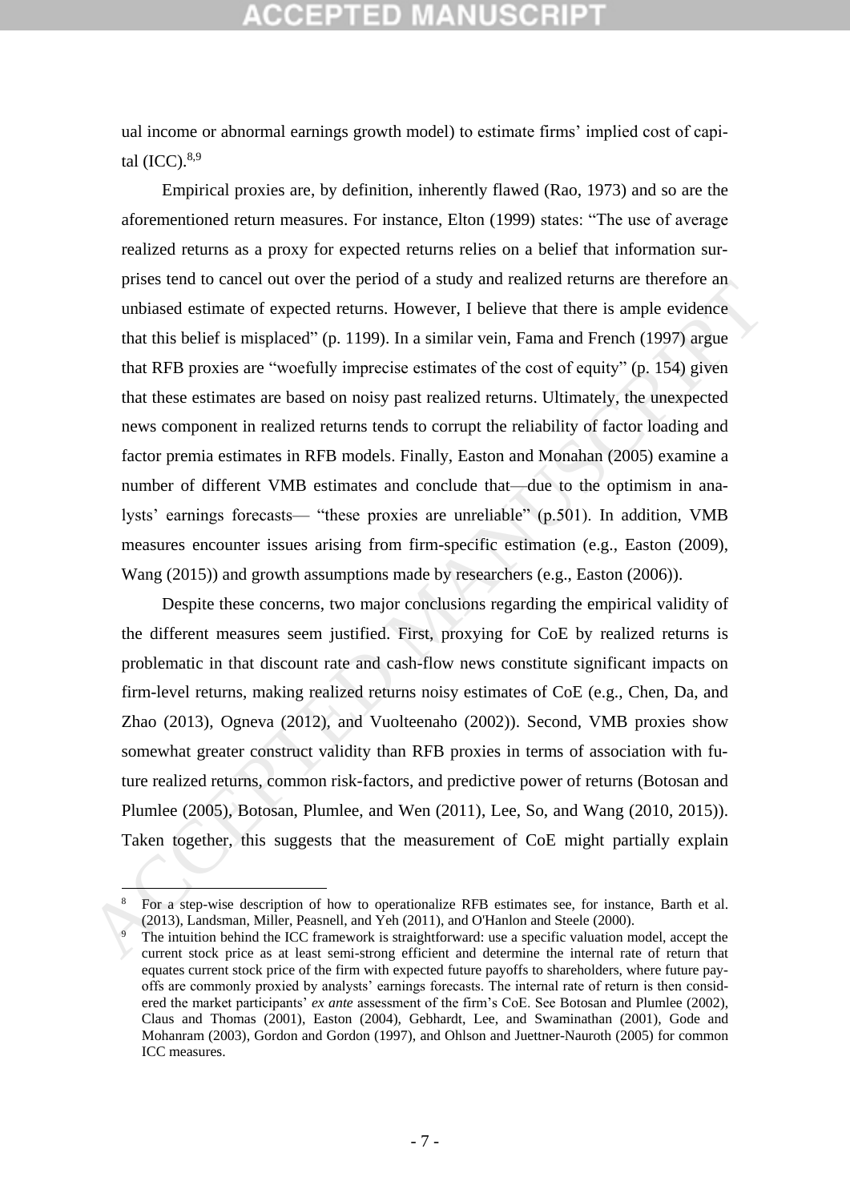ual income or abnormal earnings growth model) to estimate firms' implied cost of capital (ICC).[8,9]

Empirical proxies are, by definition, inherently flawed (Rao, 1973) and so are the aforementioned return measures. For instance, Elton (1999) states: "The use of average realized returns as a proxy for expected returns relies on a belief that information surprises tend to cancel out over the period of a study and realized returns are therefore an unbiased estimate of expected returns. However, I believe that there is ample evidence that this belief is misplaced" (p. 1199). In a similar vein, Fama and French (1997) argue that RFB proxies are "woefully imprecise estimates of the cost of equity" (p. 154) given that these estimates are based on noisy past realized returns. Ultimately, the unexpected news component in realized returns tends to corrupt the reliability of factor loading and factor premia estimates in RFB models. Finally, Easton and Monahan (2005) examine a number of different VMB estimates and conclude that—due to the optimism in analysts' earnings forecasts— "these proxies are unreliable" (p.501). In addition, VMB measures encounter issues arising from firm-specific estimation (e.g., Easton (2009), Wang (2015)) and growth assumptions made by researchers (e.g., Easton (2006)).

Despite these concerns, two major conclusions regarding the empirical validity of the different measures seem justified. First, proxying for CoE by realized returns is problematic in that discount rate and cash-flow news constitute significant impacts on firm-level returns, making realized returns noisy estimates of CoE (e.g., Chen, Da, and Zhao (2013), Ogneva (2012), and Vuolteenaho (2002)). Second, VMB proxies show somewhat greater construct validity than RFB proxies in terms of association with future realized returns, common risk-factors, and predictive power of returns (Botosan and Plumlee (2005), Botosan, Plumlee, and Wen (2011), Lee, So, and Wang (2010, 2015)). Taken together, this suggests that the measurement of CoE might partially explain

[8] For a step-wise description of how to operationalize RFB estimates see, for instance, Barth et al. (2013), Landsman, Miller, Peasnell, and Yeh (2011), and O'Hanlon and Steele (2000).

[9] The intuition behind the ICC framework is straightforward: use a specific valuation model, accept the current stock price as at least semi-strong efficient and determine the internal rate of return that equates current stock price of the firm with expected future payoffs to shareholders, where future payoffs are commonly proxied by analysts' earnings forecasts. The internal rate of return is then considered the market participants' *ex ante* assessment of the firm's CoE. See Botosan and Plumlee (2002), Claus and Thomas (2001), Easton (2004), Gebhardt, Lee, and Swaminathan (2001), Gode and Mohanram (2003), Gordon and Gordon (1997), and Ohlson and Juettner-Nauroth (2005) for common ICC measures.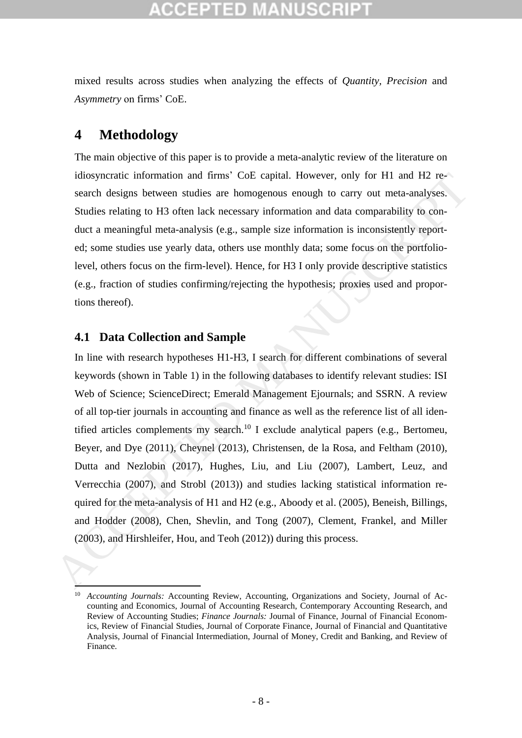mixed results across studies when analyzing the effects of *Quantity*, *Precision* and *Asymmetry* on firms' CoE.

# 4 Methodology

The main objective of this paper is to provide a meta-analytic review of the literature on idiosyncratic information and firms' CoE capital. However, only for H1 and H2 research designs between studies are homogenous enough to carry out meta-analyses. Studies relating to H3 often lack necessary information and data comparability to conduct a meaningful meta-analysis (e.g., sample size information is inconsistently reported; some studies use yearly data, others use monthly data; some focus on the portfolio-level, others focus on the firm-level). Hence, for H3 I only provide descriptive statistics (e.g., fraction of studies confirming/rejecting the hypothesis; proxies used and proportions thereof).

## 4.1 Data Collection and Sample

In line with research hypotheses H1-H3, I search for different combinations of several keywords (shown in Table 1) in the following databases to identify relevant studies: ISI Web of Science; ScienceDirect; Emerald Management Ejournals; and SSRN. A review of all top-tier journals in accounting and finance as well as the reference list of all identified articles complements my search.[10] I exclude analytical papers (e.g., Bertomeu, Beyer, and Dye (2011), Cheynel (2013), Christensen, de la Rosa, and Feltham (2010), Dutta and Nezlobin (2017), Hughes, Liu, and Liu (2007), Lambert, Leuz, and Verrecchia (2007), and Strobl (2013)) and studies lacking statistical information required for the meta-analysis of H1 and H2 (e.g., Aboody et al. (2005), Beneish, Billings, and Hodder (2008), Chen, Shevlin, and Tong (2007), Clement, Frankel, and Miller (2003), and Hirshleifer, Hou, and Teoh (2012)) during this process.

[10] *Accounting Journals:* Accounting Review, Accounting, Organizations and Society, Journal of Accounting and Economics, Journal of Accounting Research, Contemporary Accounting Research, and Review of Accounting Studies; *Finance Journals:* Journal of Finance, Journal of Financial Economics, Review of Financial Studies, Journal of Corporate Finance, Journal of Financial and Quantitative Analysis, Journal of Financial Intermediation, Journal of Money, Credit and Banking, and Review of Finance.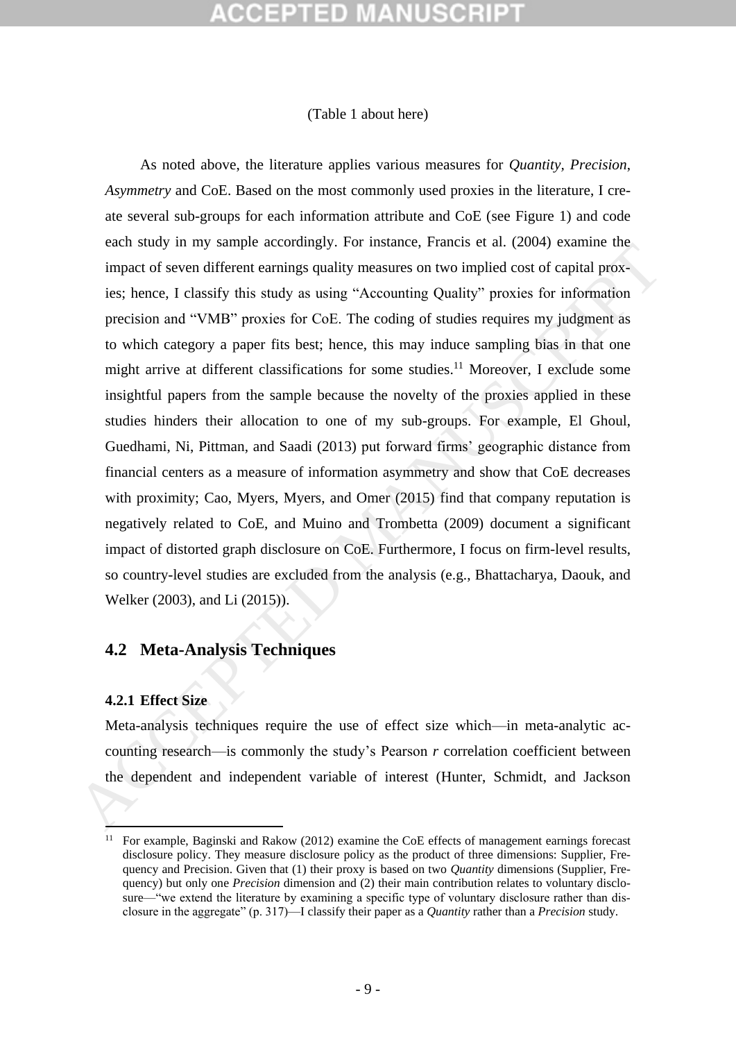(Table 1 about here)

As noted above, the literature applies various measures for *Quantity*, *Precision*, *Asymmetry* and CoE. Based on the most commonly used proxies in the literature, I create several sub-groups for each information attribute and CoE (see Figure 1) and code each study in my sample accordingly. For instance, Francis et al. (2004) examine the impact of seven different earnings quality measures on two implied cost of capital proxies; hence, I classify this study as using "Accounting Quality" proxies for information precision and "VMB" proxies for CoE. The coding of studies requires my judgment as to which category a paper fits best; hence, this may induce sampling bias in that one might arrive at different classifications for some studies.[11] Moreover, I exclude some insightful papers from the sample because the novelty of the proxies applied in these studies hinders their allocation to one of my sub-groups. For example, El Ghoul, Guedhami, Ni, Pittman, and Saadi (2013) put forward firms' geographic distance from financial centers as a measure of information asymmetry and show that CoE decreases with proximity; Cao, Myers, Myers, and Omer (2015) find that company reputation is negatively related to CoE, and Muino and Trombetta (2009) document a significant impact of distorted graph disclosure on CoE. Furthermore, I focus on firm-level results, so country-level studies are excluded from the analysis (e.g., Bhattacharya, Daouk, and Welker (2003), and Li (2015)).

## 4.2 Meta-Analysis Techniques

### 4.2.1 Effect Size

Meta-analysis techniques require the use of effect size which—in meta-analytic accounting research—is commonly the study's Pearson *r* correlation coefficient between the dependent and independent variable of interest (Hunter, Schmidt, and Jackson

[11] For example, Baginski and Rakow (2012) examine the CoE effects of management earnings forecast disclosure policy. They measure disclosure policy as the product of three dimensions: Supplier, Frequency and Precision. Given that (1) their proxy is based on two *Quantity* dimensions (Supplier, Frequency) but only one *Precision* dimension and (2) their main contribution relates to voluntary disclosure—"we extend the literature by examining a specific type of voluntary disclosure rather than disclosure in the aggregate" (p. 317)—I classify their paper as a *Quantity* rather than a *Precision* study.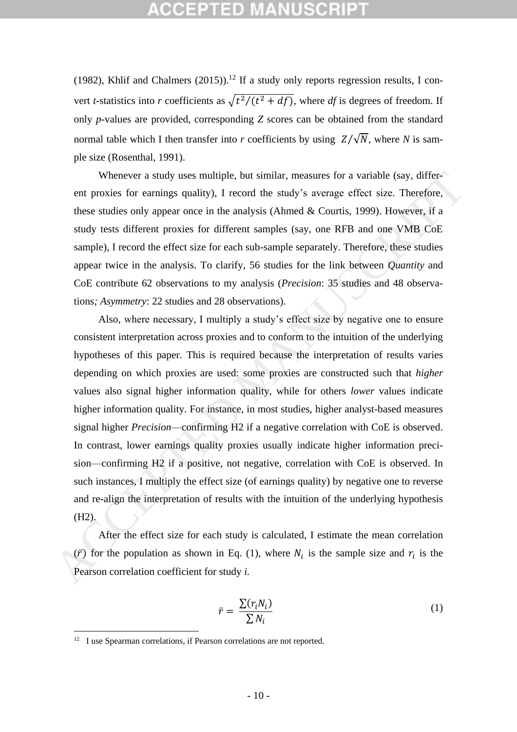(1982), Khlif and Chalmers (2015)).[12] If a study only reports regression results, I convert *t*-statistics into *r* coefficients as $\sqrt{t^2/(t^2+df)}$, where *df* is degrees of freedom. If only *p*-values are provided, corresponding $Z$ scores can be obtained from the standard normal table which I then transfer into *r* coefficients by using $Z/\sqrt{N}$, where *N* is sample size (Rosenthal, 1991).

Whenever a study uses multiple, but similar, measures for a variable (say, different proxies for earnings quality), I record the study's average effect size. Therefore, these studies only appear once in the analysis (Ahmed & Courtis, 1999). However, if a study tests different proxies for different samples (say, one RFB and one VMB CoE sample), I record the effect size for each sub-sample separately. Therefore, these studies appear twice in the analysis. To clarify, 56 studies for the link between *Quantity* and CoE contribute 62 observations to my analysis (*Precision*: 35 studies and 48 observations*; Asymmetry*: 22 studies and 28 observations).

Also, where necessary, I multiply a study's effect size by negative one to ensure consistent interpretation across proxies and to conform to the intuition of the underlying hypotheses of this paper. This is required because the interpretation of results varies depending on which proxies are used: some proxies are constructed such that *higher* values also signal higher information quality, while for others *lower* values indicate higher information quality. For instance, in most studies, higher analyst-based measures signal higher *Precision*—confirming H2 if a negative correlation with CoE is observed. In contrast, lower earnings quality proxies usually indicate higher information precision—confirming H2 if a positive, not negative, correlation with CoE is observed. In such instances, I multiply the effect size (of earnings quality) by negative one to reverse and re-align the interpretation of results with the intuition of the underlying hypothesis (H2).

After the effect size for each study is calculated, I estimate the mean correlation ($\bar{r}$) for the population as shown in Eq. (1), where $N_i$ is the sample size and $r_i$ is the Pearson correlation coefficient for study *i*.

$$\bar{r} = \frac{\sum(r_i N_i)}{\sum N_i} \tag{1}$$

[12] I use Spearman correlations, if Pearson correlations are not reported.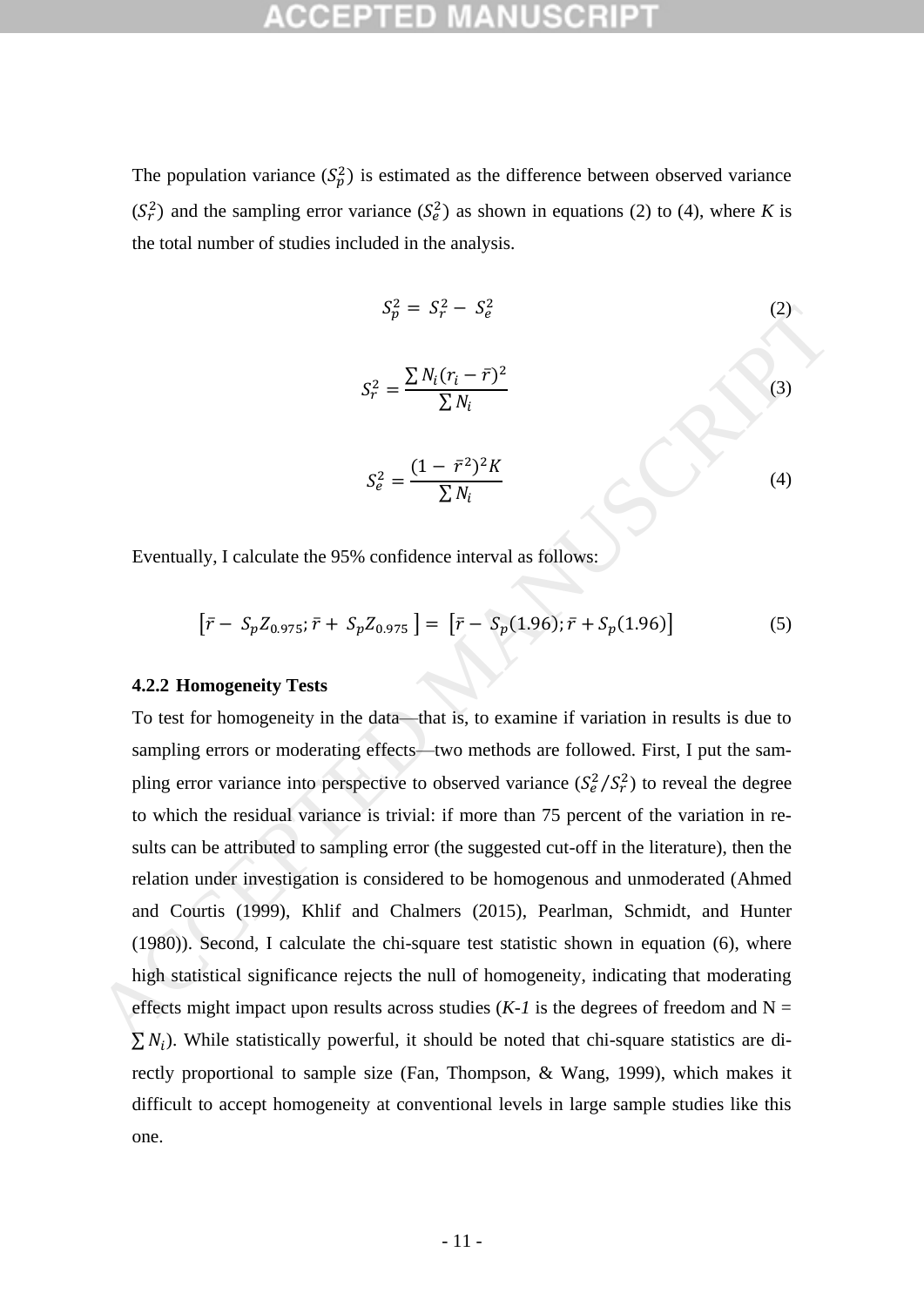The population variance ($S_p^2$) is estimated as the difference between observed variance ($S_r^2$) and the sampling error variance ($S_e^2$) as shown in equations (2) to (4), where *K* is the total number of studies included in the analysis.

$$S_p^2 = S_r^2 - S_e^2 \tag{2}$$

$$S_r^2 = \frac{\sum N_i (r_i - \bar{r})^2}{\sum N_i} \tag{3}$$

$$S_e^2 = \frac{(1 - \bar{r}^2)^2 K}{\sum N_i} \tag{4}$$

Eventually, I calculate the 95% confidence interval as follows:

$$\left[\bar{r} - S_p Z_{0.975}; \bar{r} + S_p Z_{0.975}\right] = \left[\bar{r} - S_p(1.96); \bar{r} + S_p(1.96)\right] \tag{5}$$

#### 4.2.2 Homogeneity Tests

To test for homogeneity in the data—that is, to examine if variation in results is due to sampling errors or moderating effects—two methods are followed. First, I put the sampling error variance into perspective to observed variance ($S_e^2/S_r^2$) to reveal the degree to which the residual variance is trivial: if more than 75 percent of the variation in results can be attributed to sampling error (the suggested cut-off in the literature), then the relation under investigation is considered to be homogenous and unmoderated (Ahmed and Courtis (1999), Khlif and Chalmers (2015), Pearlman, Schmidt, and Hunter (1980)). Second, I calculate the chi-square test statistic shown in equation (6), where high statistical significance rejects the null of homogeneity, indicating that moderating effects might impact upon results across studies (*K-1* is the degrees of freedom and N = $\sum N_i$). While statistically powerful, it should be noted that chi-square statistics are directly proportional to sample size (Fan, Thompson, & Wang, 1999), which makes it difficult to accept homogeneity at conventional levels in large sample studies like this one.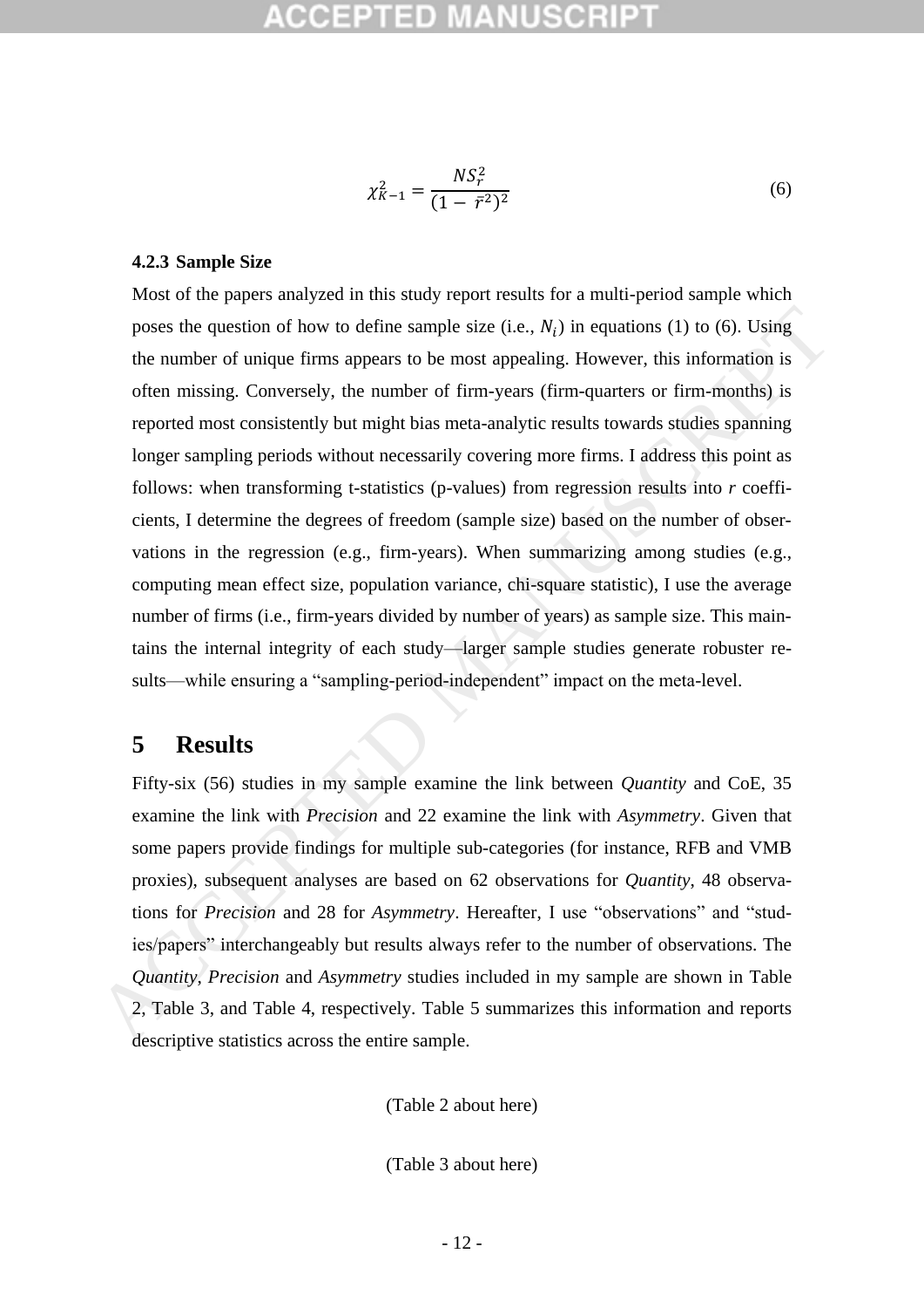$$\chi^2_{K-1} = \frac{NS_r^2}{(1 - \bar{r}^2)^2} \tag{6}$$

### 4.2.3 Sample Size

Most of the papers analyzed in this study report results for a multi-period sample which poses the question of how to define sample size (i.e., $N_i$) in equations (1) to (6). Using the number of unique firms appears to be most appealing. However, this information is often missing. Conversely, the number of firm-years (firm-quarters or firm-months) is reported most consistently but might bias meta-analytic results towards studies spanning longer sampling periods without necessarily covering more firms. I address this point as follows: when transforming t-statistics (p-values) from regression results into *r* coefficients, I determine the degrees of freedom (sample size) based on the number of observations in the regression (e.g., firm-years). When summarizing among studies (e.g., computing mean effect size, population variance, chi-square statistic), I use the average number of firms (i.e., firm-years divided by number of years) as sample size. This maintains the internal integrity of each study—larger sample studies generate robuster results—while ensuring a "sampling-period-independent" impact on the meta-level.

# 5 Results

Fifty-six (56) studies in my sample examine the link between *Quantity* and CoE, 35 examine the link with *Precision* and 22 examine the link with *Asymmetry*. Given that some papers provide findings for multiple sub-categories (for instance, RFB and VMB proxies), subsequent analyses are based on 62 observations for *Quantity*, 48 observations for *Precision* and 28 for *Asymmetry*. Hereafter, I use "observations" and "studies/papers" interchangeably but results always refer to the number of observations. The *Quantity*, *Precision* and *Asymmetry* studies included in my sample are shown in Table 2, Table 3, and Table 4, respectively. Table 5 summarizes this information and reports descriptive statistics across the entire sample.

(Table 2 about here)

(Table 3 about here)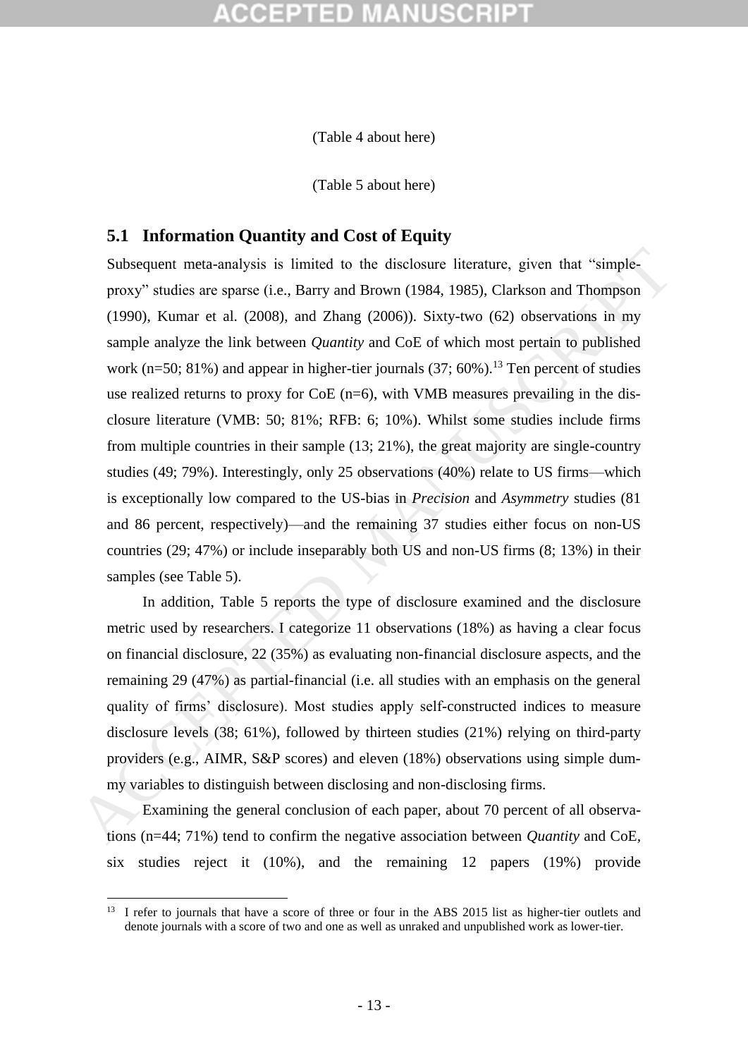(Table 4 about here)

(Table 5 about here)

## 5.1 Information Quantity and Cost of Equity

Subsequent meta-analysis is limited to the disclosure literature, given that “simple-proxy” studies are sparse (i.e., Barry and Brown (1984, 1985), Clarkson and Thompson (1990), Kumar et al. (2008), and Zhang (2006)). Sixty-two (62) observations in my sample analyze the link between *Quantity* and CoE of which most pertain to published work (n=50; 81%) and appear in higher-tier journals (37; 60%).[13] Ten percent of studies use realized returns to proxy for CoE (n=6), with VMB measures prevailing in the disclosure literature (VMB: 50; 81%; RFB: 6; 10%). Whilst some studies include firms from multiple countries in their sample (13; 21%), the great majority are single-country studies (49; 79%). Interestingly, only 25 observations (40%) relate to US firms—which is exceptionally low compared to the US-bias in *Precision* and *Asymmetry* studies (81 and 86 percent, respectively)—and the remaining 37 studies either focus on non-US countries (29; 47%) or include inseparably both US and non-US firms (8; 13%) in their samples (see Table 5).

In addition, Table 5 reports the type of disclosure examined and the disclosure metric used by researchers. I categorize 11 observations (18%) as having a clear focus on financial disclosure, 22 (35%) as evaluating non-financial disclosure aspects, and the remaining 29 (47%) as partial-financial (i.e. all studies with an emphasis on the general quality of firms’ disclosure). Most studies apply self-constructed indices to measure disclosure levels (38; 61%), followed by thirteen studies (21%) relying on third-party providers (e.g., AIMR, S&P scores) and eleven (18%) observations using simple dummy variables to distinguish between disclosing and non-disclosing firms.

Examining the general conclusion of each paper, about 70 percent of all observations (n=44; 71%) tend to confirm the negative association between *Quantity* and CoE, six studies reject it (10%), and the remaining 12 papers (19%) provide

[13] I refer to journals that have a score of three or four in the ABS 2015 list as higher-tier outlets and denote journals with a score of two and one as well as unraked and unpublished work as lower-tier.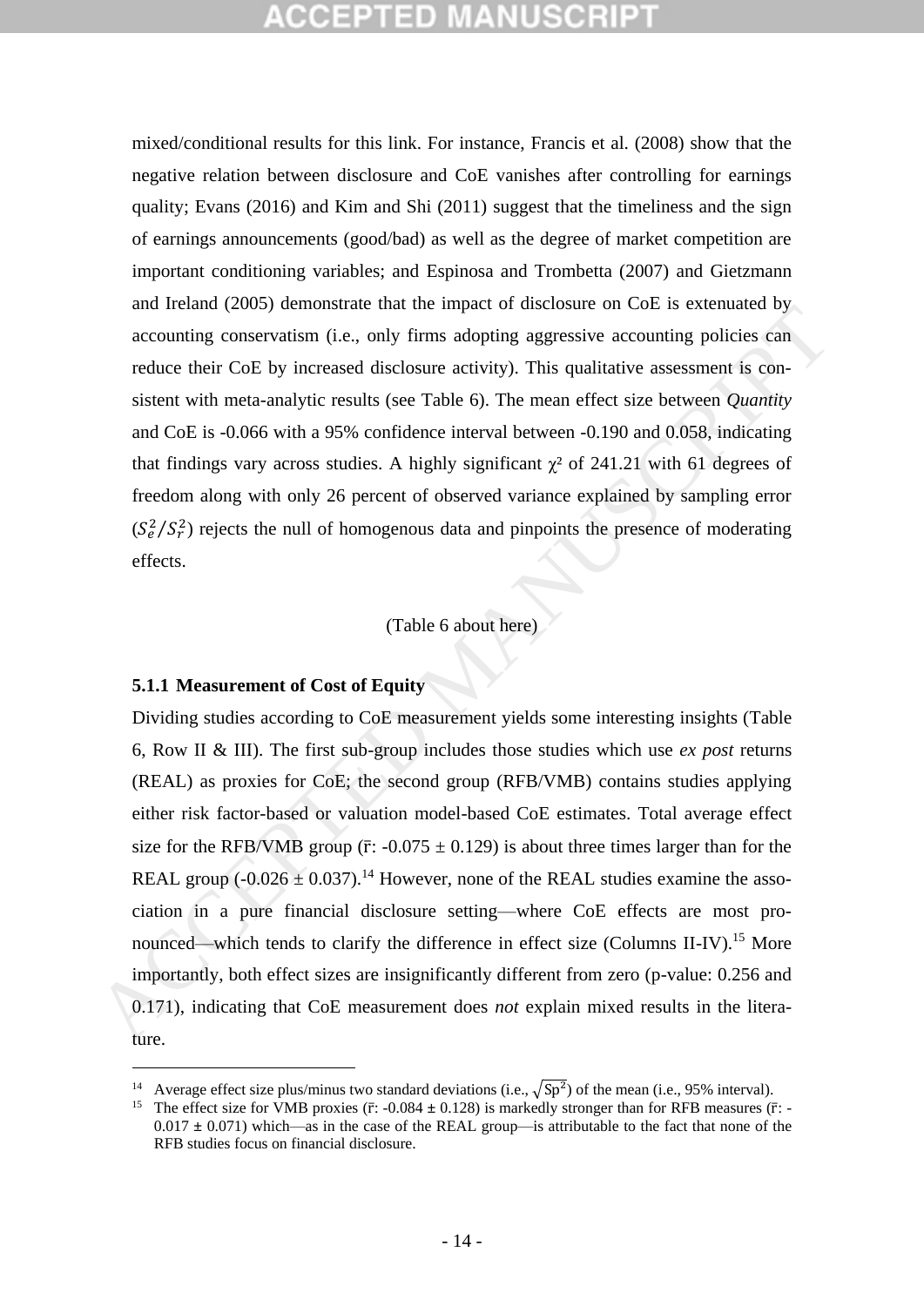mixed/conditional results for this link. For instance, Francis et al. (2008) show that the negative relation between disclosure and CoE vanishes after controlling for earnings quality; Evans (2016) and Kim and Shi (2011) suggest that the timeliness and the sign of earnings announcements (good/bad) as well as the degree of market competition are important conditioning variables; and Espinosa and Trombetta (2007) and Gietzmann and Ireland (2005) demonstrate that the impact of disclosure on CoE is extenuated by accounting conservatism (i.e., only firms adopting aggressive accounting policies can reduce their CoE by increased disclosure activity). This qualitative assessment is consistent with meta-analytic results (see Table 6). The mean effect size between *Quantity* and CoE is -0.066 with a 95% confidence interval between -0.190 and 0.058, indicating that findings vary across studies. A highly significant $\chi^2$ of 241.21 with 61 degrees of freedom along with only 26 percent of observed variance explained by sampling error ($S_e^2/S_r^2$) rejects the null of homogenous data and pinpoints the presence of moderating effects.

(Table 6 about here)

### 5.1.1 Measurement of Cost of Equity

Dividing studies according to CoE measurement yields some interesting insights (Table 6, Row II & III). The first sub-group includes those studies which use *ex post* returns (REAL) as proxies for CoE; the second group (RFB/VMB) contains studies applying either risk factor-based or valuation model-based CoE estimates. Total average effect size for the RFB/VMB group ($\bar{r}$: -0.075 ± 0.129) is about three times larger than for the REAL group (-0.026 ± 0.037).[14] However, none of the REAL studies examine the association in a pure financial disclosure setting—where CoE effects are most pronounced—which tends to clarify the difference in effect size (Columns II-IV).[15] More importantly, both effect sizes are insignificantly different from zero (p-value: 0.256 and 0.171), indicating that CoE measurement does *not* explain mixed results in the literature.

[14] Average effect size plus/minus two standard deviations (i.e., $\sqrt{Sp^2}$) of the mean (i.e., 95% interval).

[15] The effect size for VMB proxies ($\bar{r}$: -0.084 ± 0.128) is markedly stronger than for RFB measures ($\bar{r}$: -0.017 ± 0.071) which—as in the case of the REAL group—is attributable to the fact that none of the RFB studies focus on financial disclosure.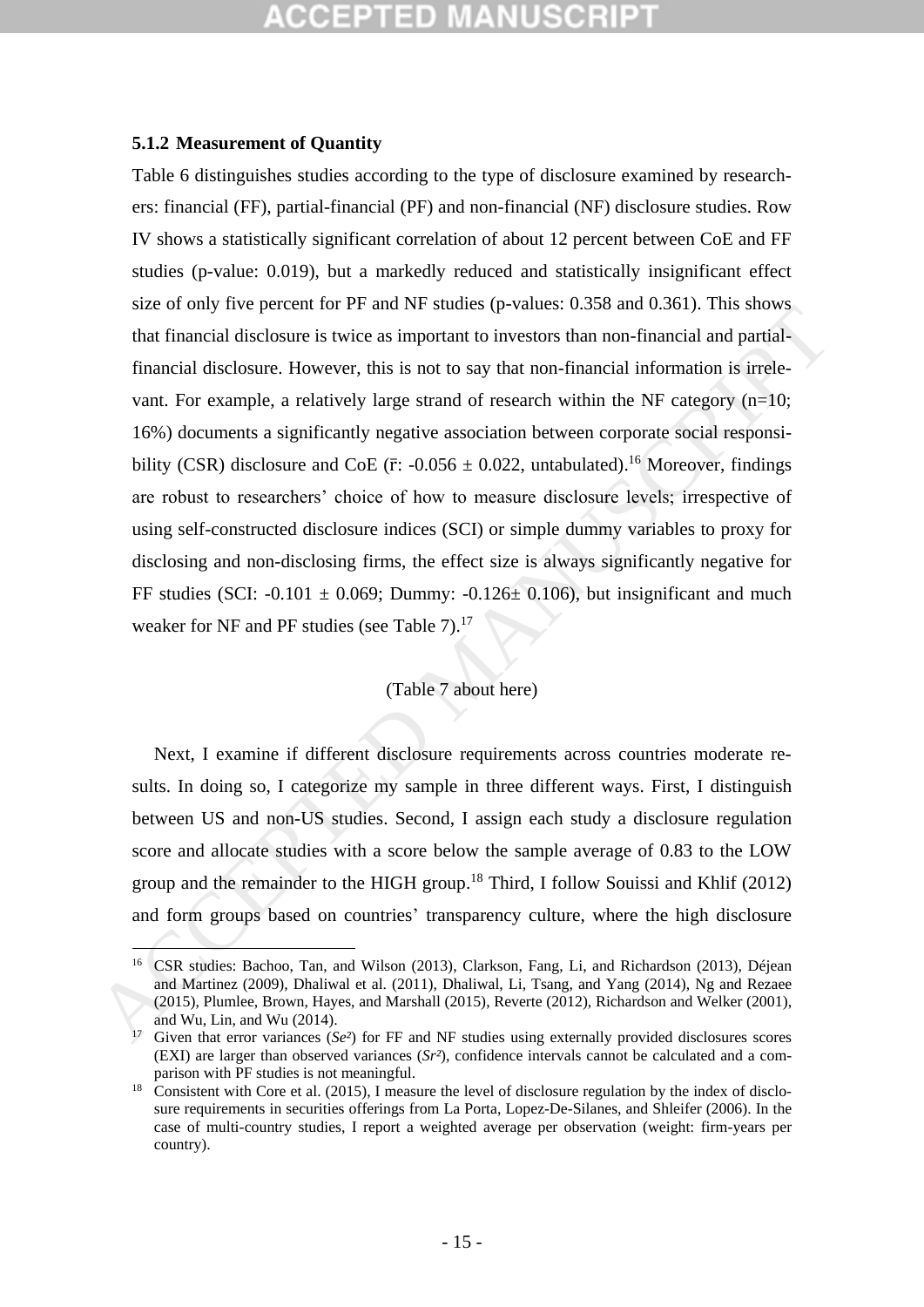### 5.1.2 Measurement of Quantity

Table 6 distinguishes studies according to the type of disclosure examined by researchers: financial (FF), partial-financial (PF) and non-financial (NF) disclosure studies. Row IV shows a statistically significant correlation of about 12 percent between CoE and FF studies (p-value: 0.019), but a markedly reduced and statistically insignificant effect size of only five percent for PF and NF studies (p-values: 0.358 and 0.361). This shows that financial disclosure is twice as important to investors than non-financial and partial-financial disclosure. However, this is not to say that non-financial information is irrelevant. For example, a relatively large strand of research within the NF category (n=10; 16%) documents a significantly negative association between corporate social responsibility (CSR) disclosure and CoE ($\bar{r}$: -0.056 ± 0.022, untabulated).[16] Moreover, findings are robust to researchers' choice of how to measure disclosure levels; irrespective of using self-constructed disclosure indices (SCI) or simple dummy variables to proxy for disclosing and non-disclosing firms, the effect size is always significantly negative for FF studies (SCI: -0.101 ± 0.069; Dummy: -0.126± 0.106), but insignificant and much weaker for NF and PF studies (see Table 7).[17]

(Table 7 about here)

Next, I examine if different disclosure requirements across countries moderate results. In doing so, I categorize my sample in three different ways. First, I distinguish between US and non-US studies. Second, I assign each study a disclosure regulation score and allocate studies with a score below the sample average of 0.83 to the LOW group and the remainder to the HIGH group.[18] Third, I follow Souissi and Khlif (2012) and form groups based on countries' transparency culture, where the high disclosure

---

[16] CSR studies: Bachoo, Tan, and Wilson (2013), Clarkson, Fang, Li, and Richardson (2013), Déjean and Martinez (2009), Dhaliwal et al. (2011), Dhaliwal, Li, Tsang, and Yang (2014), Ng and Rezaee (2015), Plumlee, Brown, Hayes, and Marshall (2015), Reverte (2012), Richardson and Welker (2001), and Wu, Lin, and Wu (2014).

[17] Given that error variances (*Se²*) for FF and NF studies using externally provided disclosures scores (EXI) are larger than observed variances (*Sr²*), confidence intervals cannot be calculated and a comparison with PF studies is not meaningful.

[18] Consistent with Core et al. (2015), I measure the level of disclosure regulation by the index of disclosure requirements in securities offerings from La Porta, Lopez-De-Silanes, and Shleifer (2006). In the case of multi-country studies, I report a weighted average per observation (weight: firm-years per country).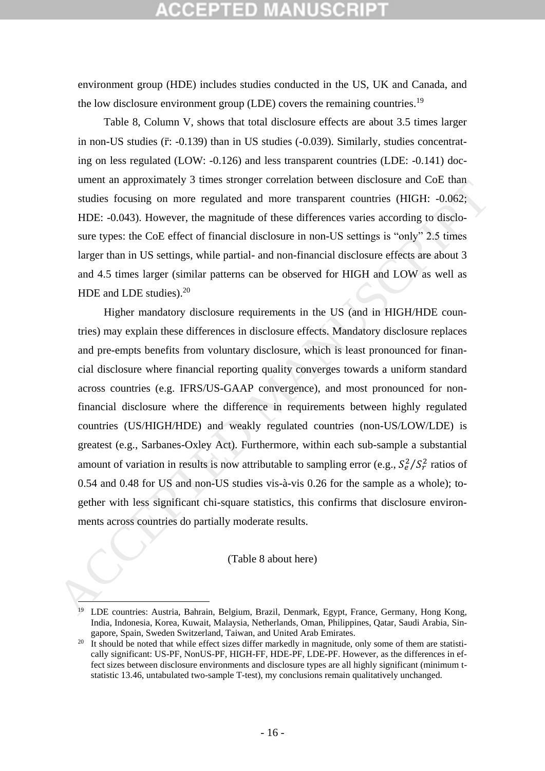environment group (HDE) includes studies conducted in the US, UK and Canada, and the low disclosure environment group (LDE) covers the remaining countries.[19]

Table 8, Column V, shows that total disclosure effects are about 3.5 times larger in non-US studies ($\bar{r}$: -0.139) than in US studies (-0.039). Similarly, studies concentrating on less regulated (LOW: -0.126) and less transparent countries (LDE: -0.141) document an approximately 3 times stronger correlation between disclosure and CoE than studies focusing on more regulated and more transparent countries (HIGH: -0.062; HDE: -0.043). However, the magnitude of these differences varies according to disclosure types: the CoE effect of financial disclosure in non-US settings is "only" 2.5 times larger than in US settings, while partial- and non-financial disclosure effects are about 3 and 4.5 times larger (similar patterns can be observed for HIGH and LOW as well as HDE and LDE studies).[20]

Higher mandatory disclosure requirements in the US (and in HIGH/HDE countries) may explain these differences in disclosure effects. Mandatory disclosure replaces and pre-empts benefits from voluntary disclosure, which is least pronounced for financial disclosure where financial reporting quality converges towards a uniform standard across countries (e.g. IFRS/US-GAAP convergence), and most pronounced for non-financial disclosure where the difference in requirements between highly regulated countries (US/HIGH/HDE) and weakly regulated countries (non-US/LOW/LDE) is greatest (e.g., Sarbanes-Oxley Act). Furthermore, within each sub-sample a substantial amount of variation in results is now attributable to sampling error (e.g., $S_e^2/S_r^2$ ratios of 0.54 and 0.48 for US and non-US studies vis-à-vis 0.26 for the sample as a whole); together with less significant chi-square statistics, this confirms that disclosure environments across countries do partially moderate results.

(Table 8 about here)

[19] LDE countries: Austria, Bahrain, Belgium, Brazil, Denmark, Egypt, France, Germany, Hong Kong, India, Indonesia, Korea, Kuwait, Malaysia, Netherlands, Oman, Philippines, Qatar, Saudi Arabia, Singapore, Spain, Sweden Switzerland, Taiwan, and United Arab Emirates.

[20] It should be noted that while effect sizes differ markedly in magnitude, only some of them are statistically significant: US-PF, NonUS-PF, HIGH-FF, HDE-PF, LDE-PF. However, as the differences in effect sizes between disclosure environments and disclosure types are all highly significant (minimum t-statistic 13.46, untabulated two-sample T-test), my conclusions remain qualitatively unchanged.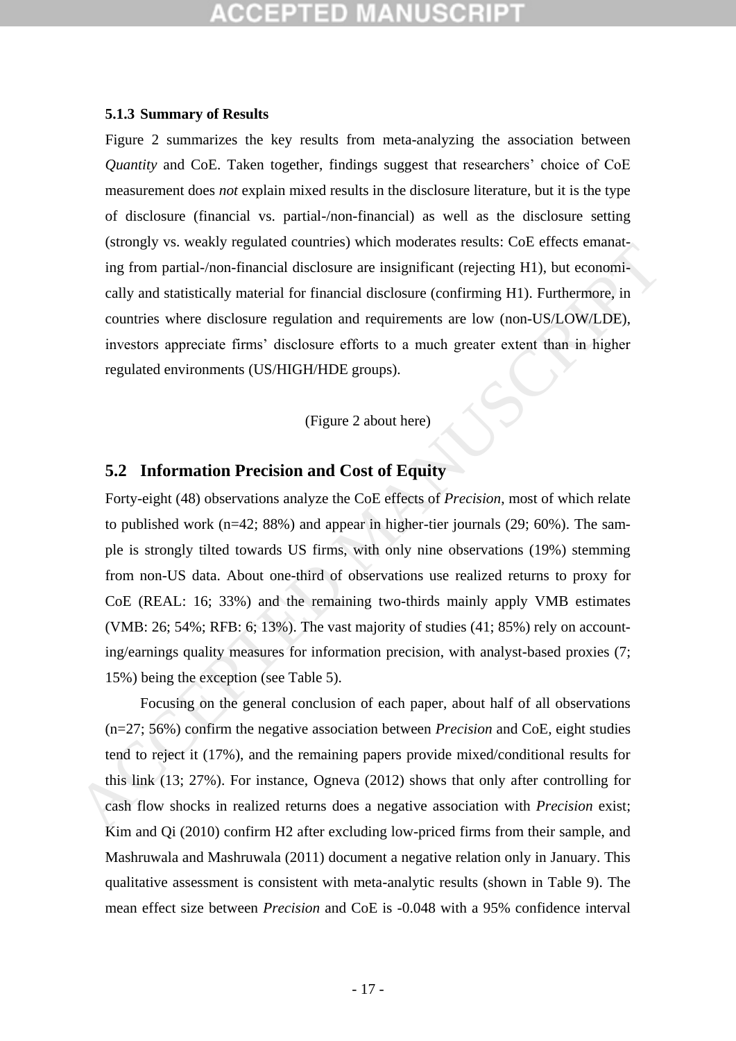### 5.1.3 Summary of Results

Figure 2 summarizes the key results from meta-analyzing the association between *Quantity* and CoE. Taken together, findings suggest that researchers' choice of CoE measurement does *not* explain mixed results in the disclosure literature, but it is the type of disclosure (financial vs. partial-/non-financial) as well as the disclosure setting (strongly vs. weakly regulated countries) which moderates results: CoE effects emanating from partial-/non-financial disclosure are insignificant (rejecting H1), but economically and statistically material for financial disclosure (confirming H1). Furthermore, in countries where disclosure regulation and requirements are low (non-US/LOW/LDE), investors appreciate firms' disclosure efforts to a much greater extent than in higher regulated environments (US/HIGH/HDE groups).

(Figure 2 about here)

## 5.2 Information Precision and Cost of Equity

Forty-eight (48) observations analyze the CoE effects of *Precision*, most of which relate to published work (n=42; 88%) and appear in higher-tier journals (29; 60%). The sample is strongly tilted towards US firms, with only nine observations (19%) stemming from non-US data. About one-third of observations use realized returns to proxy for CoE (REAL: 16; 33%) and the remaining two-thirds mainly apply VMB estimates (VMB: 26; 54%; RFB: 6; 13%). The vast majority of studies (41; 85%) rely on accounting/earnings quality measures for information precision, with analyst-based proxies (7; 15%) being the exception (see Table 5).

Focusing on the general conclusion of each paper, about half of all observations (n=27; 56%) confirm the negative association between *Precision* and CoE, eight studies tend to reject it (17%), and the remaining papers provide mixed/conditional results for this link (13; 27%). For instance, Ogneva (2012) shows that only after controlling for cash flow shocks in realized returns does a negative association with *Precision* exist; Kim and Qi (2010) confirm H2 after excluding low-priced firms from their sample, and Mashruwala and Mashruwala (2011) document a negative relation only in January. This qualitative assessment is consistent with meta-analytic results (shown in Table 9). The mean effect size between *Precision* and CoE is -0.048 with a 95% confidence interval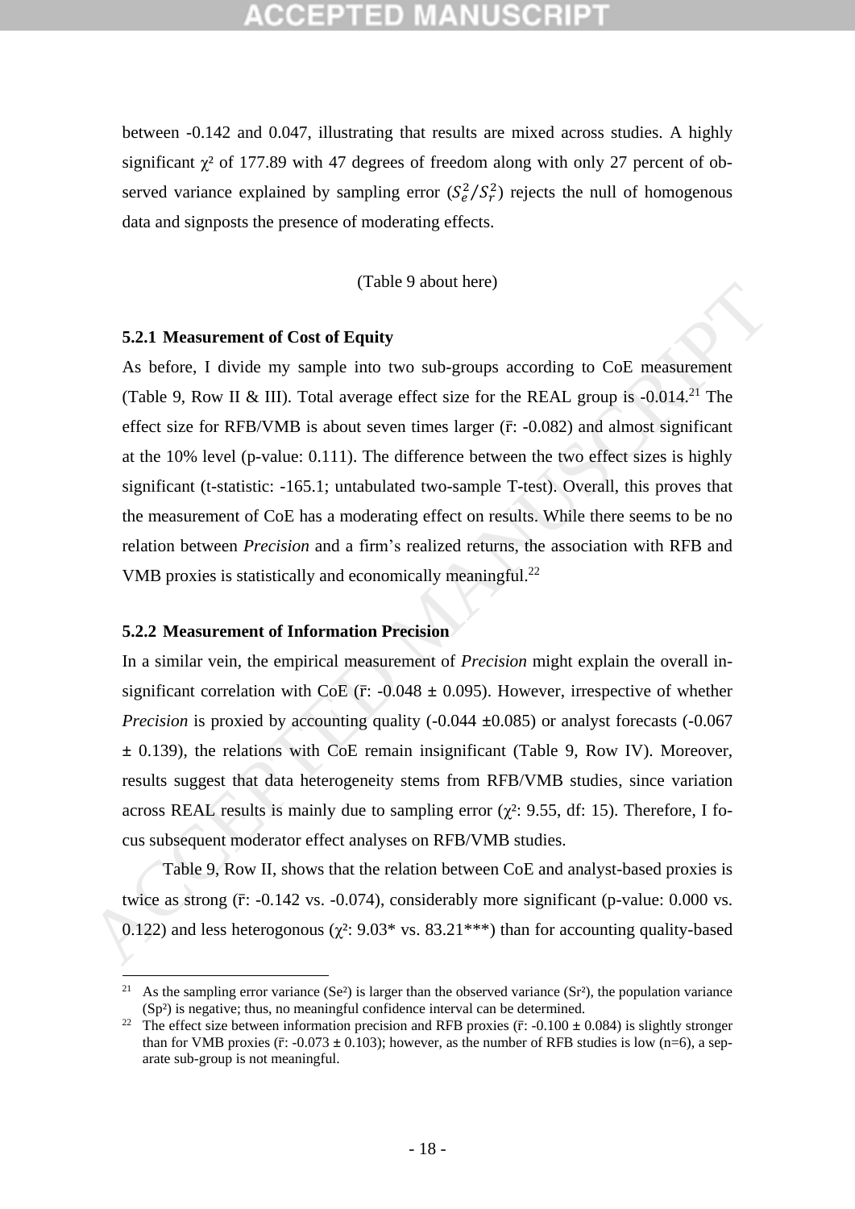between -0.142 and 0.047, illustrating that results are mixed across studies. A highly significant $\chi^2$ of 177.89 with 47 degrees of freedom along with only 27 percent of observed variance explained by sampling error ($S_e^2/S_r^2$) rejects the null of homogenous data and signposts the presence of moderating effects.

(Table 9 about here)

### 5.2.1 Measurement of Cost of Equity

As before, I divide my sample into two sub-groups according to CoE measurement (Table 9, Row II & III). Total average effect size for the REAL group is -0.014.[21] The effect size for RFB/VMB is about seven times larger ($\bar{r}$: -0.082) and almost significant at the 10% level (p-value: 0.111). The difference between the two effect sizes is highly significant (t-statistic: -165.1; untabulated two-sample T-test). Overall, this proves that the measurement of CoE has a moderating effect on results. While there seems to be no relation between *Precision* and a firm's realized returns, the association with RFB and VMB proxies is statistically and economically meaningful.[22]

### 5.2.2 Measurement of Information Precision

In a similar vein, the empirical measurement of *Precision* might explain the overall insignificant correlation with CoE ($\bar{r}$: -0.048 ± 0.095). However, irrespective of whether *Precision* is proxied by accounting quality (-0.044 ±0.085) or analyst forecasts (-0.067 ± 0.139), the relations with CoE remain insignificant (Table 9, Row IV). Moreover, results suggest that data heterogeneity stems from RFB/VMB studies, since variation across REAL results is mainly due to sampling error ($\chi^2$: 9.55, df: 15). Therefore, I focus subsequent moderator effect analyses on RFB/VMB studies.

Table 9, Row II, shows that the relation between CoE and analyst-based proxies is twice as strong ($\bar{r}$: -0.142 vs. -0.074), considerably more significant (p-value: 0.000 vs. 0.122) and less heterogonous ($\chi^2$: 9.03* vs. 83.21***) than for accounting quality-based

---

[21] As the sampling error variance (Se²) is larger than the observed variance (Sr²), the population variance (Sp²) is negative; thus, no meaningful confidence interval can be determined.

[22] The effect size between information precision and RFB proxies ($\bar{r}$: -0.100 ± 0.084) is slightly stronger than for VMB proxies ($\bar{r}$: -0.073 ± 0.103); however, as the number of RFB studies is low (n=6), a separate sub-group is not meaningful.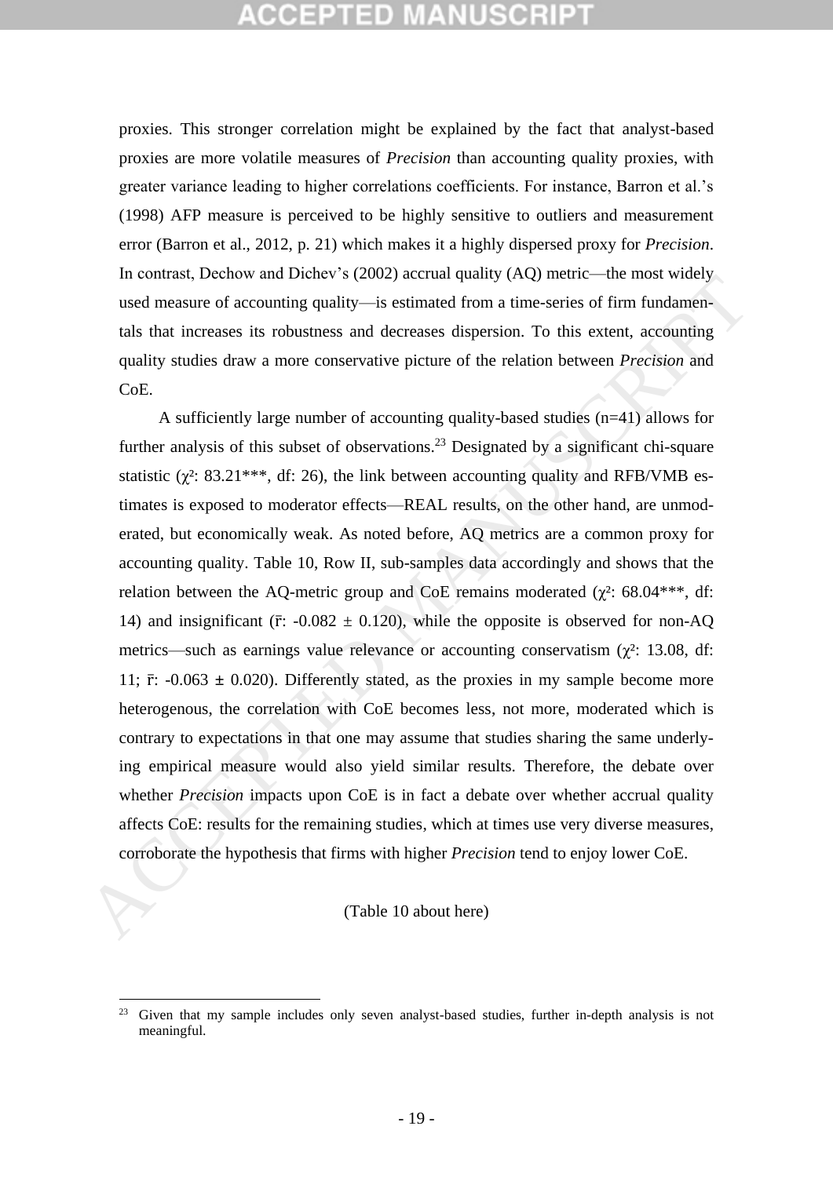proxies. This stronger correlation might be explained by the fact that analyst-based proxies are more volatile measures of *Precision* than accounting quality proxies, with greater variance leading to higher correlations coefficients. For instance, Barron et al.'s (1998) AFP measure is perceived to be highly sensitive to outliers and measurement error (Barron et al., 2012, p. 21) which makes it a highly dispersed proxy for *Precision*. In contrast, Dechow and Dichev's (2002) accrual quality (AQ) metric—the most widely used measure of accounting quality—is estimated from a time-series of firm fundamentals that increases its robustness and decreases dispersion. To this extent, accounting quality studies draw a more conservative picture of the relation between *Precision* and CoE.

A sufficiently large number of accounting quality-based studies (n=41) allows for further analysis of this subset of observations.[23] Designated by a significant chi-square statistic ($\chi^2$: 83.21***, df: 26), the link between accounting quality and RFB/VMB estimates is exposed to moderator effects—REAL results, on the other hand, are unmoderated, but economically weak. As noted before, AQ metrics are a common proxy for accounting quality. Table 10, Row II, sub-samples data accordingly and shows that the relation between the AQ-metric group and CoE remains moderated ($\chi^2$: 68.04***, df: 14) and insignificant ($\bar{r}$: -0.082 ± 0.120), while the opposite is observed for non-AQ metrics—such as earnings value relevance or accounting conservatism ($\chi^2$: 13.08, df: 11; $\bar{r}$: -0.063 ± 0.020). Differently stated, as the proxies in my sample become more heterogenous, the correlation with CoE becomes less, not more, moderated which is contrary to expectations in that one may assume that studies sharing the same underlying empirical measure would also yield similar results. Therefore, the debate over whether *Precision* impacts upon CoE is in fact a debate over whether accrual quality affects CoE: results for the remaining studies, which at times use very diverse measures, corroborate the hypothesis that firms with higher *Precision* tend to enjoy lower CoE.

(Table 10 about here)

[23] Given that my sample includes only seven analyst-based studies, further in-depth analysis is not meaningful.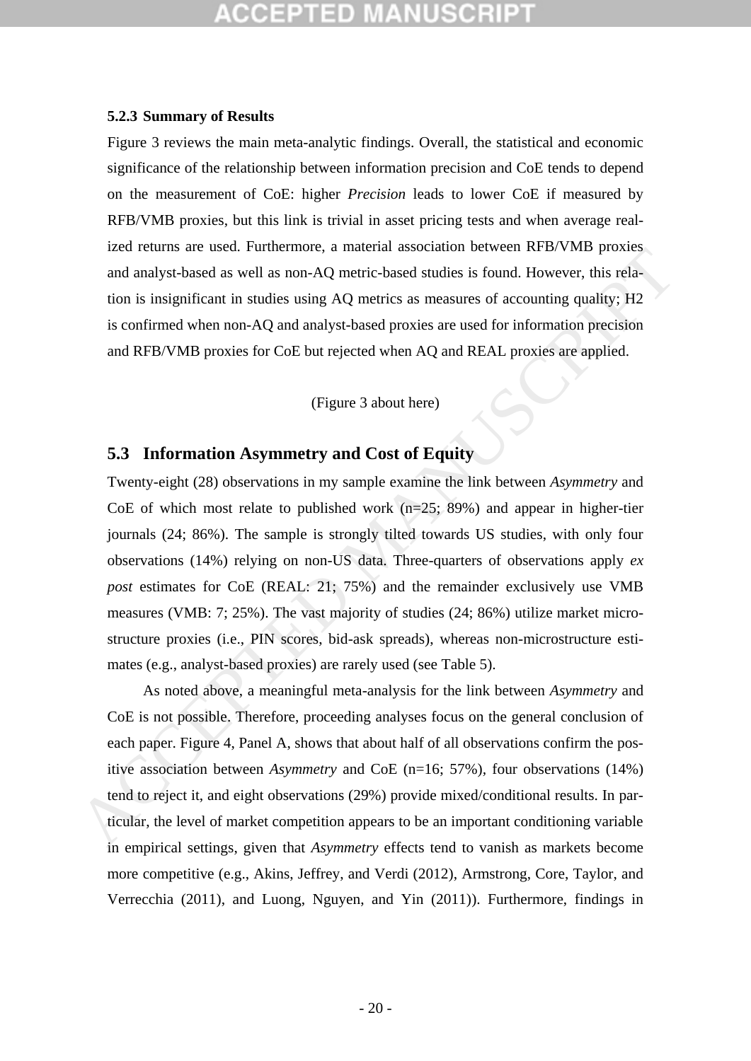### 5.2.3 Summary of Results

Figure 3 reviews the main meta-analytic findings. Overall, the statistical and economic significance of the relationship between information precision and CoE tends to depend on the measurement of CoE: higher *Precision* leads to lower CoE if measured by RFB/VMB proxies, but this link is trivial in asset pricing tests and when average realized returns are used. Furthermore, a material association between RFB/VMB proxies and analyst-based as well as non-AQ metric-based studies is found. However, this relation is insignificant in studies using AQ metrics as measures of accounting quality; H2 is confirmed when non-AQ and analyst-based proxies are used for information precision and RFB/VMB proxies for CoE but rejected when AQ and REAL proxies are applied.

(Figure 3 about here)

## 5.3 Information Asymmetry and Cost of Equity

Twenty-eight (28) observations in my sample examine the link between *Asymmetry* and CoE of which most relate to published work (n=25; 89%) and appear in higher-tier journals (24; 86%). The sample is strongly tilted towards US studies, with only four observations (14%) relying on non-US data. Three-quarters of observations apply *ex post* estimates for CoE (REAL: 21; 75%) and the remainder exclusively use VMB measures (VMB: 7; 25%). The vast majority of studies (24; 86%) utilize market microstructure proxies (i.e., PIN scores, bid-ask spreads), whereas non-microstructure estimates (e.g., analyst-based proxies) are rarely used (see Table 5).

As noted above, a meaningful meta-analysis for the link between *Asymmetry* and CoE is not possible. Therefore, proceeding analyses focus on the general conclusion of each paper. Figure 4, Panel A, shows that about half of all observations confirm the positive association between *Asymmetry* and CoE (n=16; 57%), four observations (14%) tend to reject it, and eight observations (29%) provide mixed/conditional results. In particular, the level of market competition appears to be an important conditioning variable in empirical settings, given that *Asymmetry* effects tend to vanish as markets become more competitive (e.g., Akins, Jeffrey, and Verdi (2012), Armstrong, Core, Taylor, and Verrecchia (2011), and Luong, Nguyen, and Yin (2011)). Furthermore, findings in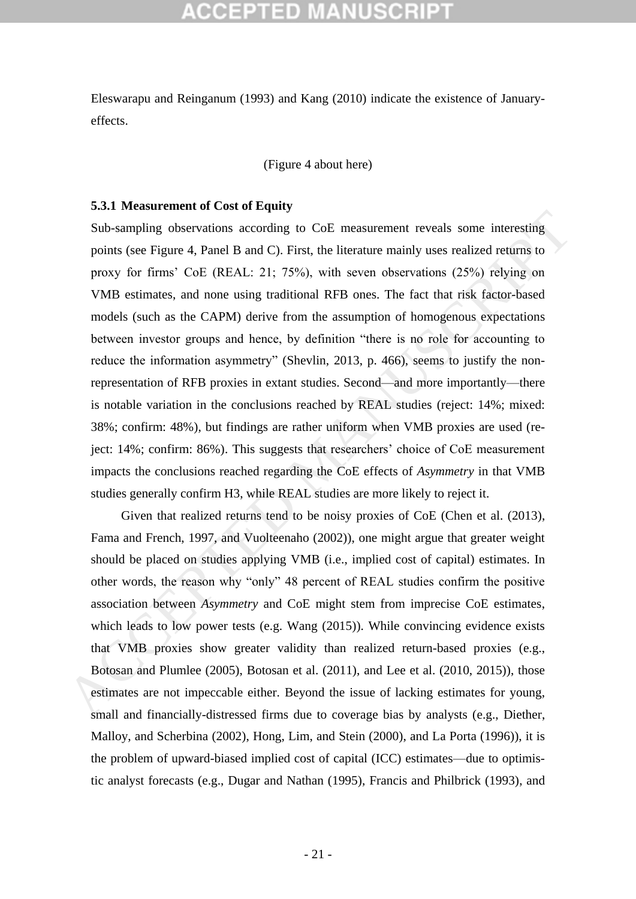Eleswarapu and Reinganum (1993) and Kang (2010) indicate the existence of January-effects.

(Figure 4 about here)

### 5.3.1 Measurement of Cost of Equity

Sub-sampling observations according to CoE measurement reveals some interesting points (see Figure 4, Panel B and C). First, the literature mainly uses realized returns to proxy for firms' CoE (REAL: 21; 75%), with seven observations (25%) relying on VMB estimates, and none using traditional RFB ones. The fact that risk factor-based models (such as the CAPM) derive from the assumption of homogenous expectations between investor groups and hence, by definition "there is no role for accounting to reduce the information asymmetry" (Shevlin, 2013, p. 466), seems to justify the non-representation of RFB proxies in extant studies. Second—and more importantly—there is notable variation in the conclusions reached by REAL studies (reject: 14%; mixed: 38%; confirm: 48%), but findings are rather uniform when VMB proxies are used (reject: 14%; confirm: 86%). This suggests that researchers' choice of CoE measurement impacts the conclusions reached regarding the CoE effects of *Asymmetry* in that VMB studies generally confirm H3, while REAL studies are more likely to reject it.

Given that realized returns tend to be noisy proxies of CoE (Chen et al. (2013), Fama and French, 1997, and Vuolteenaho (2002)), one might argue that greater weight should be placed on studies applying VMB (i.e., implied cost of capital) estimates. In other words, the reason why "only" 48 percent of REAL studies confirm the positive association between *Asymmetry* and CoE might stem from imprecise CoE estimates, which leads to low power tests (e.g. Wang (2015)). While convincing evidence exists that VMB proxies show greater validity than realized return-based proxies (e.g., Botosan and Plumlee (2005), Botosan et al. (2011), and Lee et al. (2010, 2015)), those estimates are not impeccable either. Beyond the issue of lacking estimates for young, small and financially-distressed firms due to coverage bias by analysts (e.g., Diether, Malloy, and Scherbina (2002), Hong, Lim, and Stein (2000), and La Porta (1996)), it is the problem of upward-biased implied cost of capital (ICC) estimates—due to optimistic analyst forecasts (e.g., Dugar and Nathan (1995), Francis and Philbrick (1993), and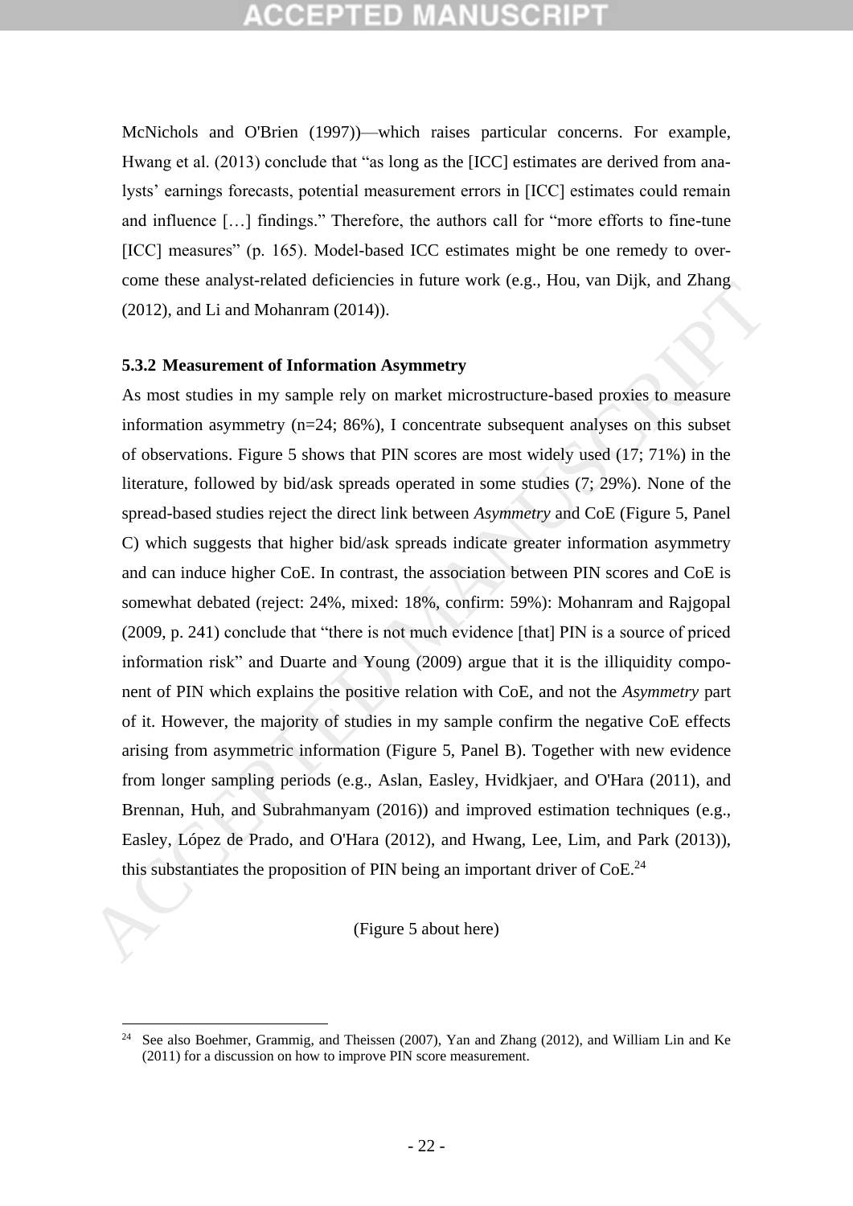McNichols and O'Brien (1997))—which raises particular concerns. For example, Hwang et al. (2013) conclude that "as long as the [ICC] estimates are derived from analysts' earnings forecasts, potential measurement errors in [ICC] estimates could remain and influence […] findings." Therefore, the authors call for "more efforts to fine-tune [ICC] measures" (p. 165). Model-based ICC estimates might be one remedy to overcome these analyst-related deficiencies in future work (e.g., Hou, van Dijk, and Zhang (2012), and Li and Mohanram (2014)).

### 5.3.2 Measurement of Information Asymmetry

As most studies in my sample rely on market microstructure-based proxies to measure information asymmetry (n=24; 86%), I concentrate subsequent analyses on this subset of observations. Figure 5 shows that PIN scores are most widely used (17; 71%) in the literature, followed by bid/ask spreads operated in some studies (7; 29%). None of the spread-based studies reject the direct link between *Asymmetry* and CoE (Figure 5, Panel C) which suggests that higher bid/ask spreads indicate greater information asymmetry and can induce higher CoE. In contrast, the association between PIN scores and CoE is somewhat debated (reject: 24%, mixed: 18%, confirm: 59%): Mohanram and Rajgopal (2009, p. 241) conclude that "there is not much evidence [that] PIN is a source of priced information risk" and Duarte and Young (2009) argue that it is the illiquidity component of PIN which explains the positive relation with CoE, and not the *Asymmetry* part of it. However, the majority of studies in my sample confirm the negative CoE effects arising from asymmetric information (Figure 5, Panel B). Together with new evidence from longer sampling periods (e.g., Aslan, Easley, Hvidkjaer, and O'Hara (2011), and Brennan, Huh, and Subrahmanyam (2016)) and improved estimation techniques (e.g., Easley, López de Prado, and O'Hara (2012), and Hwang, Lee, Lim, and Park (2013)), this substantiates the proposition of PIN being an important driver of CoE.[24]

(Figure 5 about here)

[24] See also Boehmer, Grammig, and Theissen (2007), Yan and Zhang (2012), and William Lin and Ke (2011) for a discussion on how to improve PIN score measurement.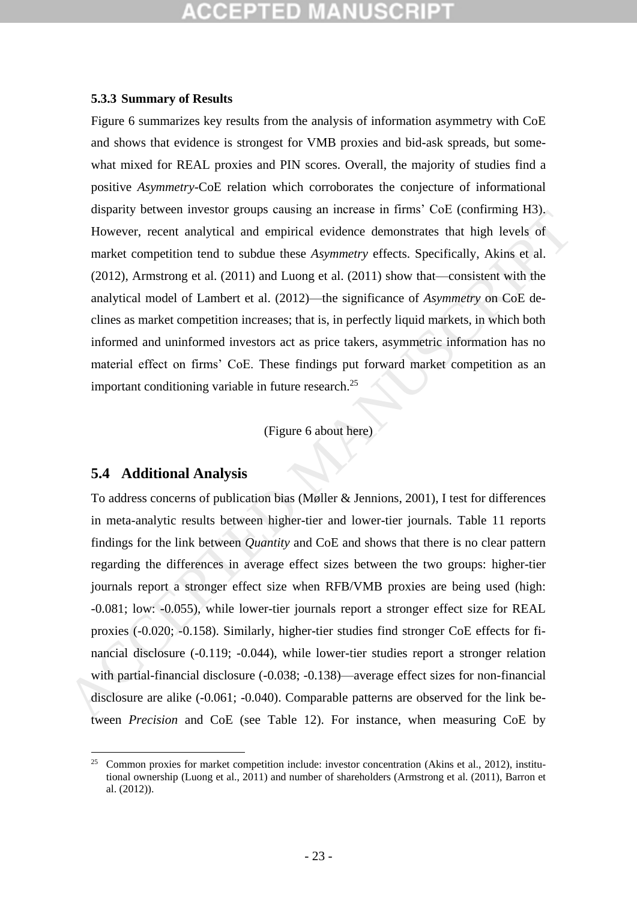### 5.3.3 Summary of Results

Figure 6 summarizes key results from the analysis of information asymmetry with CoE and shows that evidence is strongest for VMB proxies and bid-ask spreads, but somewhat mixed for REAL proxies and PIN scores. Overall, the majority of studies find a positive *Asymmetry*-CoE relation which corroborates the conjecture of informational disparity between investor groups causing an increase in firms' CoE (confirming H3). However, recent analytical and empirical evidence demonstrates that high levels of market competition tend to subdue these *Asymmetry* effects. Specifically, Akins et al. (2012), Armstrong et al. (2011) and Luong et al. (2011) show that—consistent with the analytical model of Lambert et al. (2012)—the significance of *Asymmetry* on CoE declines as market competition increases; that is, in perfectly liquid markets, in which both informed and uninformed investors act as price takers, asymmetric information has no material effect on firms' CoE. These findings put forward market competition as an important conditioning variable in future research.[25]

(Figure 6 about here)

## 5.4 Additional Analysis

To address concerns of publication bias (Møller & Jennions, 2001), I test for differences in meta-analytic results between higher-tier and lower-tier journals. Table 11 reports findings for the link between *Quantity* and CoE and shows that there is no clear pattern regarding the differences in average effect sizes between the two groups: higher-tier journals report a stronger effect size when RFB/VMB proxies are being used (high: -0.081; low: -0.055), while lower-tier journals report a stronger effect size for REAL proxies (-0.020; -0.158). Similarly, higher-tier studies find stronger CoE effects for financial disclosure (-0.119; -0.044), while lower-tier studies report a stronger relation with partial-financial disclosure (-0.038; -0.138)—average effect sizes for non-financial disclosure are alike (-0.061; -0.040). Comparable patterns are observed for the link between *Precision* and CoE (see Table 12). For instance, when measuring CoE by

[25] Common proxies for market competition include: investor concentration (Akins et al., 2012), institutional ownership (Luong et al., 2011) and number of shareholders (Armstrong et al. (2011), Barron et al. (2012)).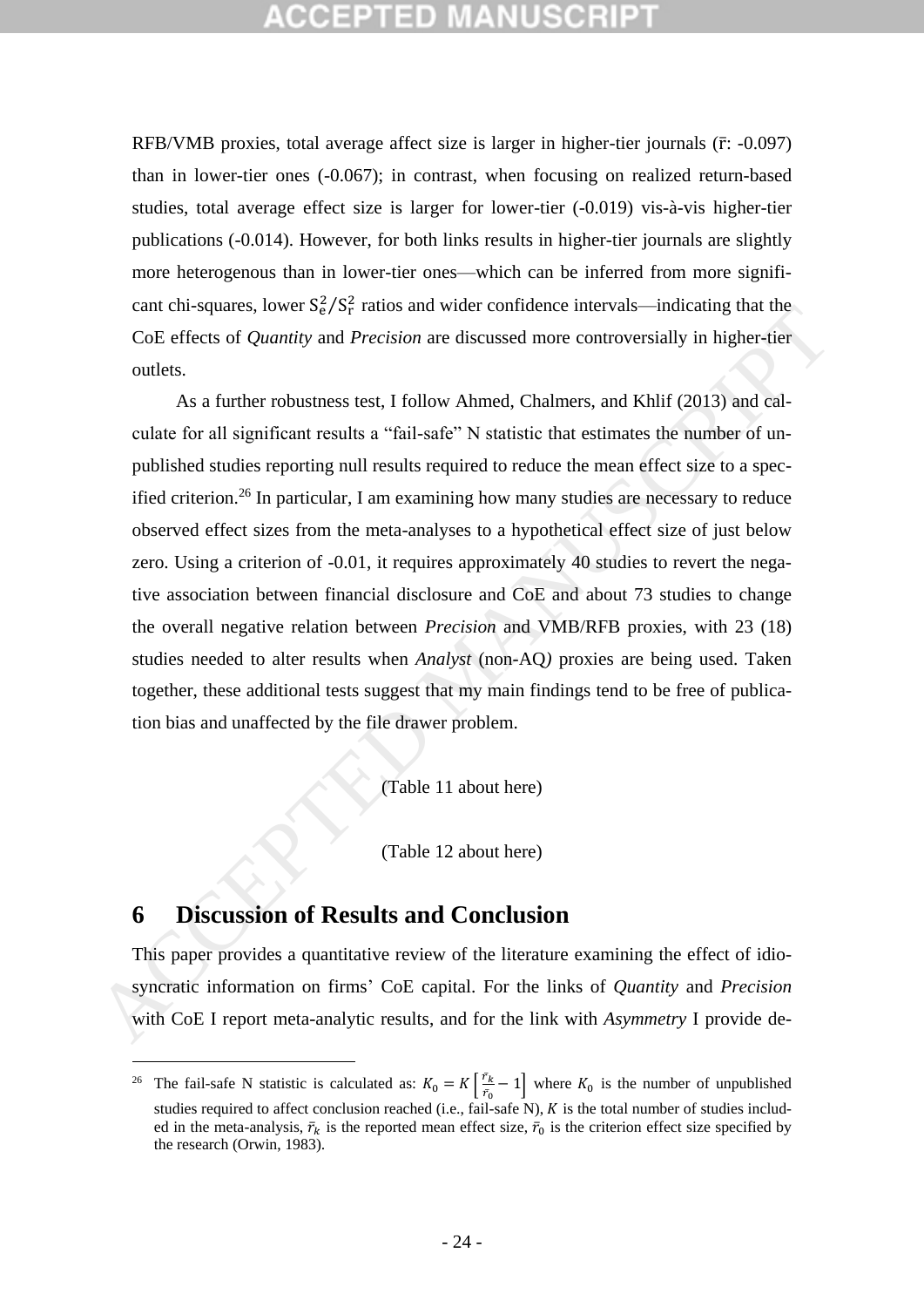RFB/VMB proxies, total average affect size is larger in higher-tier journals ($\bar{r}$: -0.097) than in lower-tier ones (-0.067); in contrast, when focusing on realized return-based studies, total average effect size is larger for lower-tier (-0.019) vis-à-vis higher-tier publications (-0.014). However, for both links results in higher-tier journals are slightly more heterogenous than in lower-tier ones—which can be inferred from more significant chi-squares, lower $S_e^2/S_r^2$ ratios and wider confidence intervals—indicating that the CoE effects of *Quantity* and *Precision* are discussed more controversially in higher-tier outlets.

As a further robustness test, I follow Ahmed, Chalmers, and Khlif (2013) and calculate for all significant results a "fail-safe" N statistic that estimates the number of unpublished studies reporting null results required to reduce the mean effect size to a specified criterion.[26] In particular, I am examining how many studies are necessary to reduce observed effect sizes from the meta-analyses to a hypothetical effect size of just below zero. Using a criterion of -0.01, it requires approximately 40 studies to revert the negative association between financial disclosure and CoE and about 73 studies to change the overall negative relation between *Precision* and VMB/RFB proxies, with 23 (18) studies needed to alter results when *Analyst* (non-AQ*)* proxies are being used. Taken together, these additional tests suggest that my main findings tend to be free of publication bias and unaffected by the file drawer problem.

(Table 11 about here)

(Table 12 about here)

# 6 Discussion of Results and Conclusion

This paper provides a quantitative review of the literature examining the effect of idiosyncratic information on firms' CoE capital. For the links of *Quantity* and *Precision* with CoE I report meta-analytic results, and for the link with *Asymmetry* I provide de-

[26] The fail-safe N statistic is calculated as: $K_0 = K\left[\frac{\bar{r}_k}{\bar{r}_0} - 1\right]$ where $K_0$ is the number of unpublished studies required to affect conclusion reached (i.e., fail-safe N), $K$ is the total number of studies included in the meta-analysis, $\bar{r}_k$ is the reported mean effect size, $\bar{r}_0$ is the criterion effect size specified by the research (Orwin, 1983).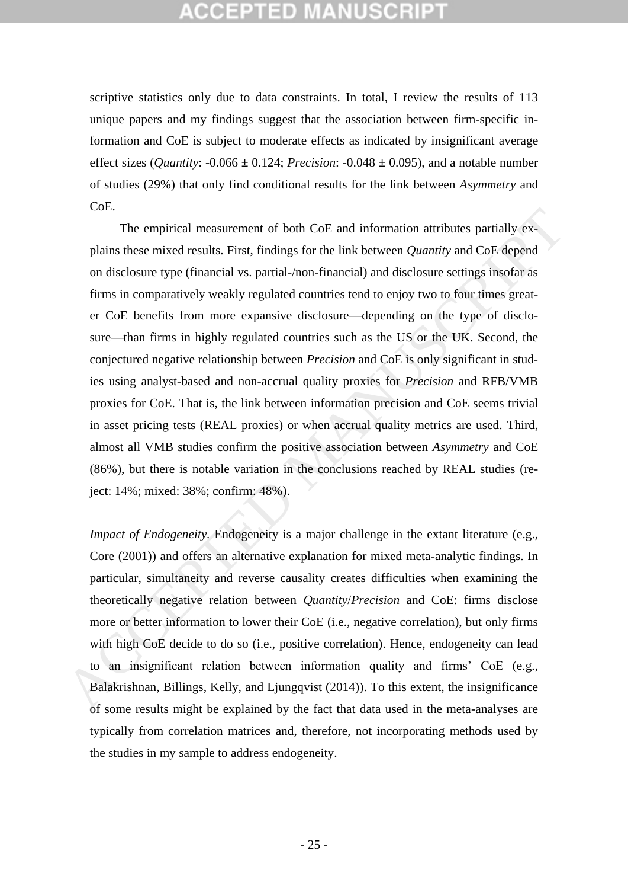scriptive statistics only due to data constraints. In total, I review the results of 113 unique papers and my findings suggest that the association between firm-specific information and CoE is subject to moderate effects as indicated by insignificant average effect sizes (*Quantity*: -0.066 ± 0.124; *Precision*: -0.048 ± 0.095), and a notable number of studies (29%) that only find conditional results for the link between *Asymmetry* and CoE.

The empirical measurement of both CoE and information attributes partially explains these mixed results. First, findings for the link between *Quantity* and CoE depend on disclosure type (financial vs. partial-/non-financial) and disclosure settings insofar as firms in comparatively weakly regulated countries tend to enjoy two to four times greater CoE benefits from more expansive disclosure—depending on the type of disclosure—than firms in highly regulated countries such as the US or the UK. Second, the conjectured negative relationship between *Precision* and CoE is only significant in studies using analyst-based and non-accrual quality proxies for *Precision* and RFB/VMB proxies for CoE. That is, the link between information precision and CoE seems trivial in asset pricing tests (REAL proxies) or when accrual quality metrics are used. Third, almost all VMB studies confirm the positive association between *Asymmetry* and CoE (86%), but there is notable variation in the conclusions reached by REAL studies (reject: 14%; mixed: 38%; confirm: 48%).

*Impact of Endogeneity*. Endogeneity is a major challenge in the extant literature (e.g., Core (2001)) and offers an alternative explanation for mixed meta-analytic findings. In particular, simultaneity and reverse causality creates difficulties when examining the theoretically negative relation between *Quantity*/*Precision* and CoE: firms disclose more or better information to lower their CoE (i.e., negative correlation), but only firms with high CoE decide to do so (i.e., positive correlation). Hence, endogeneity can lead to an insignificant relation between information quality and firms' CoE (e.g., Balakrishnan, Billings, Kelly, and Ljungqvist (2014)). To this extent, the insignificance of some results might be explained by the fact that data used in the meta-analyses are typically from correlation matrices and, therefore, not incorporating methods used by the studies in my sample to address endogeneity.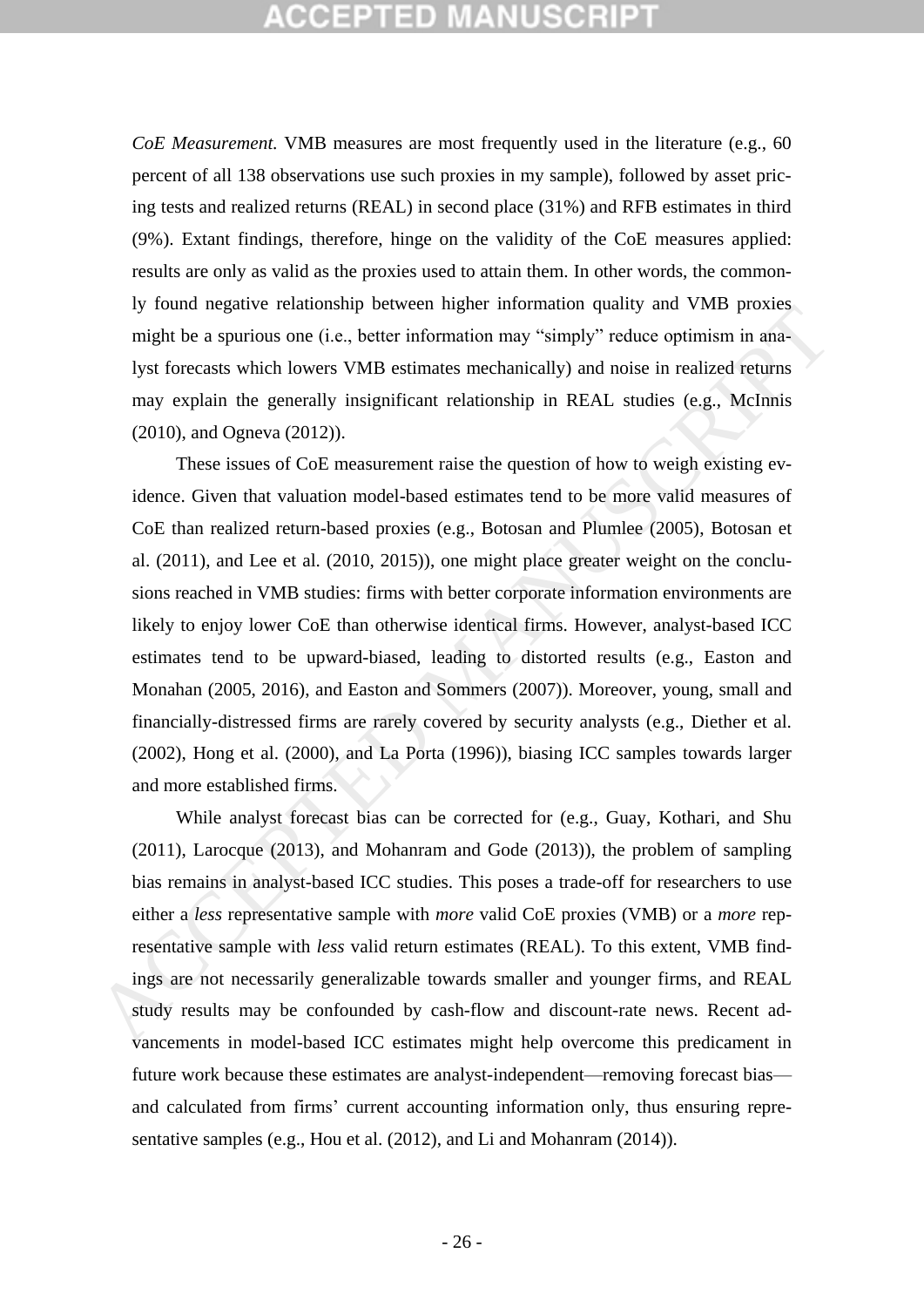*CoE Measurement.* VMB measures are most frequently used in the literature (e.g., 60 percent of all 138 observations use such proxies in my sample), followed by asset pricing tests and realized returns (REAL) in second place (31%) and RFB estimates in third (9%). Extant findings, therefore, hinge on the validity of the CoE measures applied: results are only as valid as the proxies used to attain them. In other words, the commonly found negative relationship between higher information quality and VMB proxies might be a spurious one (i.e., better information may "simply" reduce optimism in analyst forecasts which lowers VMB estimates mechanically) and noise in realized returns may explain the generally insignificant relationship in REAL studies (e.g., McInnis (2010), and Ogneva (2012)).

These issues of CoE measurement raise the question of how to weigh existing evidence. Given that valuation model-based estimates tend to be more valid measures of CoE than realized return-based proxies (e.g., Botosan and Plumlee (2005), Botosan et al. (2011), and Lee et al. (2010, 2015)), one might place greater weight on the conclusions reached in VMB studies: firms with better corporate information environments are likely to enjoy lower CoE than otherwise identical firms. However, analyst-based ICC estimates tend to be upward-biased, leading to distorted results (e.g., Easton and Monahan (2005, 2016), and Easton and Sommers (2007)). Moreover, young, small and financially-distressed firms are rarely covered by security analysts (e.g., Diether et al. (2002), Hong et al. (2000), and La Porta (1996)), biasing ICC samples towards larger and more established firms.

While analyst forecast bias can be corrected for (e.g., Guay, Kothari, and Shu (2011), Larocque (2013), and Mohanram and Gode (2013)), the problem of sampling bias remains in analyst-based ICC studies. This poses a trade-off for researchers to use either a *less* representative sample with *more* valid CoE proxies (VMB) or a *more* representative sample with *less* valid return estimates (REAL). To this extent, VMB findings are not necessarily generalizable towards smaller and younger firms, and REAL study results may be confounded by cash-flow and discount-rate news. Recent advancements in model-based ICC estimates might help overcome this predicament in future work because these estimates are analyst-independent—removing forecast bias—and calculated from firms' current accounting information only, thus ensuring representative samples (e.g., Hou et al. (2012), and Li and Mohanram (2014)).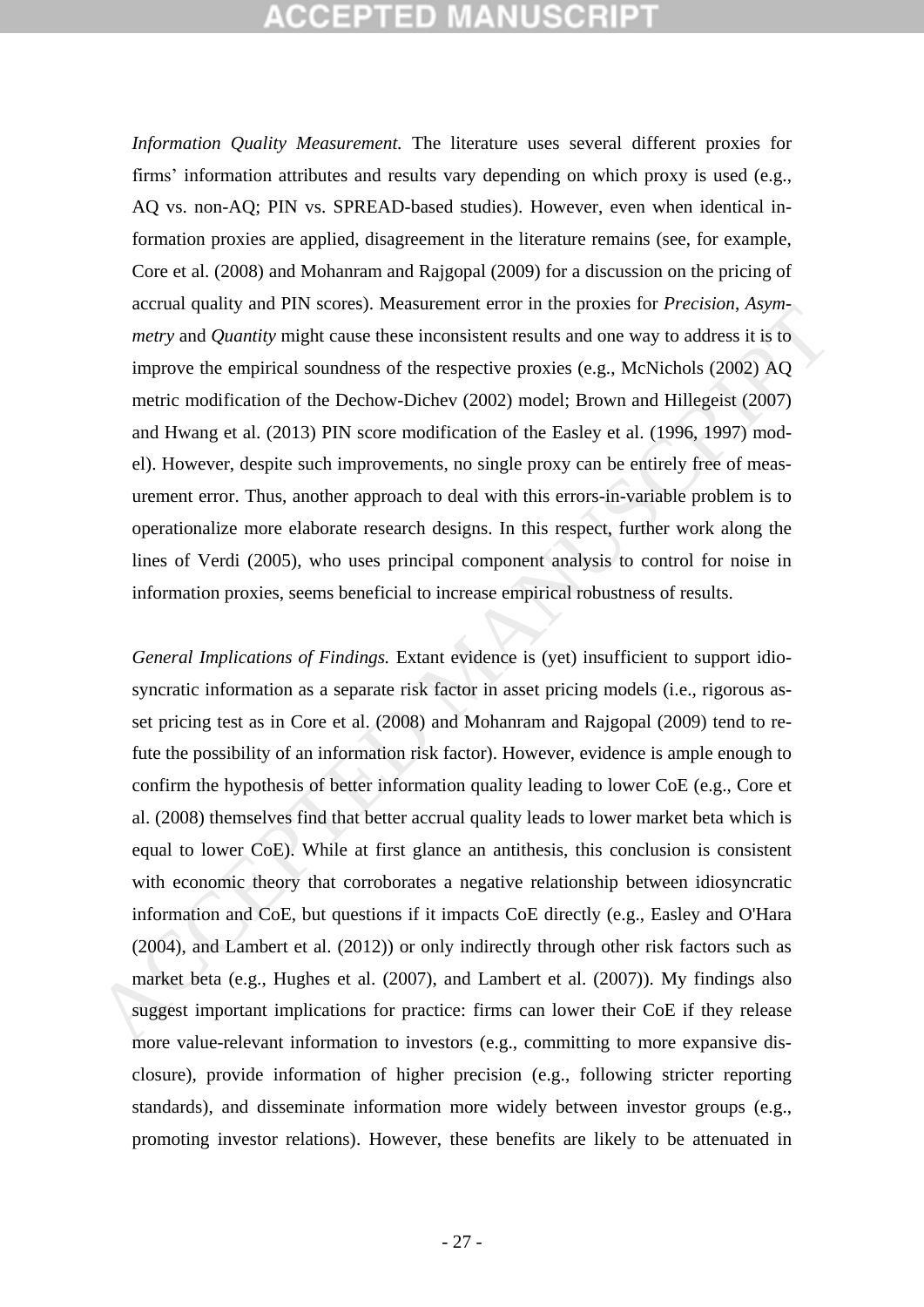*Information Quality Measurement.* The literature uses several different proxies for firms' information attributes and results vary depending on which proxy is used (e.g., AQ vs. non-AQ; PIN vs. SPREAD-based studies). However, even when identical information proxies are applied, disagreement in the literature remains (see, for example, Core et al. (2008) and Mohanram and Rajgopal (2009) for a discussion on the pricing of accrual quality and PIN scores). Measurement error in the proxies for *Precision*, *Asymmetry* and *Quantity* might cause these inconsistent results and one way to address it is to improve the empirical soundness of the respective proxies (e.g., McNichols (2002) AQ metric modification of the Dechow-Dichev (2002) model; Brown and Hillegeist (2007) and Hwang et al. (2013) PIN score modification of the Easley et al. (1996, 1997) model). However, despite such improvements, no single proxy can be entirely free of measurement error. Thus, another approach to deal with this errors-in-variable problem is to operationalize more elaborate research designs. In this respect, further work along the lines of Verdi (2005), who uses principal component analysis to control for noise in information proxies, seems beneficial to increase empirical robustness of results.

*General Implications of Findings.* Extant evidence is (yet) insufficient to support idiosyncratic information as a separate risk factor in asset pricing models (i.e., rigorous asset pricing test as in Core et al. (2008) and Mohanram and Rajgopal (2009) tend to refute the possibility of an information risk factor). However, evidence is ample enough to confirm the hypothesis of better information quality leading to lower CoE (e.g., Core et al. (2008) themselves find that better accrual quality leads to lower market beta which is equal to lower CoE). While at first glance an antithesis, this conclusion is consistent with economic theory that corroborates a negative relationship between idiosyncratic information and CoE, but questions if it impacts CoE directly (e.g., Easley and O'Hara (2004), and Lambert et al. (2012)) or only indirectly through other risk factors such as market beta (e.g., Hughes et al. (2007), and Lambert et al. (2007)). My findings also suggest important implications for practice: firms can lower their CoE if they release more value-relevant information to investors (e.g., committing to more expansive disclosure), provide information of higher precision (e.g., following stricter reporting standards), and disseminate information more widely between investor groups (e.g., promoting investor relations). However, these benefits are likely to be attenuated in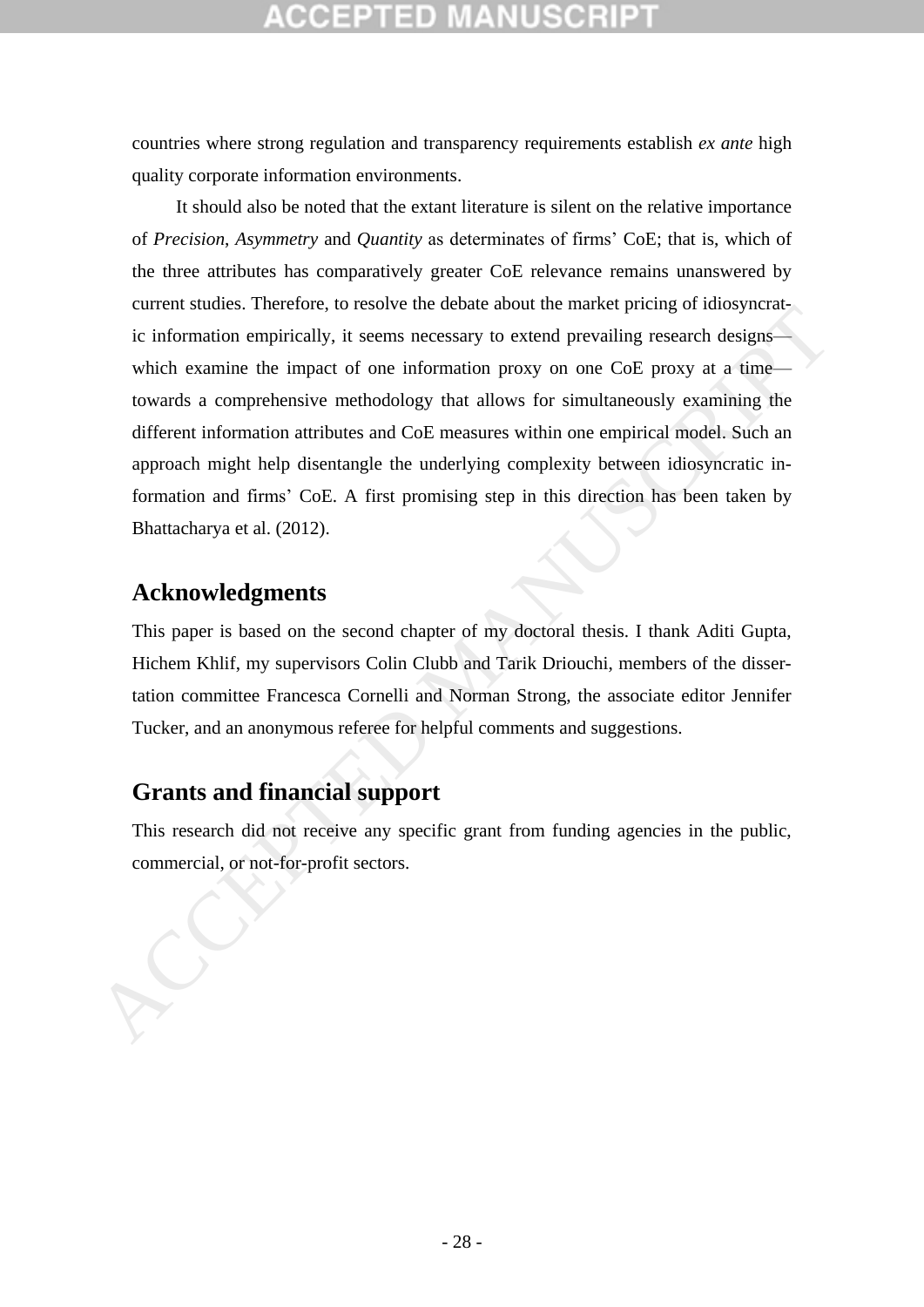countries where strong regulation and transparency requirements establish *ex ante* high quality corporate information environments.

It should also be noted that the extant literature is silent on the relative importance of *Precision*, *Asymmetry* and *Quantity* as determinates of firms' CoE; that is, which of the three attributes has comparatively greater CoE relevance remains unanswered by current studies. Therefore, to resolve the debate about the market pricing of idiosyncratic information empirically, it seems necessary to extend prevailing research designs—which examine the impact of one information proxy on one CoE proxy at a time—towards a comprehensive methodology that allows for simultaneously examining the different information attributes and CoE measures within one empirical model. Such an approach might help disentangle the underlying complexity between idiosyncratic information and firms' CoE. A first promising step in this direction has been taken by Bhattacharya et al. (2012).

## Acknowledgments

This paper is based on the second chapter of my doctoral thesis. I thank Aditi Gupta, Hichem Khlif, my supervisors Colin Clubb and Tarik Driouchi, members of the dissertation committee Francesca Cornelli and Norman Strong, the associate editor Jennifer Tucker, and an anonymous referee for helpful comments and suggestions.

## Grants and financial support

This research did not receive any specific grant from funding agencies in the public, commercial, or not-for-profit sectors.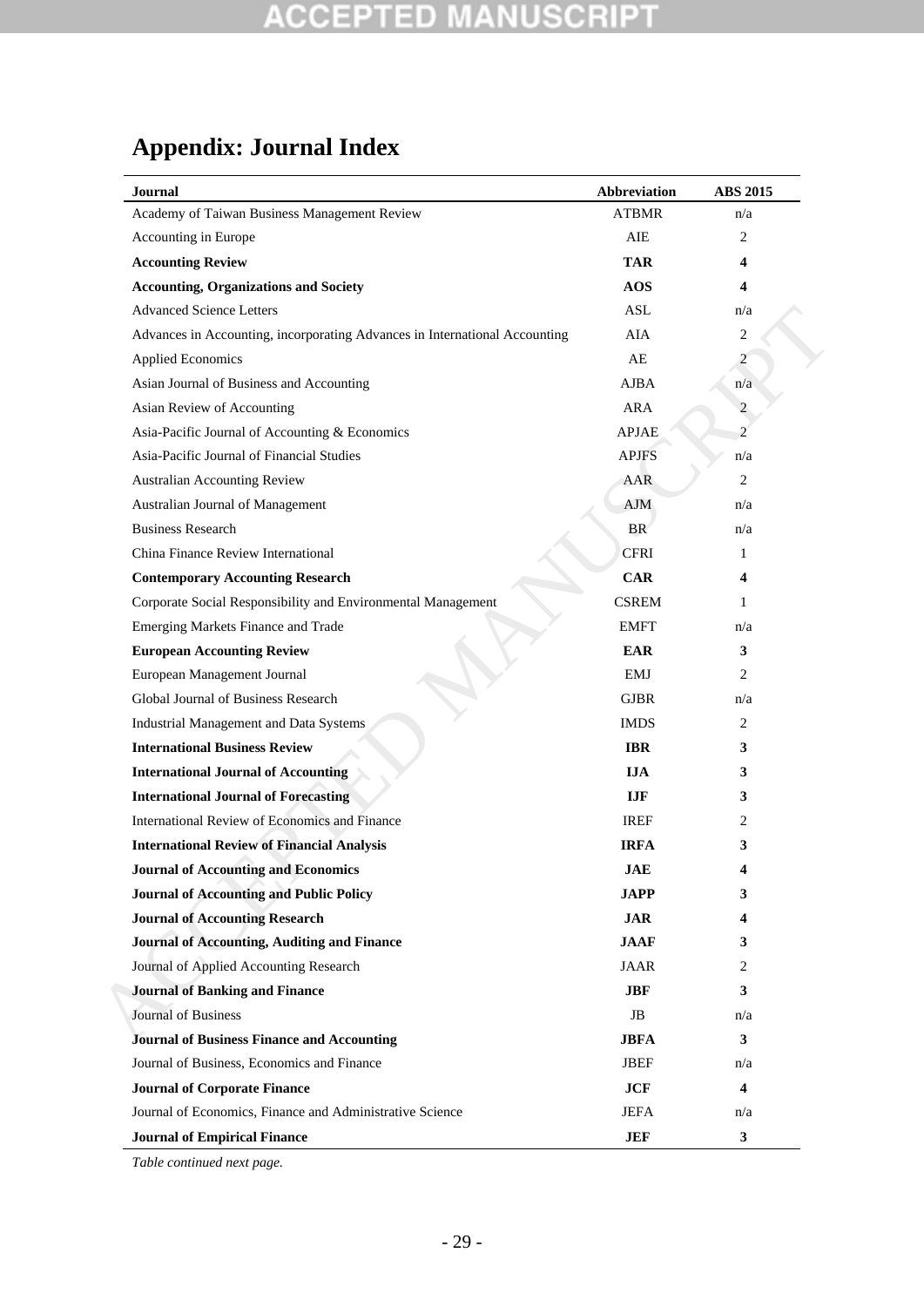## Appendix: Journal Index

| Journal | Abbreviation | ABS 2015 |
|---|---|---|
| Academy of Taiwan Business Management Review | ATBMR | n/a |
| Accounting in Europe | AIE | 2 |
| **Accounting Review** | **TAR** | **4** |
| **Accounting, Organizations and Society** | **AOS** | **4** |
| Advanced Science Letters | ASL | n/a |
| Advances in Accounting, incorporating Advances in International Accounting | AIA | 2 |
| Applied Economics | AE | 2 |
| Asian Journal of Business and Accounting | AJBA | n/a |
| Asian Review of Accounting | ARA | 2 |
| Asia-Pacific Journal of Accounting & Economics | APJAE | 2 |
| Asia-Pacific Journal of Financial Studies | APJFS | n/a |
| Australian Accounting Review | AAR | 2 |
| Australian Journal of Management | AJM | n/a |
| Business Research | BR | n/a |
| China Finance Review International | CFRI | 1 |
| **Contemporary Accounting Research** | **CAR** | **4** |
| Corporate Social Responsibility and Environmental Management | CSREM | 1 |
| Emerging Markets Finance and Trade | EMFT | n/a |
| **European Accounting Review** | **EAR** | **3** |
| European Management Journal | EMJ | 2 |
| Global Journal of Business Research | GJBR | n/a |
| Industrial Management and Data Systems | IMDS | 2 |
| **International Business Review** | **IBR** | **3** |
| **International Journal of Accounting** | **IJA** | **3** |
| **International Journal of Forecasting** | **IJF** | **3** |
| International Review of Economics and Finance | IREF | 2 |
| **International Review of Financial Analysis** | **IRFA** | **3** |
| **Journal of Accounting and Economics** | **JAE** | **4** |
| **Journal of Accounting and Public Policy** | **JAPP** | **3** |
| **Journal of Accounting Research** | **JAR** | **4** |
| **Journal of Accounting, Auditing and Finance** | **JAAF** | **3** |
| Journal of Applied Accounting Research | JAAR | 2 |
| **Journal of Banking and Finance** | **JBF** | **3** |
| Journal of Business | JB | n/a |
| **Journal of Business Finance and Accounting** | **JBFA** | **3** |
| Journal of Business, Economics and Finance | JBEF | n/a |
| **Journal of Corporate Finance** | **JCF** | **4** |
| Journal of Economics, Finance and Administrative Science | JEFA | n/a |
| **Journal of Empirical Finance** | **JEF** | **3** |

*Table continued next page.*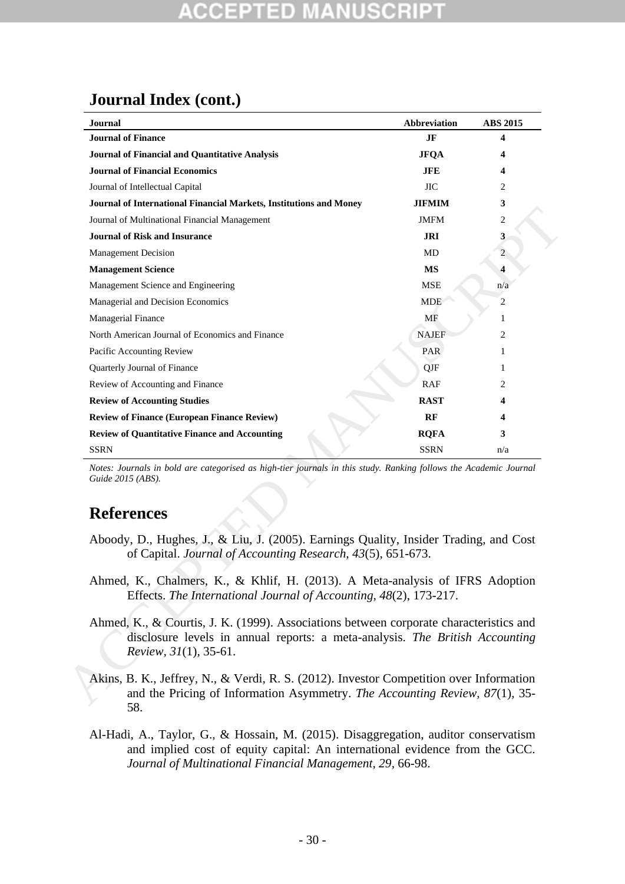## Journal Index (cont.)

| Journal | Abbreviation | ABS 2015 |
|---|---|---|
| **Journal of Finance** | **JF** | **4** |
| **Journal of Financial and Quantitative Analysis** | **JFQA** | **4** |
| **Journal of Financial Economics** | **JFE** | **4** |
| Journal of Intellectual Capital | JIC | 2 |
| **Journal of International Financial Markets, Institutions and Money** | **JIFMIM** | **3** |
| Journal of Multinational Financial Management | JMFM | 2 |
| **Journal of Risk and Insurance** | **JRI** | **3** |
| Management Decision | MD | 2 |
| **Management Science** | **MS** | **4** |
| Management Science and Engineering | MSE | n/a |
| Managerial and Decision Economics | MDE | 2 |
| Managerial Finance | MF | 1 |
| North American Journal of Economics and Finance | NAJEF | 2 |
| Pacific Accounting Review | PAR | 1 |
| Quarterly Journal of Finance | QJF | 1 |
| Review of Accounting and Finance | RAF | 2 |
| **Review of Accounting Studies** | **RAST** | **4** |
| **Review of Finance (European Finance Review)** | **RF** | **4** |
| **Review of Quantitative Finance and Accounting** | **RQFA** | **3** |
| SSRN | SSRN | n/a |

*Notes: Journals in bold are categorised as high-tier journals in this study. Ranking follows the Academic Journal Guide 2015 (ABS).*

## References

Aboody, D., Hughes, J., & Liu, J. (2005). Earnings Quality, Insider Trading, and Cost of Capital. *Journal of Accounting Research, 43*(5), 651-673.

Ahmed, K., Chalmers, K., & Khlif, H. (2013). A Meta-analysis of IFRS Adoption Effects. *The International Journal of Accounting, 48*(2), 173-217.

Ahmed, K., & Courtis, J. K. (1999). Associations between corporate characteristics and disclosure levels in annual reports: a meta-analysis. *The British Accounting Review, 31*(1), 35-61.

Akins, B. K., Jeffrey, N., & Verdi, R. S. (2012). Investor Competition over Information and the Pricing of Information Asymmetry. *The Accounting Review, 87*(1), 35-58.

Al-Hadi, A., Taylor, G., & Hossain, M. (2015). Disaggregation, auditor conservatism and implied cost of equity capital: An international evidence from the GCC. *Journal of Multinational Financial Management, 29*, 66-98.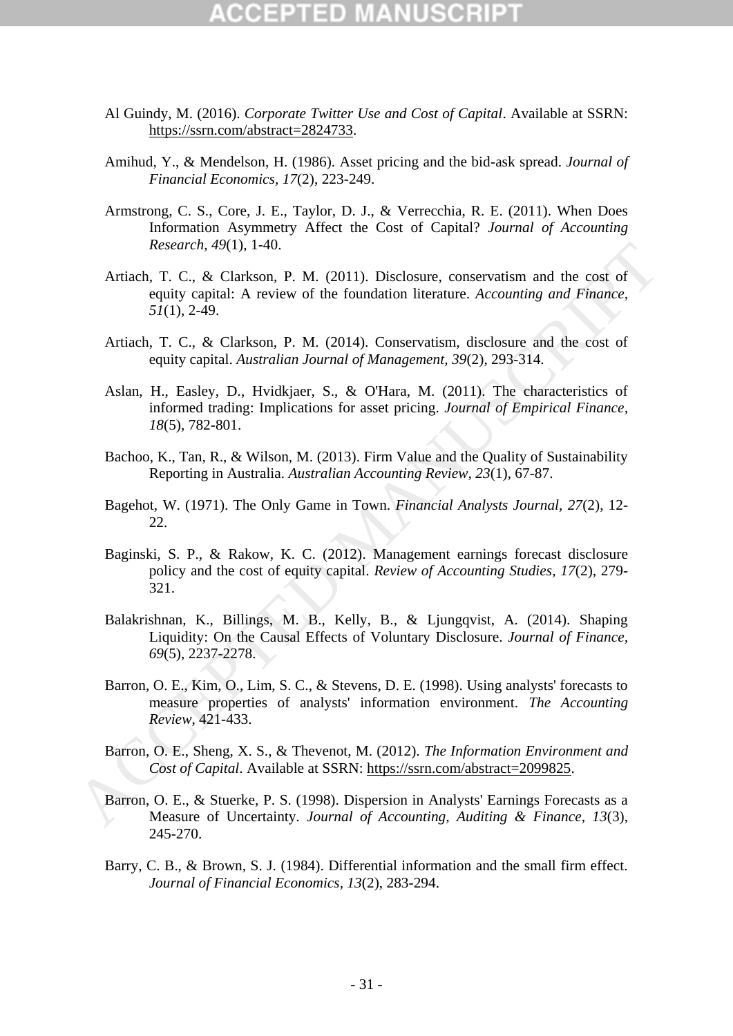Al Guindy, M. (2016). *Corporate Twitter Use and Cost of Capital*. Available at SSRN: https://ssrn.com/abstract=2824733.

Amihud, Y., & Mendelson, H. (1986). Asset pricing and the bid-ask spread. *Journal of Financial Economics, 17*(2), 223-249.

Armstrong, C. S., Core, J. E., Taylor, D. J., & Verrecchia, R. E. (2011). When Does Information Asymmetry Affect the Cost of Capital? *Journal of Accounting Research, 49*(1), 1-40.

Artiach, T. C., & Clarkson, P. M. (2011). Disclosure, conservatism and the cost of equity capital: A review of the foundation literature. *Accounting and Finance, 51*(1), 2-49.

Artiach, T. C., & Clarkson, P. M. (2014). Conservatism, disclosure and the cost of equity capital. *Australian Journal of Management, 39*(2), 293-314.

Aslan, H., Easley, D., Hvidkjaer, S., & O'Hara, M. (2011). The characteristics of informed trading: Implications for asset pricing. *Journal of Empirical Finance, 18*(5), 782-801.

Bachoo, K., Tan, R., & Wilson, M. (2013). Firm Value and the Quality of Sustainability Reporting in Australia. *Australian Accounting Review, 23*(1), 67-87.

Bagehot, W. (1971). The Only Game in Town. *Financial Analysts Journal, 27*(2), 12-22.

Baginski, S. P., & Rakow, K. C. (2012). Management earnings forecast disclosure policy and the cost of equity capital. *Review of Accounting Studies, 17*(2), 279-321.

Balakrishnan, K., Billings, M. B., Kelly, B., & Ljungqvist, A. (2014). Shaping Liquidity: On the Causal Effects of Voluntary Disclosure. *Journal of Finance, 69*(5), 2237-2278.

Barron, O. E., Kim, O., Lim, S. C., & Stevens, D. E. (1998). Using analysts' forecasts to measure properties of analysts' information environment. *The Accounting Review*, 421-433.

Barron, O. E., Sheng, X. S., & Thevenot, M. (2012). *The Information Environment and Cost of Capital*. Available at SSRN: https://ssrn.com/abstract=2099825.

Barron, O. E., & Stuerke, P. S. (1998). Dispersion in Analysts' Earnings Forecasts as a Measure of Uncertainty. *Journal of Accounting, Auditing & Finance, 13*(3), 245-270.

Barry, C. B., & Brown, S. J. (1984). Differential information and the small firm effect. *Journal of Financial Economics, 13*(2), 283-294.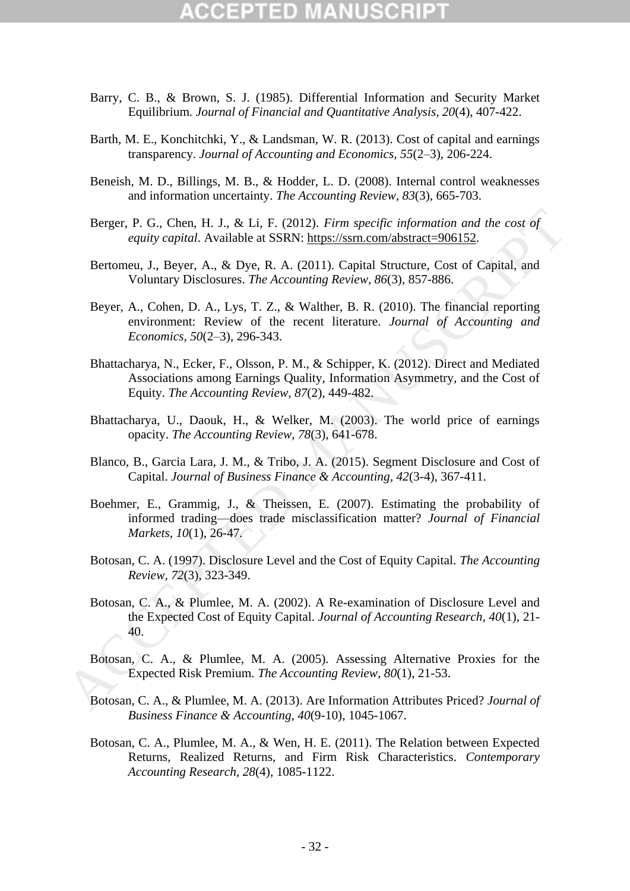Barry, C. B., & Brown, S. J. (1985). Differential Information and Security Market Equilibrium. *Journal of Financial and Quantitative Analysis, 20*(4), 407-422.

Barth, M. E., Konchitchki, Y., & Landsman, W. R. (2013). Cost of capital and earnings transparency. *Journal of Accounting and Economics, 55*(2–3), 206-224.

Beneish, M. D., Billings, M. B., & Hodder, L. D. (2008). Internal control weaknesses and information uncertainty. *The Accounting Review, 83*(3), 665-703.

Berger, P. G., Chen, H. J., & Li, F. (2012). *Firm specific information and the cost of equity capital*. Available at SSRN: https://ssrn.com/abstract=906152.

Bertomeu, J., Beyer, A., & Dye, R. A. (2011). Capital Structure, Cost of Capital, and Voluntary Disclosures. *The Accounting Review, 86*(3), 857-886.

Beyer, A., Cohen, D. A., Lys, T. Z., & Walther, B. R. (2010). The financial reporting environment: Review of the recent literature. *Journal of Accounting and Economics, 50*(2–3), 296-343.

Bhattacharya, N., Ecker, F., Olsson, P. M., & Schipper, K. (2012). Direct and Mediated Associations among Earnings Quality, Information Asymmetry, and the Cost of Equity. *The Accounting Review, 87*(2), 449-482.

Bhattacharya, U., Daouk, H., & Welker, M. (2003). The world price of earnings opacity. *The Accounting Review, 78*(3), 641-678.

Blanco, B., Garcia Lara, J. M., & Tribo, J. A. (2015). Segment Disclosure and Cost of Capital. *Journal of Business Finance & Accounting, 42*(3-4), 367-411.

Boehmer, E., Grammig, J., & Theissen, E. (2007). Estimating the probability of informed trading—does trade misclassification matter? *Journal of Financial Markets, 10*(1), 26-47.

Botosan, C. A. (1997). Disclosure Level and the Cost of Equity Capital. *The Accounting Review, 72*(3), 323-349.

Botosan, C. A., & Plumlee, M. A. (2002). A Re-examination of Disclosure Level and the Expected Cost of Equity Capital. *Journal of Accounting Research, 40*(1), 21-40.

Botosan, C. A., & Plumlee, M. A. (2005). Assessing Alternative Proxies for the Expected Risk Premium. *The Accounting Review, 80*(1), 21-53.

Botosan, C. A., & Plumlee, M. A. (2013). Are Information Attributes Priced? *Journal of Business Finance & Accounting, 40*(9-10), 1045-1067.

Botosan, C. A., Plumlee, M. A., & Wen, H. E. (2011). The Relation between Expected Returns, Realized Returns, and Firm Risk Characteristics. *Contemporary Accounting Research, 28*(4), 1085-1122.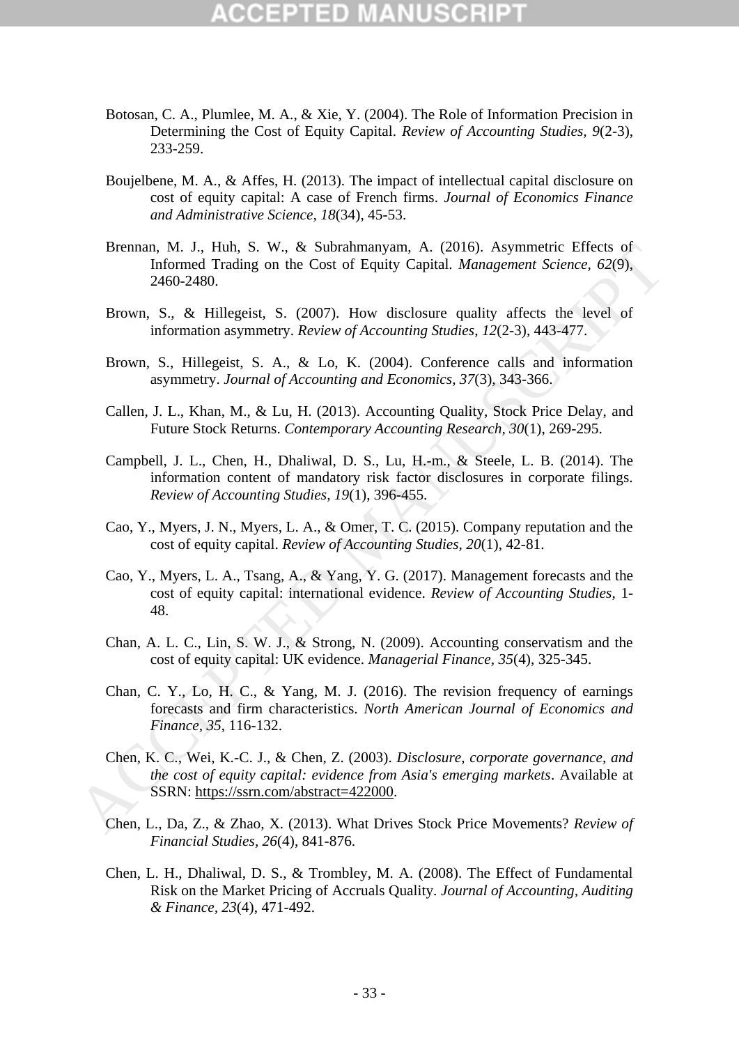Botosan, C. A., Plumlee, M. A., & Xie, Y. (2004). The Role of Information Precision in Determining the Cost of Equity Capital. *Review of Accounting Studies, 9*(2-3), 233-259.

Boujelbene, M. A., & Affes, H. (2013). The impact of intellectual capital disclosure on cost of equity capital: A case of French firms. *Journal of Economics Finance and Administrative Science, 18*(34), 45-53.

Brennan, M. J., Huh, S. W., & Subrahmanyam, A. (2016). Asymmetric Effects of Informed Trading on the Cost of Equity Capital. *Management Science, 62*(9), 2460-2480.

Brown, S., & Hillegeist, S. (2007). How disclosure quality affects the level of information asymmetry. *Review of Accounting Studies, 12*(2-3), 443-477.

Brown, S., Hillegeist, S. A., & Lo, K. (2004). Conference calls and information asymmetry. *Journal of Accounting and Economics, 37*(3), 343-366.

Callen, J. L., Khan, M., & Lu, H. (2013). Accounting Quality, Stock Price Delay, and Future Stock Returns. *Contemporary Accounting Research, 30*(1), 269-295.

Campbell, J. L., Chen, H., Dhaliwal, D. S., Lu, H.-m., & Steele, L. B. (2014). The information content of mandatory risk factor disclosures in corporate filings. *Review of Accounting Studies, 19*(1), 396-455.

Cao, Y., Myers, J. N., Myers, L. A., & Omer, T. C. (2015). Company reputation and the cost of equity capital. *Review of Accounting Studies, 20*(1), 42-81.

Cao, Y., Myers, L. A., Tsang, A., & Yang, Y. G. (2017). Management forecasts and the cost of equity capital: international evidence. *Review of Accounting Studies*, 1-48.

Chan, A. L. C., Lin, S. W. J., & Strong, N. (2009). Accounting conservatism and the cost of equity capital: UK evidence. *Managerial Finance, 35*(4), 325-345.

Chan, C. Y., Lo, H. C., & Yang, M. J. (2016). The revision frequency of earnings forecasts and firm characteristics. *North American Journal of Economics and Finance, 35*, 116-132.

Chen, K. C., Wei, K.-C. J., & Chen, Z. (2003). *Disclosure, corporate governance, and the cost of equity capital: evidence from Asia's emerging markets*. Available at SSRN: https://ssrn.com/abstract=422000.

Chen, L., Da, Z., & Zhao, X. (2013). What Drives Stock Price Movements? *Review of Financial Studies, 26*(4), 841-876.

Chen, L. H., Dhaliwal, D. S., & Trombley, M. A. (2008). The Effect of Fundamental Risk on the Market Pricing of Accruals Quality. *Journal of Accounting, Auditing & Finance, 23*(4), 471-492.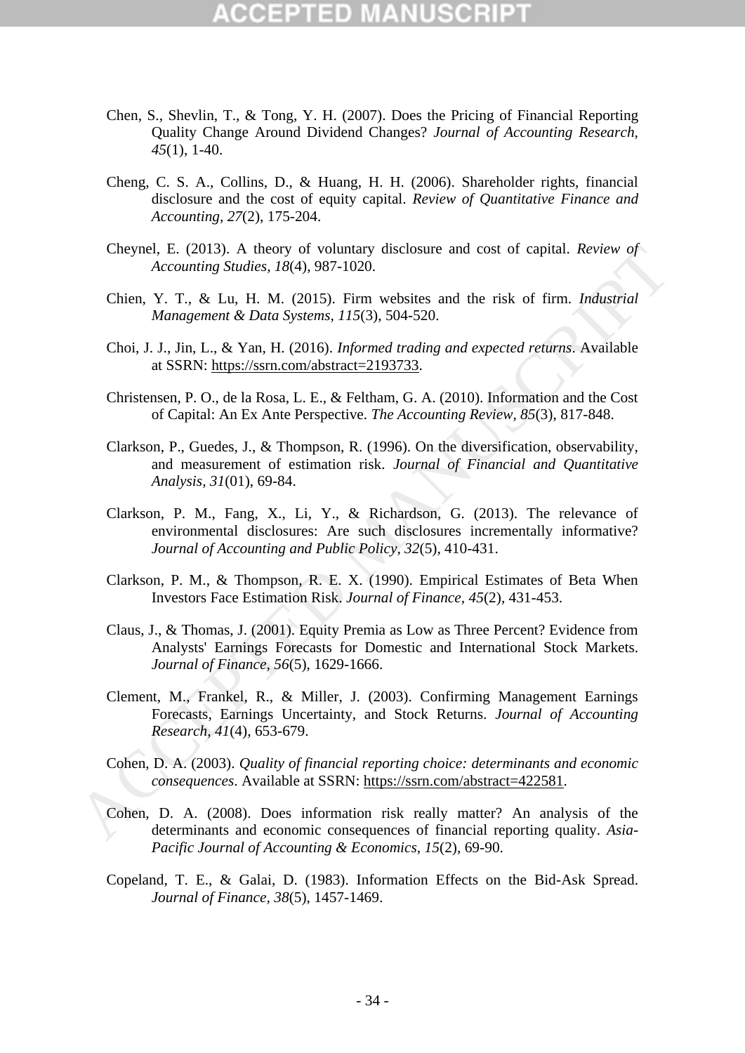Chen, S., Shevlin, T., & Tong, Y. H. (2007). Does the Pricing of Financial Reporting Quality Change Around Dividend Changes? *Journal of Accounting Research, 45*(1), 1-40.

Cheng, C. S. A., Collins, D., & Huang, H. H. (2006). Shareholder rights, financial disclosure and the cost of equity capital. *Review of Quantitative Finance and Accounting, 27*(2), 175-204.

Cheynel, E. (2013). A theory of voluntary disclosure and cost of capital. *Review of Accounting Studies, 18*(4), 987-1020.

Chien, Y. T., & Lu, H. M. (2015). Firm websites and the risk of firm. *Industrial Management & Data Systems, 115*(3), 504-520.

Choi, J. J., Jin, L., & Yan, H. (2016). *Informed trading and expected returns*. Available at SSRN: https://ssrn.com/abstract=2193733.

Christensen, P. O., de la Rosa, L. E., & Feltham, G. A. (2010). Information and the Cost of Capital: An Ex Ante Perspective. *The Accounting Review, 85*(3), 817-848.

Clarkson, P., Guedes, J., & Thompson, R. (1996). On the diversification, observability, and measurement of estimation risk. *Journal of Financial and Quantitative Analysis, 31*(01), 69-84.

Clarkson, P. M., Fang, X., Li, Y., & Richardson, G. (2013). The relevance of environmental disclosures: Are such disclosures incrementally informative? *Journal of Accounting and Public Policy, 32*(5), 410-431.

Clarkson, P. M., & Thompson, R. E. X. (1990). Empirical Estimates of Beta When Investors Face Estimation Risk. *Journal of Finance, 45*(2), 431-453.

Claus, J., & Thomas, J. (2001). Equity Premia as Low as Three Percent? Evidence from Analysts' Earnings Forecasts for Domestic and International Stock Markets. *Journal of Finance, 56*(5), 1629-1666.

Clement, M., Frankel, R., & Miller, J. (2003). Confirming Management Earnings Forecasts, Earnings Uncertainty, and Stock Returns. *Journal of Accounting Research, 41*(4), 653-679.

Cohen, D. A. (2003). *Quality of financial reporting choice: determinants and economic consequences*. Available at SSRN: https://ssrn.com/abstract=422581.

Cohen, D. A. (2008). Does information risk really matter? An analysis of the determinants and economic consequences of financial reporting quality. *Asia-Pacific Journal of Accounting & Economics, 15*(2), 69-90.

Copeland, T. E., & Galai, D. (1983). Information Effects on the Bid-Ask Spread. *Journal of Finance, 38*(5), 1457-1469.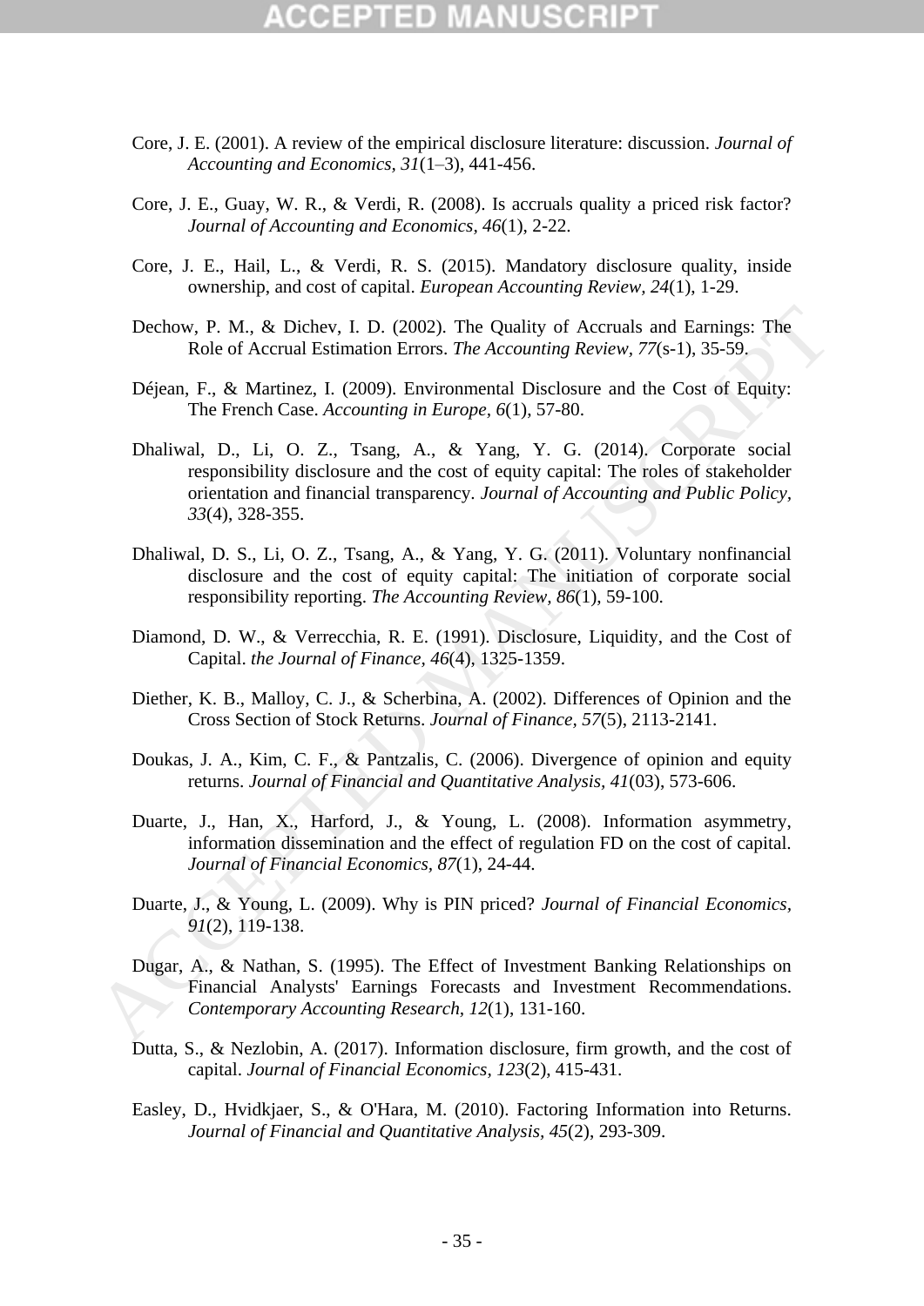Core, J. E. (2001). A review of the empirical disclosure literature: discussion. *Journal of Accounting and Economics, 31*(1–3), 441-456.

Core, J. E., Guay, W. R., & Verdi, R. (2008). Is accruals quality a priced risk factor? *Journal of Accounting and Economics, 46*(1), 2-22.

Core, J. E., Hail, L., & Verdi, R. S. (2015). Mandatory disclosure quality, inside ownership, and cost of capital. *European Accounting Review, 24*(1), 1-29.

Dechow, P. M., & Dichev, I. D. (2002). The Quality of Accruals and Earnings: The Role of Accrual Estimation Errors. *The Accounting Review, 77*(s-1), 35-59.

Déjean, F., & Martinez, I. (2009). Environmental Disclosure and the Cost of Equity: The French Case. *Accounting in Europe, 6*(1), 57-80.

Dhaliwal, D., Li, O. Z., Tsang, A., & Yang, Y. G. (2014). Corporate social responsibility disclosure and the cost of equity capital: The roles of stakeholder orientation and financial transparency. *Journal of Accounting and Public Policy, 33*(4), 328-355.

Dhaliwal, D. S., Li, O. Z., Tsang, A., & Yang, Y. G. (2011). Voluntary nonfinancial disclosure and the cost of equity capital: The initiation of corporate social responsibility reporting. *The Accounting Review, 86*(1), 59-100.

Diamond, D. W., & Verrecchia, R. E. (1991). Disclosure, Liquidity, and the Cost of Capital. *the Journal of Finance, 46*(4), 1325-1359.

Diether, K. B., Malloy, C. J., & Scherbina, A. (2002). Differences of Opinion and the Cross Section of Stock Returns. *Journal of Finance, 57*(5), 2113-2141.

Doukas, J. A., Kim, C. F., & Pantzalis, C. (2006). Divergence of opinion and equity returns. *Journal of Financial and Quantitative Analysis, 41*(03), 573-606.

Duarte, J., Han, X., Harford, J., & Young, L. (2008). Information asymmetry, information dissemination and the effect of regulation FD on the cost of capital. *Journal of Financial Economics, 87*(1), 24-44.

Duarte, J., & Young, L. (2009). Why is PIN priced? *Journal of Financial Economics, 91*(2), 119-138.

Dugar, A., & Nathan, S. (1995). The Effect of Investment Banking Relationships on Financial Analysts' Earnings Forecasts and Investment Recommendations. *Contemporary Accounting Research, 12*(1), 131-160.

Dutta, S., & Nezlobin, A. (2017). Information disclosure, firm growth, and the cost of capital. *Journal of Financial Economics, 123*(2), 415-431.

Easley, D., Hvidkjaer, S., & O'Hara, M. (2010). Factoring Information into Returns. *Journal of Financial and Quantitative Analysis, 45*(2), 293-309.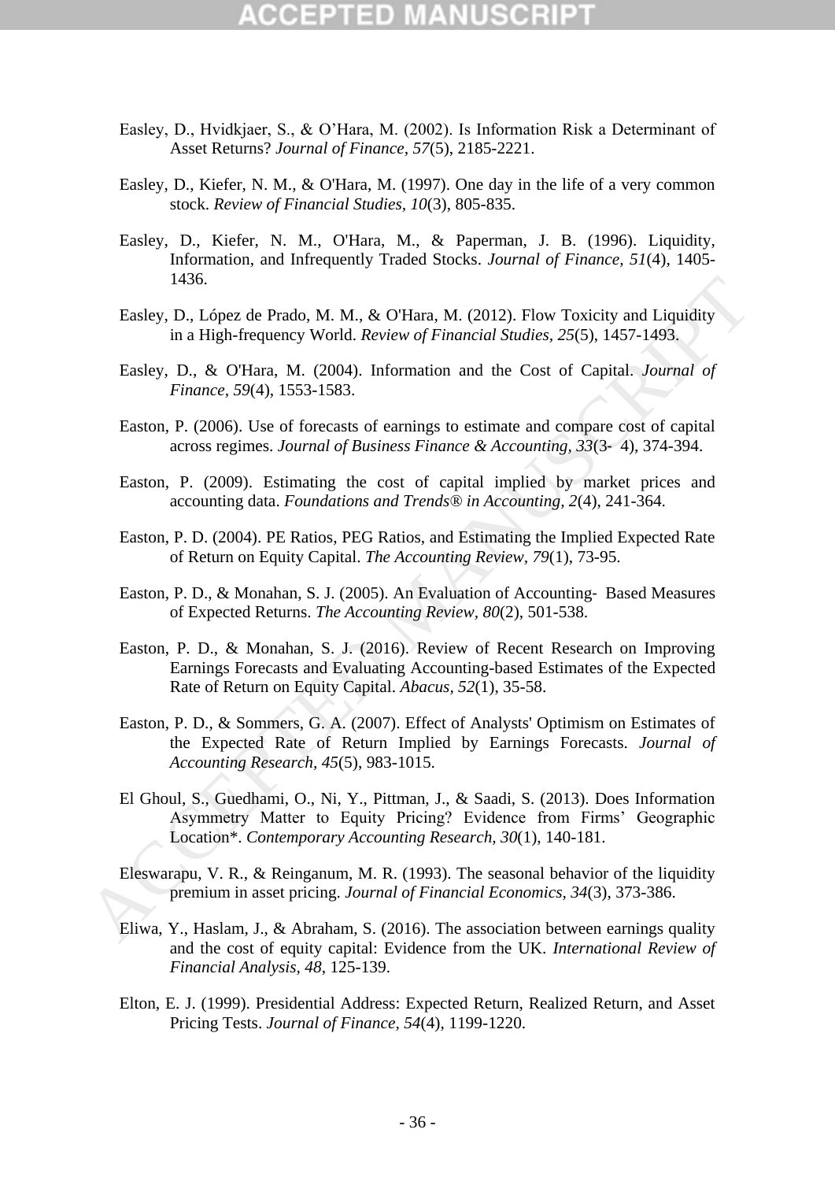Easley, D., Hvidkjaer, S., & O'Hara, M. (2002). Is Information Risk a Determinant of Asset Returns? *Journal of Finance, 57*(5), 2185-2221.

Easley, D., Kiefer, N. M., & O'Hara, M. (1997). One day in the life of a very common stock. *Review of Financial Studies, 10*(3), 805-835.

Easley, D., Kiefer, N. M., O'Hara, M., & Paperman, J. B. (1996). Liquidity, Information, and Infrequently Traded Stocks. *Journal of Finance, 51*(4), 1405-1436.

Easley, D., López de Prado, M. M., & O'Hara, M. (2012). Flow Toxicity and Liquidity in a High-frequency World. *Review of Financial Studies, 25*(5), 1457-1493.

Easley, D., & O'Hara, M. (2004). Information and the Cost of Capital. *Journal of Finance, 59*(4), 1553-1583.

Easton, P. (2006). Use of forecasts of earnings to estimate and compare cost of capital across regimes. *Journal of Business Finance & Accounting, 33*(3- 4), 374-394.

Easton, P. (2009). Estimating the cost of capital implied by market prices and accounting data. *Foundations and Trends® in Accounting, 2*(4), 241-364.

Easton, P. D. (2004). PE Ratios, PEG Ratios, and Estimating the Implied Expected Rate of Return on Equity Capital. *The Accounting Review, 79*(1), 73-95.

Easton, P. D., & Monahan, S. J. (2005). An Evaluation of Accounting- Based Measures of Expected Returns. *The Accounting Review, 80*(2), 501-538.

Easton, P. D., & Monahan, S. J. (2016). Review of Recent Research on Improving Earnings Forecasts and Evaluating Accounting-based Estimates of the Expected Rate of Return on Equity Capital. *Abacus, 52*(1), 35-58.

Easton, P. D., & Sommers, G. A. (2007). Effect of Analysts' Optimism on Estimates of the Expected Rate of Return Implied by Earnings Forecasts. *Journal of Accounting Research, 45*(5), 983-1015.

El Ghoul, S., Guedhami, O., Ni, Y., Pittman, J., & Saadi, S. (2013). Does Information Asymmetry Matter to Equity Pricing? Evidence from Firms' Geographic Location*. *Contemporary Accounting Research, 30*(1), 140-181.

Eleswarapu, V. R., & Reinganum, M. R. (1993). The seasonal behavior of the liquidity premium in asset pricing. *Journal of Financial Economics, 34*(3), 373-386.

Eliwa, Y., Haslam, J., & Abraham, S. (2016). The association between earnings quality and the cost of equity capital: Evidence from the UK. *International Review of Financial Analysis, 48*, 125-139.

Elton, E. J. (1999). Presidential Address: Expected Return, Realized Return, and Asset Pricing Tests. *Journal of Finance, 54*(4), 1199-1220.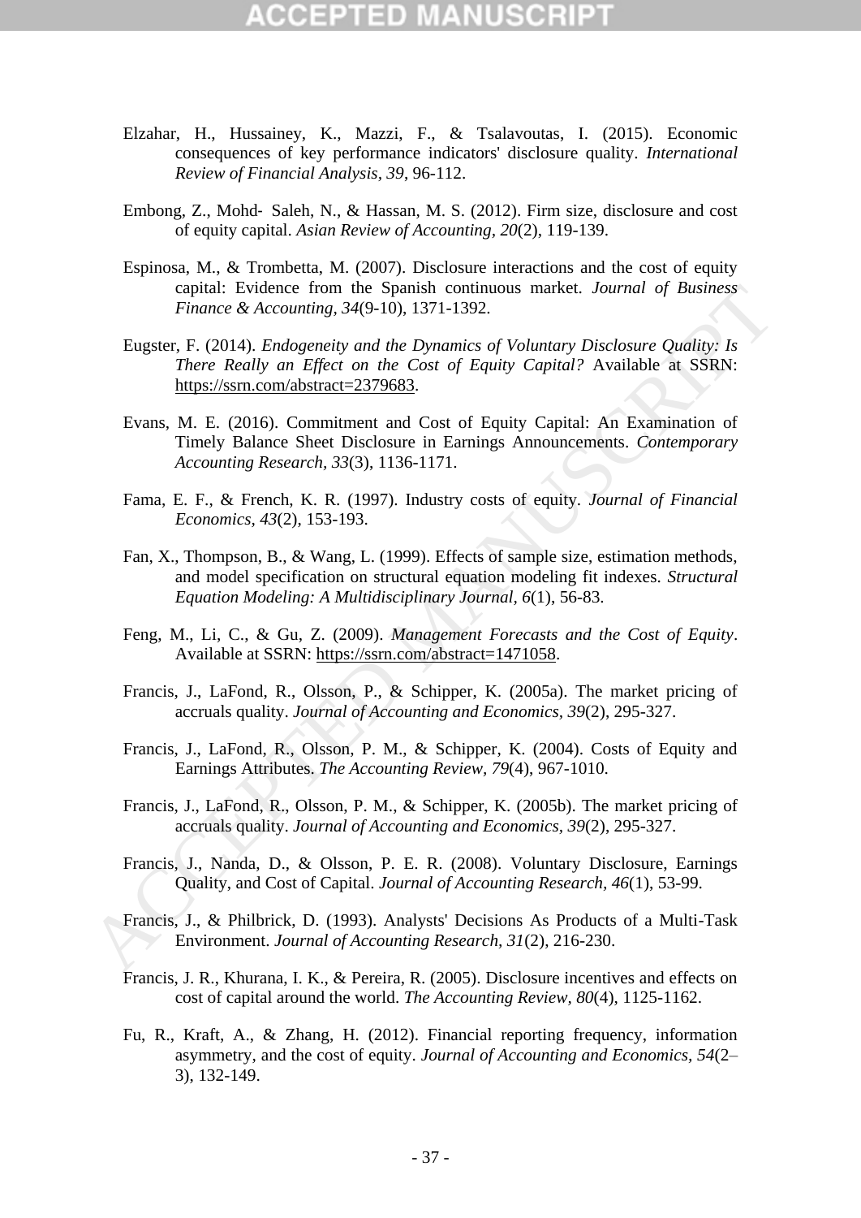Elzahar, H., Hussainey, K., Mazzi, F., & Tsalavoutas, I. (2015). Economic consequences of key performance indicators' disclosure quality. *International Review of Financial Analysis, 39*, 96-112.

Embong, Z., Mohd‐ Saleh, N., & Hassan, M. S. (2012). Firm size, disclosure and cost of equity capital. *Asian Review of Accounting, 20*(2), 119-139.

Espinosa, M., & Trombetta, M. (2007). Disclosure interactions and the cost of equity capital: Evidence from the Spanish continuous market. *Journal of Business Finance & Accounting, 34*(9-10), 1371-1392.

Eugster, F. (2014). *Endogeneity and the Dynamics of Voluntary Disclosure Quality: Is There Really an Effect on the Cost of Equity Capital?* Available at SSRN: https://ssrn.com/abstract=2379683.

Evans, M. E. (2016). Commitment and Cost of Equity Capital: An Examination of Timely Balance Sheet Disclosure in Earnings Announcements. *Contemporary Accounting Research, 33*(3), 1136-1171.

Fama, E. F., & French, K. R. (1997). Industry costs of equity. *Journal of Financial Economics, 43*(2), 153-193.

Fan, X., Thompson, B., & Wang, L. (1999). Effects of sample size, estimation methods, and model specification on structural equation modeling fit indexes. *Structural Equation Modeling: A Multidisciplinary Journal, 6*(1), 56-83.

Feng, M., Li, C., & Gu, Z. (2009). *Management Forecasts and the Cost of Equity*. Available at SSRN: https://ssrn.com/abstract=1471058.

Francis, J., LaFond, R., Olsson, P., & Schipper, K. (2005a). The market pricing of accruals quality. *Journal of Accounting and Economics, 39*(2), 295-327.

Francis, J., LaFond, R., Olsson, P. M., & Schipper, K. (2004). Costs of Equity and Earnings Attributes. *The Accounting Review, 79*(4), 967-1010.

Francis, J., LaFond, R., Olsson, P. M., & Schipper, K. (2005b). The market pricing of accruals quality. *Journal of Accounting and Economics, 39*(2), 295-327.

Francis, J., Nanda, D., & Olsson, P. E. R. (2008). Voluntary Disclosure, Earnings Quality, and Cost of Capital. *Journal of Accounting Research, 46*(1), 53-99.

Francis, J., & Philbrick, D. (1993). Analysts' Decisions As Products of a Multi-Task Environment. *Journal of Accounting Research, 31*(2), 216-230.

Francis, J. R., Khurana, I. K., & Pereira, R. (2005). Disclosure incentives and effects on cost of capital around the world. *The Accounting Review, 80*(4), 1125-1162.

Fu, R., Kraft, A., & Zhang, H. (2012). Financial reporting frequency, information asymmetry, and the cost of equity. *Journal of Accounting and Economics, 54*(2–3), 132-149.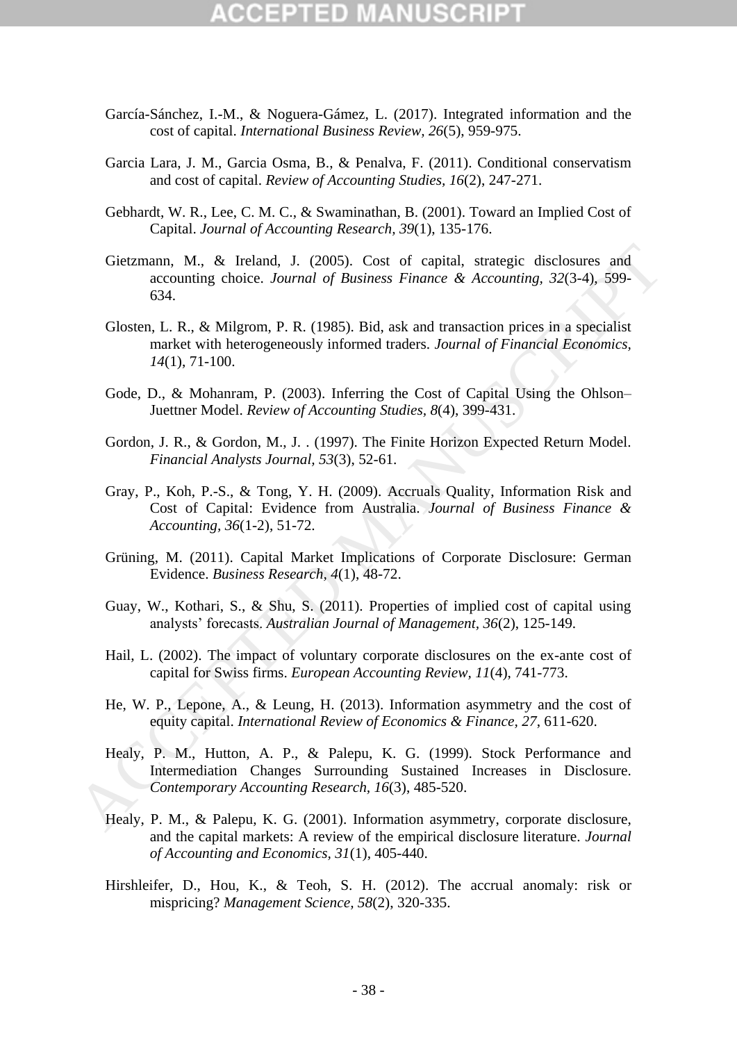García-Sánchez, I.-M., & Noguera-Gámez, L. (2017). Integrated information and the cost of capital. *International Business Review, 26*(5), 959-975.

Garcia Lara, J. M., Garcia Osma, B., & Penalva, F. (2011). Conditional conservatism and cost of capital. *Review of Accounting Studies, 16*(2), 247-271.

Gebhardt, W. R., Lee, C. M. C., & Swaminathan, B. (2001). Toward an Implied Cost of Capital. *Journal of Accounting Research, 39*(1), 135-176.

Gietzmann, M., & Ireland, J. (2005). Cost of capital, strategic disclosures and accounting choice. *Journal of Business Finance & Accounting, 32*(3-4), 599-634.

Glosten, L. R., & Milgrom, P. R. (1985). Bid, ask and transaction prices in a specialist market with heterogeneously informed traders. *Journal of Financial Economics, 14*(1), 71-100.

Gode, D., & Mohanram, P. (2003). Inferring the Cost of Capital Using the Ohlson–Juettner Model. *Review of Accounting Studies, 8*(4), 399-431.

Gordon, J. R., & Gordon, M., J. . (1997). The Finite Horizon Expected Return Model. *Financial Analysts Journal, 53*(3), 52-61.

Gray, P., Koh, P.-S., & Tong, Y. H. (2009). Accruals Quality, Information Risk and Cost of Capital: Evidence from Australia. *Journal of Business Finance & Accounting, 36*(1-2), 51-72.

Grüning, M. (2011). Capital Market Implications of Corporate Disclosure: German Evidence. *Business Research, 4*(1), 48-72.

Guay, W., Kothari, S., & Shu, S. (2011). Properties of implied cost of capital using analysts' forecasts. *Australian Journal of Management, 36*(2), 125-149.

Hail, L. (2002). The impact of voluntary corporate disclosures on the ex-ante cost of capital for Swiss firms. *European Accounting Review, 11*(4), 741-773.

He, W. P., Lepone, A., & Leung, H. (2013). Information asymmetry and the cost of equity capital. *International Review of Economics & Finance, 27*, 611-620.

Healy, P. M., Hutton, A. P., & Palepu, K. G. (1999). Stock Performance and Intermediation Changes Surrounding Sustained Increases in Disclosure. *Contemporary Accounting Research, 16*(3), 485-520.

Healy, P. M., & Palepu, K. G. (2001). Information asymmetry, corporate disclosure, and the capital markets: A review of the empirical disclosure literature. *Journal of Accounting and Economics, 31*(1), 405-440.

Hirshleifer, D., Hou, K., & Teoh, S. H. (2012). The accrual anomaly: risk or mispricing? *Management Science, 58*(2), 320-335.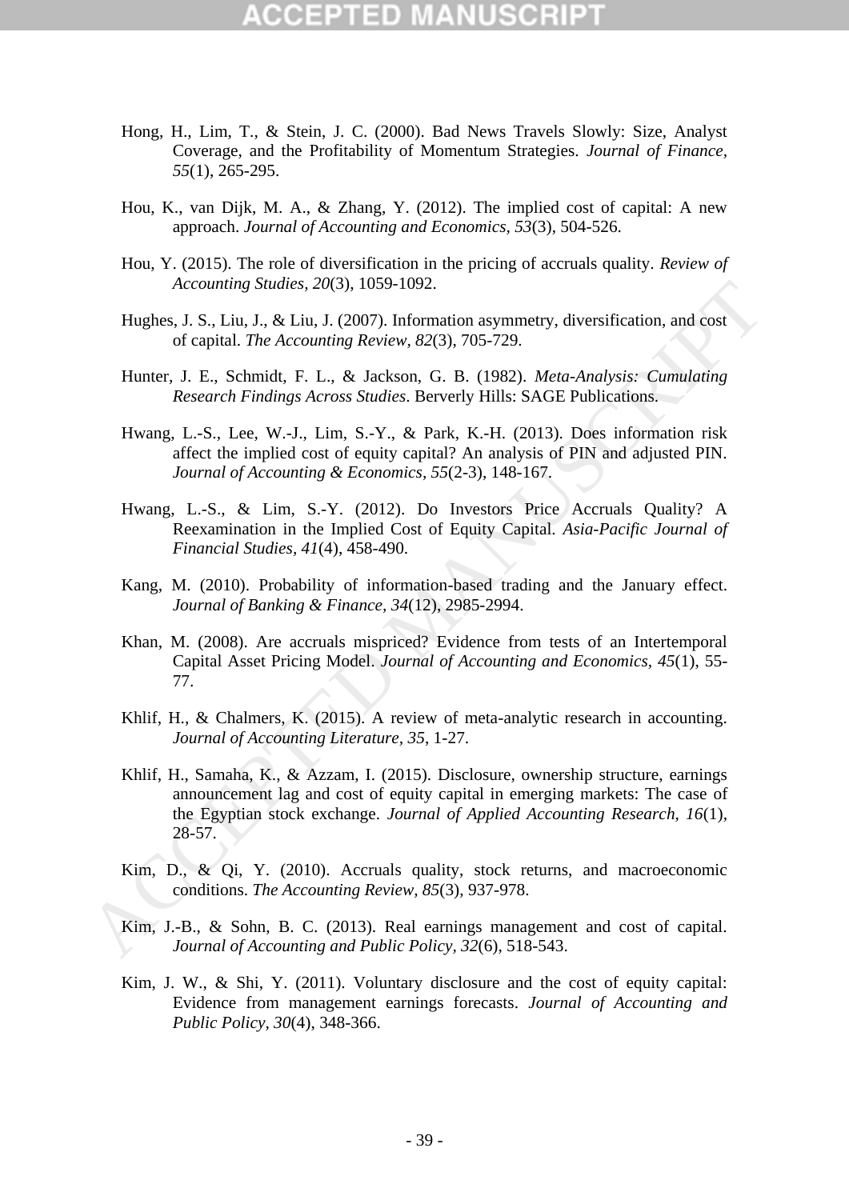Hong, H., Lim, T., & Stein, J. C. (2000). Bad News Travels Slowly: Size, Analyst Coverage, and the Profitability of Momentum Strategies. *Journal of Finance, 55*(1), 265-295.

Hou, K., van Dijk, M. A., & Zhang, Y. (2012). The implied cost of capital: A new approach. *Journal of Accounting and Economics, 53*(3), 504-526.

Hou, Y. (2015). The role of diversification in the pricing of accruals quality. *Review of Accounting Studies, 20*(3), 1059-1092.

Hughes, J. S., Liu, J., & Liu, J. (2007). Information asymmetry, diversification, and cost of capital. *The Accounting Review, 82*(3), 705-729.

Hunter, J. E., Schmidt, F. L., & Jackson, G. B. (1982). *Meta-Analysis: Cumulating Research Findings Across Studies*. Berverly Hills: SAGE Publications.

Hwang, L.-S., Lee, W.-J., Lim, S.-Y., & Park, K.-H. (2013). Does information risk affect the implied cost of equity capital? An analysis of PIN and adjusted PIN. *Journal of Accounting & Economics, 55*(2-3), 148-167.

Hwang, L.-S., & Lim, S.-Y. (2012). Do Investors Price Accruals Quality? A Reexamination in the Implied Cost of Equity Capital. *Asia-Pacific Journal of Financial Studies, 41*(4), 458-490.

Kang, M. (2010). Probability of information-based trading and the January effect. *Journal of Banking & Finance, 34*(12), 2985-2994.

Khan, M. (2008). Are accruals mispriced? Evidence from tests of an Intertemporal Capital Asset Pricing Model. *Journal of Accounting and Economics, 45*(1), 55-77.

Khlif, H., & Chalmers, K. (2015). A review of meta-analytic research in accounting. *Journal of Accounting Literature, 35*, 1-27.

Khlif, H., Samaha, K., & Azzam, I. (2015). Disclosure, ownership structure, earnings announcement lag and cost of equity capital in emerging markets: The case of the Egyptian stock exchange. *Journal of Applied Accounting Research, 16*(1), 28-57.

Kim, D., & Qi, Y. (2010). Accruals quality, stock returns, and macroeconomic conditions. *The Accounting Review, 85*(3), 937-978.

Kim, J.-B., & Sohn, B. C. (2013). Real earnings management and cost of capital. *Journal of Accounting and Public Policy, 32*(6), 518-543.

Kim, J. W., & Shi, Y. (2011). Voluntary disclosure and the cost of equity capital: Evidence from management earnings forecasts. *Journal of Accounting and Public Policy, 30*(4), 348-366.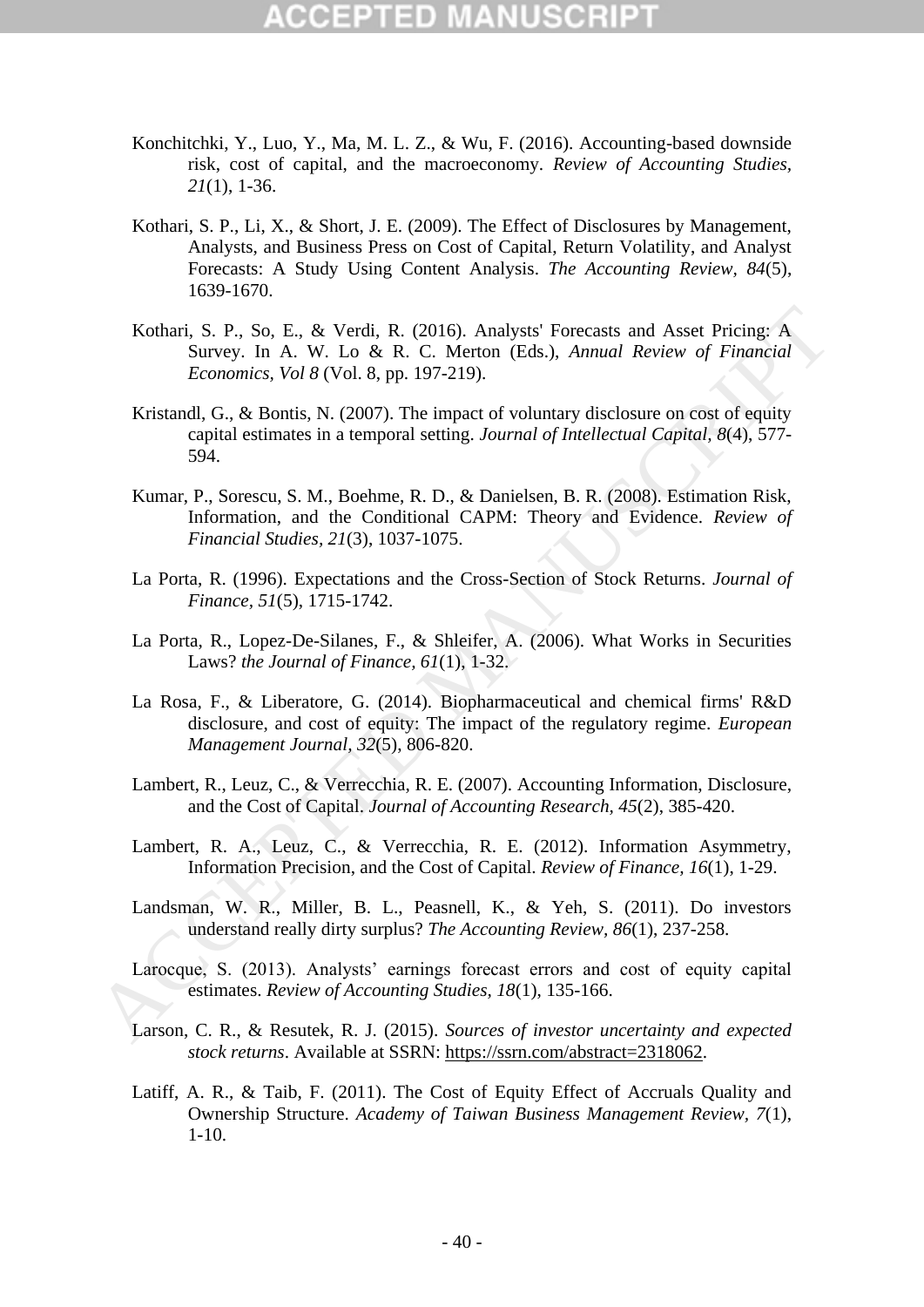Konchitchki, Y., Luo, Y., Ma, M. L. Z., & Wu, F. (2016). Accounting-based downside risk, cost of capital, and the macroeconomy. *Review of Accounting Studies, 21*(1), 1-36.

Kothari, S. P., Li, X., & Short, J. E. (2009). The Effect of Disclosures by Management, Analysts, and Business Press on Cost of Capital, Return Volatility, and Analyst Forecasts: A Study Using Content Analysis. *The Accounting Review, 84*(5), 1639-1670.

Kothari, S. P., So, E., & Verdi, R. (2016). Analysts' Forecasts and Asset Pricing: A Survey. In A. W. Lo & R. C. Merton (Eds.), *Annual Review of Financial Economics, Vol 8* (Vol. 8, pp. 197-219).

Kristandl, G., & Bontis, N. (2007). The impact of voluntary disclosure on cost of equity capital estimates in a temporal setting. *Journal of Intellectual Capital, 8*(4), 577-594.

Kumar, P., Sorescu, S. M., Boehme, R. D., & Danielsen, B. R. (2008). Estimation Risk, Information, and the Conditional CAPM: Theory and Evidence. *Review of Financial Studies, 21*(3), 1037-1075.

La Porta, R. (1996). Expectations and the Cross-Section of Stock Returns. *Journal of Finance, 51*(5), 1715-1742.

La Porta, R., Lopez-De-Silanes, F., & Shleifer, A. (2006). What Works in Securities Laws? *the Journal of Finance, 61*(1), 1-32.

La Rosa, F., & Liberatore, G. (2014). Biopharmaceutical and chemical firms' R&D disclosure, and cost of equity: The impact of the regulatory regime. *European Management Journal, 32*(5), 806-820.

Lambert, R., Leuz, C., & Verrecchia, R. E. (2007). Accounting Information, Disclosure, and the Cost of Capital. *Journal of Accounting Research, 45*(2), 385-420.

Lambert, R. A., Leuz, C., & Verrecchia, R. E. (2012). Information Asymmetry, Information Precision, and the Cost of Capital. *Review of Finance, 16*(1), 1-29.

Landsman, W. R., Miller, B. L., Peasnell, K., & Yeh, S. (2011). Do investors understand really dirty surplus? *The Accounting Review, 86*(1), 237-258.

Larocque, S. (2013). Analysts' earnings forecast errors and cost of equity capital estimates. *Review of Accounting Studies, 18*(1), 135-166.

Larson, C. R., & Resutek, R. J. (2015). *Sources of investor uncertainty and expected stock returns*. Available at SSRN: https://ssrn.com/abstract=2318062.

Latiff, A. R., & Taib, F. (2011). The Cost of Equity Effect of Accruals Quality and Ownership Structure. *Academy of Taiwan Business Management Review, 7*(1), 1-10.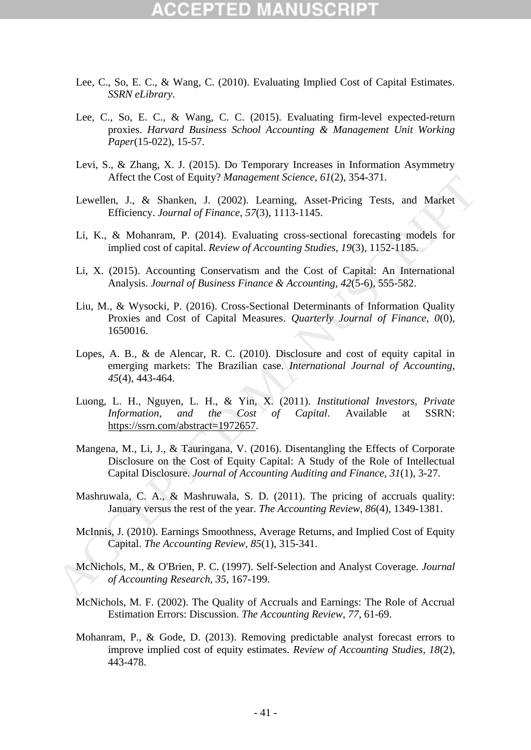Lee, C., So, E. C., & Wang, C. (2010). Evaluating Implied Cost of Capital Estimates. *SSRN eLibrary*.

Lee, C., So, E. C., & Wang, C. C. (2015). Evaluating firm-level expected-return proxies. *Harvard Business School Accounting & Management Unit Working Paper*(15-022), 15-57.

Levi, S., & Zhang, X. J. (2015). Do Temporary Increases in Information Asymmetry Affect the Cost of Equity? *Management Science, 61*(2), 354-371.

Lewellen, J., & Shanken, J. (2002). Learning, Asset-Pricing Tests, and Market Efficiency. *Journal of Finance, 57*(3), 1113-1145.

Li, K., & Mohanram, P. (2014). Evaluating cross-sectional forecasting models for implied cost of capital. *Review of Accounting Studies, 19*(3), 1152-1185.

Li, X. (2015). Accounting Conservatism and the Cost of Capital: An International Analysis. *Journal of Business Finance & Accounting, 42*(5-6), 555-582.

Liu, M., & Wysocki, P. (2016). Cross-Sectional Determinants of Information Quality Proxies and Cost of Capital Measures. *Quarterly Journal of Finance, 0*(0), 1650016.

Lopes, A. B., & de Alencar, R. C. (2010). Disclosure and cost of equity capital in emerging markets: The Brazilian case. *International Journal of Accounting, 45*(4), 443-464.

Luong, L. H., Nguyen, L. H., & Yin, X. (2011). *Institutional Investors, Private Information, and the Cost of Capital*. Available at SSRN: https://ssrn.com/abstract=1972657.

Mangena, M., Li, J., & Tauringana, V. (2016). Disentangling the Effects of Corporate Disclosure on the Cost of Equity Capital: A Study of the Role of Intellectual Capital Disclosure. *Journal of Accounting Auditing and Finance, 31*(1), 3-27.

Mashruwala, C. A., & Mashruwala, S. D. (2011). The pricing of accruals quality: January versus the rest of the year. *The Accounting Review, 86*(4), 1349-1381.

McInnis, J. (2010). Earnings Smoothness, Average Returns, and Implied Cost of Equity Capital. *The Accounting Review, 85*(1), 315-341.

McNichols, M., & O'Brien, P. C. (1997). Self-Selection and Analyst Coverage. *Journal of Accounting Research, 35*, 167-199.

McNichols, M. F. (2002). The Quality of Accruals and Earnings: The Role of Accrual Estimation Errors: Discussion. *The Accounting Review, 77*, 61-69.

Mohanram, P., & Gode, D. (2013). Removing predictable analyst forecast errors to improve implied cost of equity estimates. *Review of Accounting Studies, 18*(2), 443-478.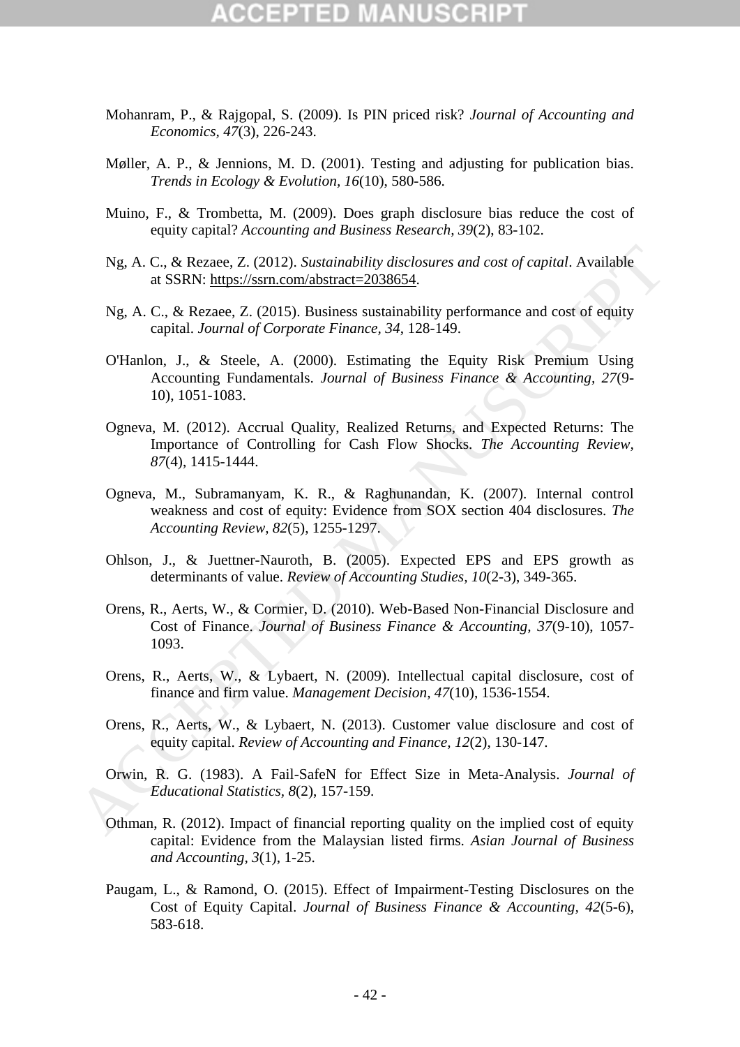Mohanram, P., & Rajgopal, S. (2009). Is PIN priced risk? *Journal of Accounting and Economics, 47*(3), 226-243.

Møller, A. P., & Jennions, M. D. (2001). Testing and adjusting for publication bias. *Trends in Ecology & Evolution, 16*(10), 580-586.

Muino, F., & Trombetta, M. (2009). Does graph disclosure bias reduce the cost of equity capital? *Accounting and Business Research, 39*(2), 83-102.

Ng, A. C., & Rezaee, Z. (2012). *Sustainability disclosures and cost of capital*. Available at SSRN: https://ssrn.com/abstract=2038654.

Ng, A. C., & Rezaee, Z. (2015). Business sustainability performance and cost of equity capital. *Journal of Corporate Finance, 34*, 128-149.

O'Hanlon, J., & Steele, A. (2000). Estimating the Equity Risk Premium Using Accounting Fundamentals. *Journal of Business Finance & Accounting, 27*(9-10), 1051-1083.

Ogneva, M. (2012). Accrual Quality, Realized Returns, and Expected Returns: The Importance of Controlling for Cash Flow Shocks. *The Accounting Review, 87*(4), 1415-1444.

Ogneva, M., Subramanyam, K. R., & Raghunandan, K. (2007). Internal control weakness and cost of equity: Evidence from SOX section 404 disclosures. *The Accounting Review, 82*(5), 1255-1297.

Ohlson, J., & Juettner-Nauroth, B. (2005). Expected EPS and EPS growth as determinants of value. *Review of Accounting Studies, 10*(2-3), 349-365.

Orens, R., Aerts, W., & Cormier, D. (2010). Web-Based Non-Financial Disclosure and Cost of Finance. *Journal of Business Finance & Accounting, 37*(9-10), 1057-1093.

Orens, R., Aerts, W., & Lybaert, N. (2009). Intellectual capital disclosure, cost of finance and firm value. *Management Decision, 47*(10), 1536-1554.

Orens, R., Aerts, W., & Lybaert, N. (2013). Customer value disclosure and cost of equity capital. *Review of Accounting and Finance, 12*(2), 130-147.

Orwin, R. G. (1983). A Fail-SafeN for Effect Size in Meta-Analysis. *Journal of Educational Statistics, 8*(2), 157-159.

Othman, R. (2012). Impact of financial reporting quality on the implied cost of equity capital: Evidence from the Malaysian listed firms. *Asian Journal of Business and Accounting, 3*(1), 1-25.

Paugam, L., & Ramond, O. (2015). Effect of Impairment-Testing Disclosures on the Cost of Equity Capital. *Journal of Business Finance & Accounting, 42*(5-6), 583-618.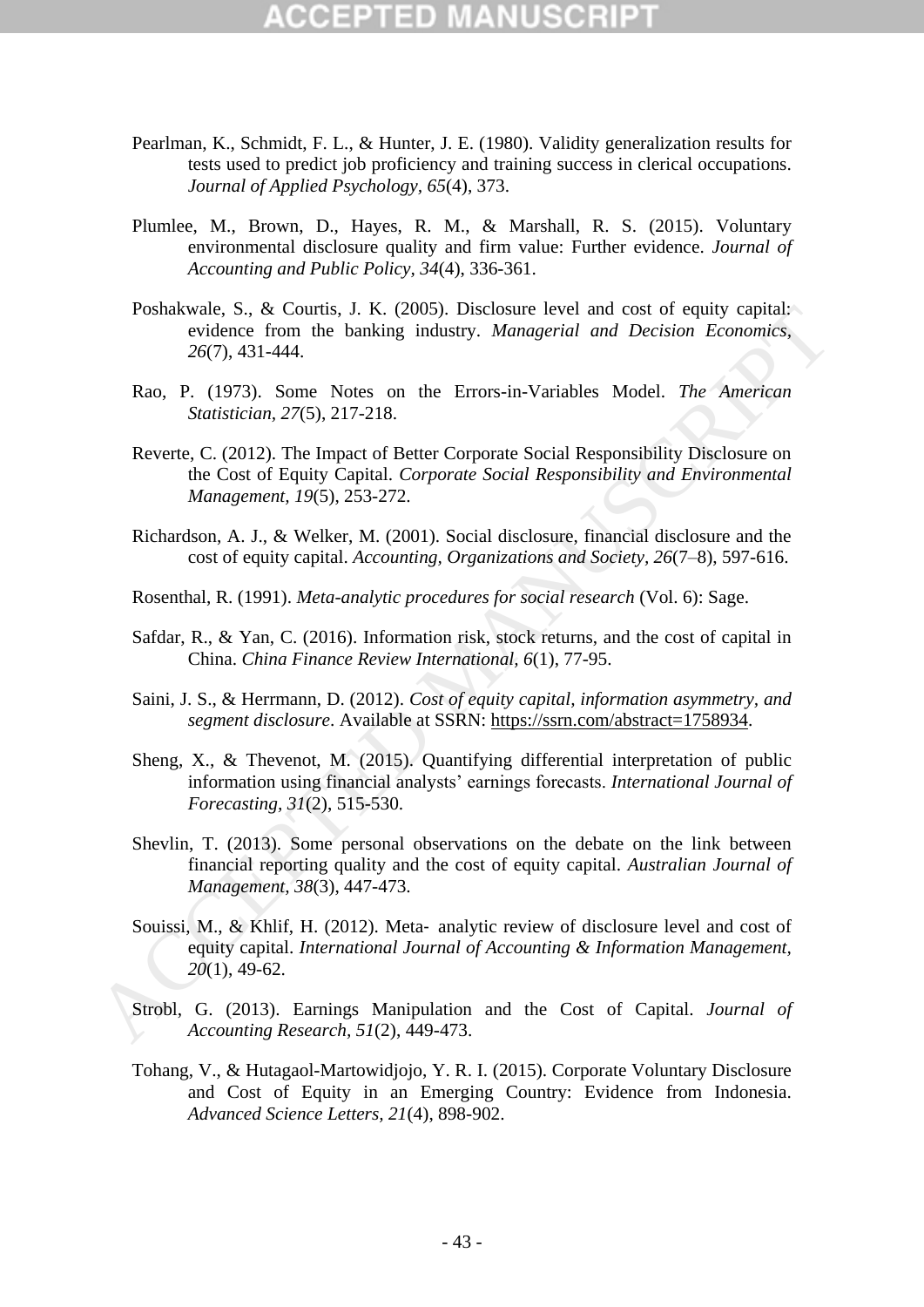Pearlman, K., Schmidt, F. L., & Hunter, J. E. (1980). Validity generalization results for tests used to predict job proficiency and training success in clerical occupations. *Journal of Applied Psychology, 65*(4), 373.

Plumlee, M., Brown, D., Hayes, R. M., & Marshall, R. S. (2015). Voluntary environmental disclosure quality and firm value: Further evidence. *Journal of Accounting and Public Policy, 34*(4), 336-361.

Poshakwale, S., & Courtis, J. K. (2005). Disclosure level and cost of equity capital: evidence from the banking industry. *Managerial and Decision Economics, 26*(7), 431-444.

Rao, P. (1973). Some Notes on the Errors-in-Variables Model. *The American Statistician, 27*(5), 217-218.

Reverte, C. (2012). The Impact of Better Corporate Social Responsibility Disclosure on the Cost of Equity Capital. *Corporate Social Responsibility and Environmental Management, 19*(5), 253-272.

Richardson, A. J., & Welker, M. (2001). Social disclosure, financial disclosure and the cost of equity capital. *Accounting, Organizations and Society, 26*(7–8), 597-616.

Rosenthal, R. (1991). *Meta-analytic procedures for social research* (Vol. 6): Sage.

Safdar, R., & Yan, C. (2016). Information risk, stock returns, and the cost of capital in China. *China Finance Review International, 6*(1), 77-95.

Saini, J. S., & Herrmann, D. (2012). *Cost of equity capital, information asymmetry, and segment disclosure*. Available at SSRN: https://ssrn.com/abstract=1758934.

Sheng, X., & Thevenot, M. (2015). Quantifying differential interpretation of public information using financial analysts' earnings forecasts. *International Journal of Forecasting, 31*(2), 515-530.

Shevlin, T. (2013). Some personal observations on the debate on the link between financial reporting quality and the cost of equity capital. *Australian Journal of Management, 38*(3), 447-473.

Souissi, M., & Khlif, H. (2012). Meta- analytic review of disclosure level and cost of equity capital. *International Journal of Accounting & Information Management, 20*(1), 49-62.

Strobl, G. (2013). Earnings Manipulation and the Cost of Capital. *Journal of Accounting Research, 51*(2), 449-473.

Tohang, V., & Hutagaol-Martowidjojo, Y. R. I. (2015). Corporate Voluntary Disclosure and Cost of Equity in an Emerging Country: Evidence from Indonesia. *Advanced Science Letters, 21*(4), 898-902.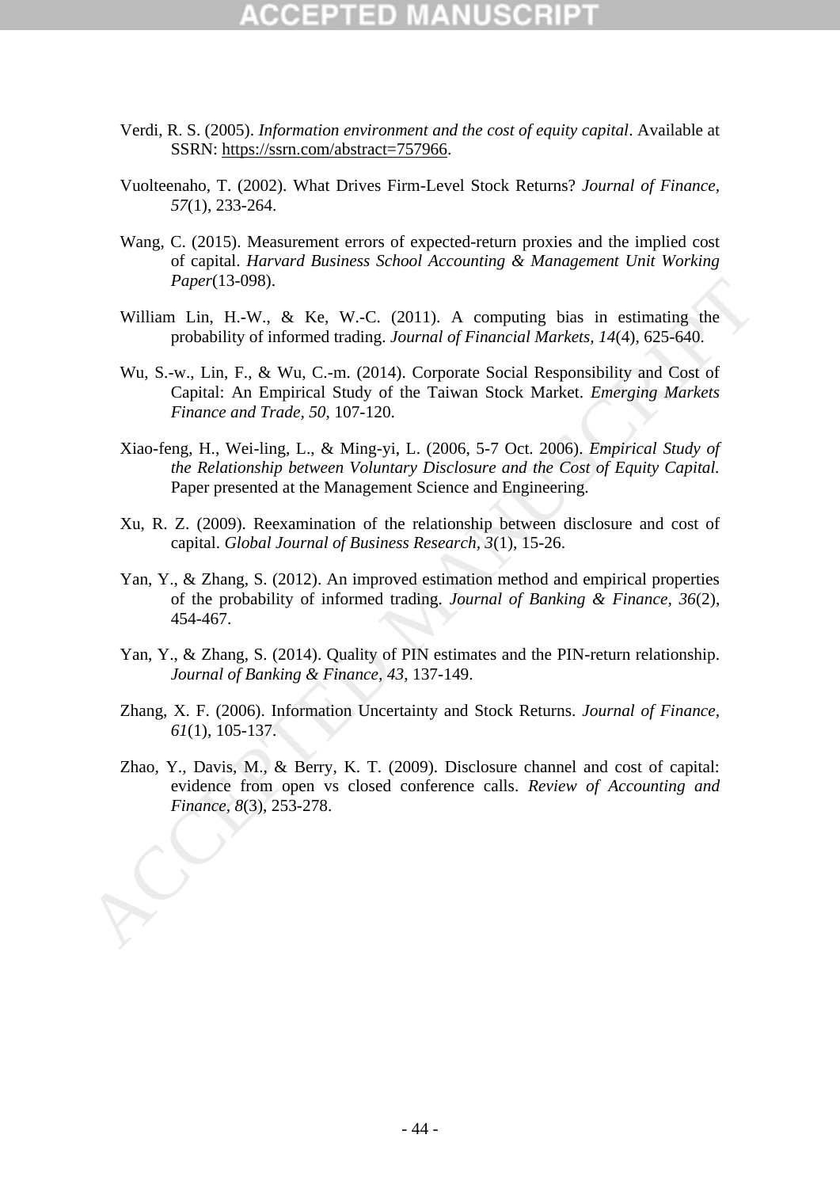Verdi, R. S. (2005). *Information environment and the cost of equity capital*. Available at SSRN: https://ssrn.com/abstract=757966.

Vuolteenaho, T. (2002). What Drives Firm-Level Stock Returns? *Journal of Finance, 57*(1), 233-264.

Wang, C. (2015). Measurement errors of expected-return proxies and the implied cost of capital. *Harvard Business School Accounting & Management Unit Working Paper*(13-098).

William Lin, H.-W., & Ke, W.-C. (2011). A computing bias in estimating the probability of informed trading. *Journal of Financial Markets, 14*(4), 625-640.

Wu, S.-w., Lin, F., & Wu, C.-m. (2014). Corporate Social Responsibility and Cost of Capital: An Empirical Study of the Taiwan Stock Market. *Emerging Markets Finance and Trade, 50*, 107-120.

Xiao-feng, H., Wei-ling, L., & Ming-yi, L. (2006, 5-7 Oct. 2006). *Empirical Study of the Relationship between Voluntary Disclosure and the Cost of Equity Capital.* Paper presented at the Management Science and Engineering.

Xu, R. Z. (2009). Reexamination of the relationship between disclosure and cost of capital. *Global Journal of Business Research, 3*(1), 15-26.

Yan, Y., & Zhang, S. (2012). An improved estimation method and empirical properties of the probability of informed trading. *Journal of Banking & Finance, 36*(2), 454-467.

Yan, Y., & Zhang, S. (2014). Quality of PIN estimates and the PIN-return relationship. *Journal of Banking & Finance, 43*, 137-149.

Zhang, X. F. (2006). Information Uncertainty and Stock Returns. *Journal of Finance, 61*(1), 105-137.

Zhao, Y., Davis, M., & Berry, K. T. (2009). Disclosure channel and cost of capital: evidence from open vs closed conference calls. *Review of Accounting and Finance, 8*(3), 253-278.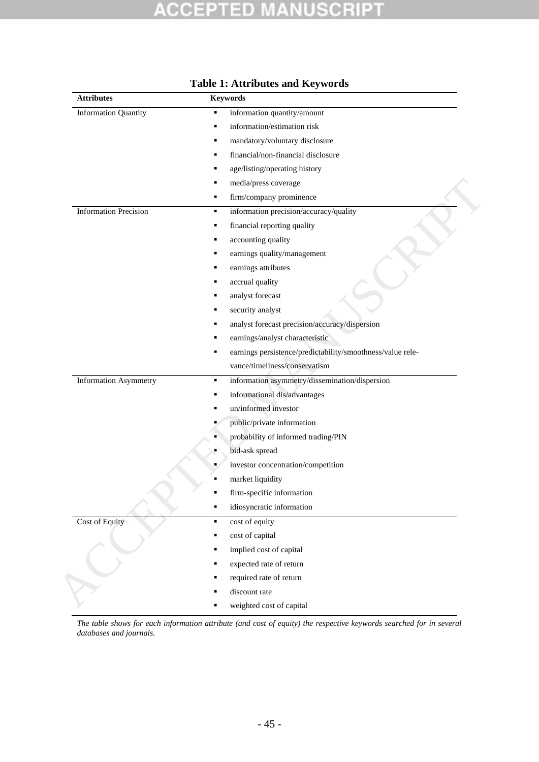**Table 1: Attributes and Keywords**

| Attributes | Keywords |
|---|---|
| Information Quantity | ▪ information quantity/amount |
| | ▪ information/estimation risk |
| | ▪ mandatory/voluntary disclosure |
| | ▪ financial/non-financial disclosure |
| | ▪ age/listing/operating history |
| | ▪ media/press coverage |
| | ▪ firm/company prominence |
| Information Precision | ▪ information precision/accuracy/quality |
| | ▪ financial reporting quality |
| | ▪ accounting quality |
| | ▪ earnings quality/management |
| | ▪ earnings attributes |
| | ▪ accrual quality |
| | ▪ analyst forecast |
| | ▪ security analyst |
| | ▪ analyst forecast precision/accuracy/dispersion |
| | ▪ earnings/analyst characteristic |
| | ▪ earnings persistence/predictability/smoothness/value relevance/timeliness/conservatism |
| Information Asymmetry | ▪ information asymmetry/dissemination/dispersion |
| | ▪ informational dis/advantages |
| | ▪ un/informed investor |
| | ▪ public/private information |
| | ▪ probability of informed trading/PIN |
| | ▪ bid-ask spread |
| | ▪ investor concentration/competition |
| | ▪ market liquidity |
| | ▪ firm-specific information |
| | ▪ idiosyncratic information |
| Cost of Equity | ▪ cost of equity |
| | ▪ cost of capital |
| | ▪ implied cost of capital |
| | ▪ expected rate of return |
| | ▪ required rate of return |
| | ▪ discount rate |
| | ▪ weighted cost of capital |

*The table shows for each information attribute (and cost of equity) the respective keywords searched for in several databases and journals.*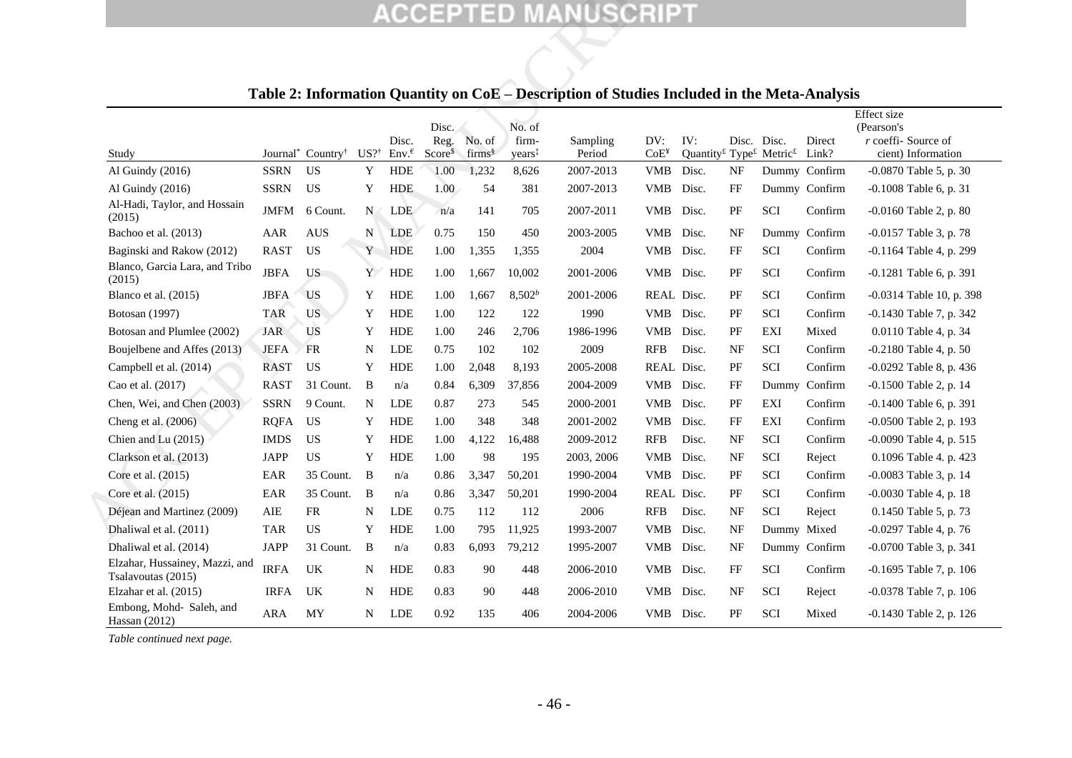**Table 2: Information Quantity on CoE – Description of Studies Included in the Meta-Analysis**

| Study | Journal* | Country† | US?† | Disc. Env.€ | Disc. Reg. Score$ | No. of firms§ | No. of firm-years‡ | Sampling Period | DV: CoE¥ | IV: Quantity£ | Disc. Type£ | Disc. Metric£ | Direct Link? | Effect size (Pearson's r coefficient) | Source of Information |
|---|---|---|---|---|---|---|---|---|---|---|---|---|---|---|---|
| Al Guindy (2016) | SSRN | US | Y | HDE | 1.00 | 1,232 | 8,626 | 2007-2013 | VMB | Disc. | NF | Dummy | Confirm | -0.0870 | Table 5, p. 30 |
| Al Guindy (2016) | SSRN | US | Y | HDE | 1.00 | 54 | 381 | 2007-2013 | VMB | Disc. | FF | Dummy | Confirm | -0.1008 | Table 6, p. 31 |
| Al-Hadi, Taylor, and Hossain (2015) | JMFM | 6 Count. | N | LDE | n/a | 141 | 705 | 2007-2011 | VMB | Disc. | PF | SCI | Confirm | -0.0160 | Table 2, p. 80 |
| Bachoo et al. (2013) | AAR | AUS | N | LDE | 0.75 | 150 | 450 | 2003-2005 | VMB | Disc. | NF | Dummy | Confirm | -0.0157 | Table 3, p. 78 |
| Baginski and Rakow (2012) | RAST | US | Y | HDE | 1.00 | 1,355 | 1,355 | 2004 | VMB | Disc. | FF | SCI | Confirm | -0.1164 | Table 4, p. 299 |
| Blanco, Garcia Lara, and Tribo (2015) | JBFA | US | Y | HDE | 1.00 | 1,667 | 10,002 | 2001-2006 | VMB | Disc. | PF | SCI | Confirm | -0.1281 | Table 6, p. 391 |
| Blanco et al. (2015) | JBFA | US | Y | HDE | 1.00 | 1,667 | 8,502*b* | 2001-2006 | REAL | Disc. | PF | SCI | Confirm | -0.0314 | Table 10, p. 398 |
| Botosan (1997) | TAR | US | Y | HDE | 1.00 | 122 | 122 | 1990 | VMB | Disc. | PF | SCI | Confirm | -0.1430 | Table 7, p. 342 |
| Botosan and Plumlee (2002) | JAR | US | Y | HDE | 1.00 | 246 | 2,706 | 1986-1996 | VMB | Disc. | PF | EXI | Mixed | 0.0110 | Table 4, p. 34 |
| Boujelbene and Affes (2013) | JEFA | FR | N | LDE | 0.75 | 102 | 102 | 2009 | RFB | Disc. | NF | SCI | Confirm | -0.2180 | Table 4, p. 50 |
| Campbell et al. (2014) | RAST | US | Y | HDE | 1.00 | 2,048 | 8,193 | 2005-2008 | REAL | Disc. | PF | SCI | Confirm | -0.0292 | Table 8, p. 436 |
| Cao et al. (2017) | RAST | 31 Count. | B | n/a | 0.84 | 6,309 | 37,856 | 2004-2009 | VMB | Disc. | FF | Dummy | Confirm | -0.1500 | Table 2, p. 14 |
| Chen, Wei, and Chen (2003) | SSRN | 9 Count. | N | LDE | 0.87 | 273 | 545 | 2000-2001 | VMB | Disc. | PF | EXI | Confirm | -0.1400 | Table 6, p. 391 |
| Cheng et al. (2006) | RQFA | US | Y | HDE | 1.00 | 348 | 348 | 2001-2002 | VMB | Disc. | FF | EXI | Confirm | -0.0500 | Table 2, p. 193 |
| Chien and Lu (2015) | IMDS | US | Y | HDE | 1.00 | 4,122 | 16,488 | 2009-2012 | RFB | Disc. | NF | SCI | Confirm | -0.0090 | Table 4, p. 515 |
| Clarkson et al. (2013) | JAPP | US | Y | HDE | 1.00 | 98 | 195 | 2003, 2006 | VMB | Disc. | NF | SCI | Reject | 0.1096 | Table 4. p. 423 |
| Core et al. (2015) | EAR | 35 Count. | B | n/a | 0.86 | 3,347 | 50,201 | 1990-2004 | VMB | Disc. | PF | SCI | Confirm | -0.0083 | Table 3, p. 14 |
| Core et al. (2015) | EAR | 35 Count. | B | n/a | 0.86 | 3,347 | 50,201 | 1990-2004 | REAL | Disc. | PF | SCI | Confirm | -0.0030 | Table 4, p. 18 |
| Déjean and Martinez (2009) | AIE | FR | N | LDE | 0.75 | 112 | 112 | 2006 | RFB | Disc. | NF | SCI | Reject | 0.1450 | Table 5, p. 73 |
| Dhaliwal et al. (2011) | TAR | US | Y | HDE | 1.00 | 795 | 11,925 | 1993-2007 | VMB | Disc. | NF | Dummy | Mixed | -0.0297 | Table 4, p. 76 |
| Dhaliwal et al. (2014) | JAPP | 31 Count. | B | n/a | 0.83 | 6,093 | 79,212 | 1995-2007 | VMB | Disc. | NF | Dummy | Confirm | -0.0700 | Table 3, p. 341 |
| Elzahar, Hussainey, Mazzi, and Tsalavoutas (2015) | IRFA | UK | N | HDE | 0.83 | 90 | 448 | 2006-2010 | VMB | Disc. | FF | SCI | Confirm | -0.1695 | Table 7, p. 106 |
| Elzahar et al. (2015) | IRFA | UK | N | HDE | 0.83 | 90 | 448 | 2006-2010 | VMB | Disc. | NF | SCI | Reject | -0.0378 | Table 7, p. 106 |
| Embong, Mohd- Saleh, and Hassan (2012) | ARA | MY | N | LDE | 0.92 | 135 | 406 | 2004-2006 | VMB | Disc. | PF | SCI | Mixed | -0.1430 | Table 2, p. 126 |

*Table continued next page.*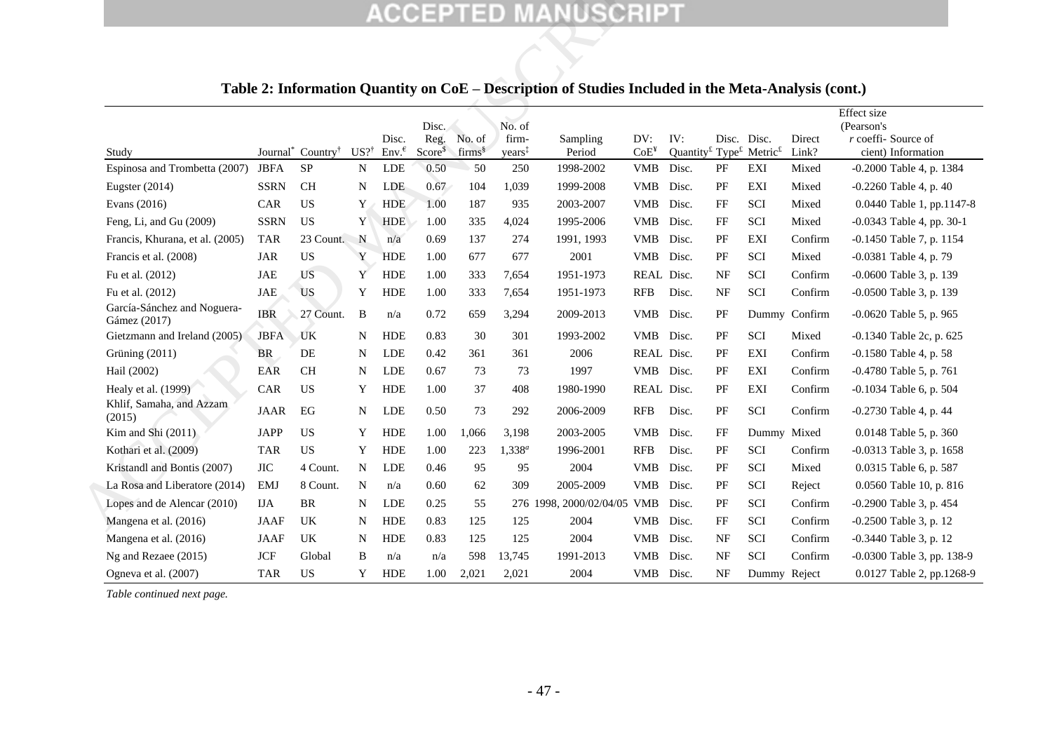**Table 2: Information Quantity on CoE – Description of Studies Included in the Meta-Analysis (cont.)**

| Study | Journal* | Country† | US?† | Disc. Env.£ | Disc. Reg. Score$ | No. of firms§ | No. of firm-years‡ | Sampling Period | DV: CoE¥ | IV: Quantity£ | Disc. Type£ | Disc. Metric£ | Direct Link? | Effect size (Pearson's r coefficient) | Source of Information |
|---|---|---|---|---|---|---|---|---|---|---|---|---|---|---|---|
| Espinosa and Trombetta (2007) | JBFA | SP | N | LDE | 0.50 | 50 | 250 | 1998-2002 | VMB | Disc. | PF | EXI | Mixed | -0.2000 | Table 4, p. 1384 |
| Eugster (2014) | SSRN | CH | N | LDE | 0.67 | 104 | 1,039 | 1999-2008 | VMB | Disc. | PF | EXI | Mixed | -0.2260 | Table 4, p. 40 |
| Evans (2016) | CAR | US | Y | HDE | 1.00 | 187 | 935 | 2003-2007 | VMB | Disc. | FF | SCI | Mixed | 0.0440 | Table 1, pp.1147-8 |
| Feng, Li, and Gu (2009) | SSRN | US | Y | HDE | 1.00 | 335 | 4,024 | 1995-2006 | VMB | Disc. | FF | SCI | Mixed | -0.0343 | Table 4, pp. 30-1 |
| Francis, Khurana, et al. (2005) | TAR | 23 Count. | N | n/a | 0.69 | 137 | 274 | 1991, 1993 | VMB | Disc. | PF | EXI | Confirm | -0.1450 | Table 7, p. 1154 |
| Francis et al. (2008) | JAR | US | Y | HDE | 1.00 | 677 | 677 | 2001 | VMB | Disc. | PF | SCI | Mixed | -0.0381 | Table 4, p. 79 |
| Fu et al. (2012) | JAE | US | Y | HDE | 1.00 | 333 | 7,654 | 1951-1973 | REAL | Disc. | NF | SCI | Confirm | -0.0600 | Table 3, p. 139 |
| Fu et al. (2012) | JAE | US | Y | HDE | 1.00 | 333 | 7,654 | 1951-1973 | RFB | Disc. | NF | SCI | Confirm | -0.0500 | Table 3, p. 139 |
| García-Sánchez and Noguera-Gámez (2017) | IBR | 27 Count. | B | n/a | 0.72 | 659 | 3,294 | 2009-2013 | VMB | Disc. | PF | Dummy | Confirm | -0.0620 | Table 5, p. 965 |
| Gietzmann and Ireland (2005) | JBFA | UK | N | HDE | 0.83 | 30 | 301 | 1993-2002 | VMB | Disc. | PF | SCI | Mixed | -0.1340 | Table 2c, p. 625 |
| Grüning (2011) | BR | DE | N | LDE | 0.42 | 361 | 361 | 2006 | REAL | Disc. | PF | EXI | Confirm | -0.1580 | Table 4, p. 58 |
| Hail (2002) | EAR | CH | N | LDE | 0.67 | 73 | 73 | 1997 | VMB | Disc. | PF | EXI | Confirm | -0.4780 | Table 5, p. 761 |
| Healy et al. (1999) | CAR | US | Y | HDE | 1.00 | 37 | 408 | 1980-1990 | REAL | Disc. | PF | EXI | Confirm | -0.1034 | Table 6, p. 504 |
| Khlif, Samaha, and Azzam (2015) | JAAR | EG | N | LDE | 0.50 | 73 | 292 | 2006-2009 | RFB | Disc. | PF | SCI | Confirm | -0.2730 | Table 4, p. 44 |
| Kim and Shi (2011) | JAPP | US | Y | HDE | 1.00 | 1,066 | 3,198 | 2003-2005 | VMB | Disc. | FF | Dummy | Mixed | 0.0148 | Table 5, p. 360 |
| Kothari et al. (2009) | TAR | US | Y | HDE | 1.00 | 223 | 1,338[a] | 1996-2001 | RFB | Disc. | PF | SCI | Confirm | -0.0313 | Table 3, p. 1658 |
| Kristandl and Bontis (2007) | JIC | 4 Count. | N | LDE | 0.46 | 95 | 95 | 2004 | VMB | Disc. | PF | SCI | Mixed | 0.0315 | Table 6, p. 587 |
| La Rosa and Liberatore (2014) | EMJ | 8 Count. | N | n/a | 0.60 | 62 | 309 | 2005-2009 | VMB | Disc. | PF | SCI | Reject | 0.0560 | Table 10, p. 816 |
| Lopes and de Alencar (2010) | IJA | BR | N | LDE | 0.25 | 55 | 276 | 1998, 2000/02/04/05 | VMB | Disc. | PF | SCI | Confirm | -0.2900 | Table 3, p. 454 |
| Mangena et al. (2016) | JAAF | UK | N | HDE | 0.83 | 125 | 125 | 2004 | VMB | Disc. | FF | SCI | Confirm | -0.2500 | Table 3, p. 12 |
| Mangena et al. (2016) | JAAF | UK | N | HDE | 0.83 | 125 | 125 | 2004 | VMB | Disc. | NF | SCI | Confirm | -0.3440 | Table 3, p. 12 |
| Ng and Rezaee (2015) | JCF | Global | B | n/a | n/a | 598 | 13,745 | 1991-2013 | VMB | Disc. | NF | SCI | Confirm | -0.0300 | Table 3, pp. 138-9 |
| Ogneva et al. (2007) | TAR | US | Y | HDE | 1.00 | 2,021 | 2,021 | 2004 | VMB | Disc. | NF | Dummy | Reject | 0.0127 | Table 2, pp.1268-9 |

*Table continued next page.*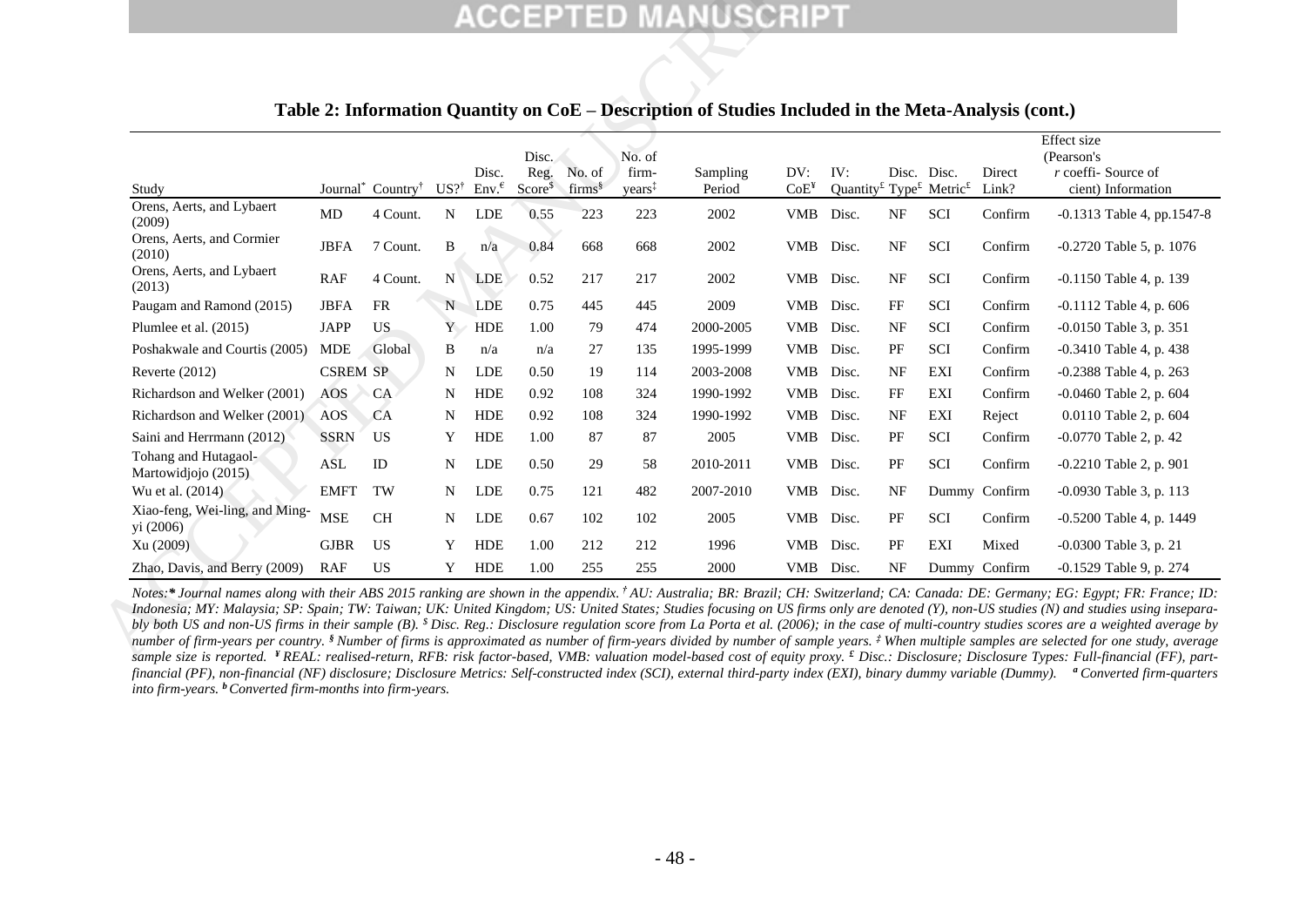**Table 2: Information Quantity on CoE – Description of Studies Included in the Meta-Analysis (cont.)**

| Study | Journal* | Country† | US?† | Disc. Env.£ | Disc. Reg. Score$ | No. of firms§ | No. of firm-years‡ | Sampling Period | DV: CoE¥ | IV: Quantity£ | Disc. Type£ | Disc. Metric£ | Direct Link? | Effect size (Pearson's r coeffi-cient) | Source of Information |
|---|---|---|---|---|---|---|---|---|---|---|---|---|---|---|---|
| Orens, Aerts, and Lybaert (2009) | MD | 4 Count. | N | LDE | 0.55 | 223 | 223 | 2002 | VMB | Disc. | NF | SCI | Confirm | -0.1313 | Table 4, pp.1547-8 |
| Orens, Aerts, and Cormier (2010) | JBFA | 7 Count. | B | n/a | 0.84 | 668 | 668 | 2002 | VMB | Disc. | NF | SCI | Confirm | -0.2720 | Table 5, p. 1076 |
| Orens, Aerts, and Lybaert (2013) | RAF | 4 Count. | N | LDE | 0.52 | 217 | 217 | 2002 | VMB | Disc. | NF | SCI | Confirm | -0.1150 | Table 4, p. 139 |
| Paugam and Ramond (2015) | JBFA | FR | N | LDE | 0.75 | 445 | 445 | 2009 | VMB | Disc. | FF | SCI | Confirm | -0.1112 | Table 4, p. 606 |
| Plumlee et al. (2015) | JAPP | US | Y | HDE | 1.00 | 79 | 474 | 2000-2005 | VMB | Disc. | NF | SCI | Confirm | -0.0150 | Table 3, p. 351 |
| Poshakwale and Courtis (2005) | MDE | Global | B | n/a | n/a | 27 | 135 | 1995-1999 | VMB | Disc. | PF | SCI | Confirm | -0.3410 | Table 4, p. 438 |
| Reverte (2012) | CSREM | SP | N | LDE | 0.50 | 19 | 114 | 2003-2008 | VMB | Disc. | NF | EXI | Confirm | -0.2388 | Table 4, p. 263 |
| Richardson and Welker (2001) | AOS | CA | N | HDE | 0.92 | 108 | 324 | 1990-1992 | VMB | Disc. | FF | EXI | Confirm | -0.0460 | Table 2, p. 604 |
| Richardson and Welker (2001) | AOS | CA | N | HDE | 0.92 | 108 | 324 | 1990-1992 | VMB | Disc. | NF | EXI | Reject | 0.0110 | Table 2, p. 604 |
| Saini and Herrmann (2012) | SSRN | US | Y | HDE | 1.00 | 87 | 87 | 2005 | VMB | Disc. | PF | SCI | Confirm | -0.0770 | Table 2, p. 42 |
| Tohang and Hutagaol-Martowidjojo (2015) | ASL | ID | N | LDE | 0.50 | 29 | 58 | 2010-2011 | VMB | Disc. | PF | SCI | Confirm | -0.2210 | Table 2, p. 901 |
| Wu et al. (2014) | EMFT | TW | N | LDE | 0.75 | 121 | 482 | 2007-2010 | VMB | Disc. | NF | Dummy | Confirm | -0.0930 | Table 3, p. 113 |
| Xiao-feng, Wei-ling, and Ming-yi (2006) | MSE | CH | N | LDE | 0.67 | 102 | 102 | 2005 | VMB | Disc. | PF | SCI | Confirm | -0.5200 | Table 4, p. 1449 |
| Xu (2009) | GJBR | US | Y | HDE | 1.00 | 212 | 212 | 1996 | VMB | Disc. | PF | EXI | Mixed | -0.0300 | Table 3, p. 21 |
| Zhao, Davis, and Berry (2009) | RAF | US | Y | HDE | 1.00 | 255 | 255 | 2000 | VMB | Disc. | NF | Dummy | Confirm | -0.1529 | Table 9, p. 274 |

*Notes:* Journal names along with their ABS 2015 ranking are shown in the appendix. † AU: Australia; BR: Brazil; CH: Switzerland; CA: Canada: DE: Germany; EG: Egypt; FR: France; ID: Indonesia; MY: Malaysia; SP: Spain; TW: Taiwan; UK: United Kingdom; US: United States; Studies focusing on US firms only are denoted (Y), non-US studies (N) and studies using inseparably both US and non-US firms in their sample (B). $ Disc. Reg.: Disclosure regulation score from La Porta et al. (2006); in the case of multi-country studies scores are a weighted average by number of firm-years per country. § Number of firms is approximated as number of firm-years divided by number of sample years. ‡ When multiple samples are selected for one study, average sample size is reported. ¥ REAL: realised-return, RFB: risk factor-based, VMB: valuation model-based cost of equity proxy. £ Disc.: Disclosure; Disclosure Types: Full-financial (FF), part-financial (PF), non-financial (NF) disclosure; Disclosure Metrics: Self-constructed index (SCI), external third-party index (EXI), binary dummy variable (Dummy). a Converted firm-quarters into firm-years. b Converted firm-months into firm-years.*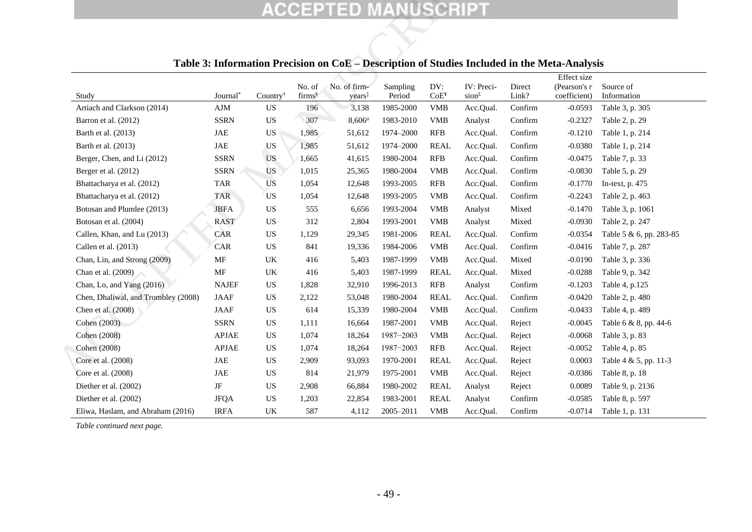**Table 3: Information Precision on CoE – Description of Studies Included in the Meta-Analysis**

| Study | Journal* | Country† | No. of firms§ | No. of firm-years‡ | Sampling Period | DV: CoE¥ | IV: Precision£ | Direct Link? | Effect size (Pearson's $r$ coefficient) | Source of Information |
|---|---|---|---|---|---|---|---|---|---|---|
| Artiach and Clarkson (2014) | AJM | US | 196 | 3,138 | 1985-2000 | VMB | Acc.Qual. | Confirm | -0.0593 | Table 3, p. 305 |
| Barron et al. (2012) | SSRN | US | 307 | 8,606$^{a}$ | 1983-2010 | VMB | Analyst | Confirm | -0.2327 | Table 2, p. 29 |
| Barth et al. (2013) | JAE | US | 1,985 | 51,612 | 1974–2000 | RFB | Acc.Qual. | Confirm | -0.1210 | Table 1, p. 214 |
| Barth et al. (2013) | JAE | US | 1,985 | 51,612 | 1974–2000 | REAL | Acc.Qual. | Confirm | -0.0380 | Table 1, p. 214 |
| Berger, Chen, and Li (2012) | SSRN | US | 1,665 | 41,615 | 1980-2004 | RFB | Acc.Qual. | Confirm | -0.0475 | Table 7, p. 33 |
| Berger et al. (2012) | SSRN | US | 1,015 | 25,365 | 1980-2004 | VMB | Acc.Qual. | Confirm | -0.0830 | Table 5, p. 29 |
| Bhattacharya et al. (2012) | TAR | US | 1,054 | 12,648 | 1993-2005 | RFB | Acc.Qual. | Confirm | -0.1770 | In-text, p. 475 |
| Bhattacharya et al. (2012) | TAR | US | 1,054 | 12,648 | 1993-2005 | VMB | Acc.Qual. | Confirm | -0.2243 | Table 2, p. 463 |
| Botosan and Plumlee (2013) | JBFA | US | 555 | 6,656 | 1993-2004 | VMB | Analyst | Mixed | -0.1470 | Table 3, p. 1061 |
| Botosan et al. (2004) | RAST | US | 312 | 2,804 | 1993-2001 | VMB | Analyst | Mixed | -0.0930 | Table 2, p. 247 |
| Callen, Khan, and Lu (2013) | CAR | US | 1,129 | 29,345 | 1981-2006 | REAL | Acc.Qual. | Confirm | -0.0354 | Table 5 & 6, pp. 283-85 |
| Callen et al. (2013) | CAR | US | 841 | 19,336 | 1984-2006 | VMB | Acc.Qual. | Confirm | -0.0416 | Table 7, p. 287 |
| Chan, Lin, and Strong (2009) | MF | UK | 416 | 5,403 | 1987-1999 | VMB | Acc.Qual. | Mixed | -0.0190 | Table 3, p. 336 |
| Chan et al. (2009) | MF | UK | 416 | 5,403 | 1987-1999 | REAL | Acc.Qual. | Mixed | -0.0288 | Table 9, p. 342 |
| Chan, Lo, and Yang (2016) | NAJEF | US | 1,828 | 32,910 | 1996-2013 | RFB | Analyst | Confirm | -0.1203 | Table 4, p.125 |
| Chen, Dhaliwal, and Trombley (2008) | JAAF | US | 2,122 | 53,048 | 1980-2004 | REAL | Acc.Qual. | Confirm | -0.0420 | Table 2, p. 480 |
| Chen et al. (2008) | JAAF | US | 614 | 15,339 | 1980-2004 | VMB | Acc.Qual. | Confirm | -0.0433 | Table 4, p. 489 |
| Cohen (2003) | SSRN | US | 1,111 | 16,664 | 1987-2001 | VMB | Acc.Qual. | Reject | -0.0045 | Table 6 & 8, pp. 44-6 |
| Cohen (2008) | APJAE | US | 1,074 | 18,264 | 1987−2003 | VMB | Acc.Qual. | Reject | -0.0068 | Table 3, p. 83 |
| Cohen (2008) | APJAE | US | 1,074 | 18,264 | 1987−2003 | RFB | Acc.Qual. | Reject | -0.0052 | Table 4, p. 85 |
| Core et al. (2008) | JAE | US | 2,909 | 93,093 | 1970-2001 | REAL | Acc.Qual. | Reject | 0.0003 | Table 4 & 5, pp. 11-3 |
| Core et al. (2008) | JAE | US | 814 | 21,979 | 1975-2001 | VMB | Acc.Qual. | Reject | -0.0386 | Table 8, p. 18 |
| Diether et al. (2002) | JF | US | 2,908 | 66,884 | 1980-2002 | REAL | Analyst | Reject | 0.0089 | Table 9, p. 2136 |
| Diether et al. (2002) | JFQA | US | 1,203 | 22,854 | 1983-2001 | REAL | Analyst | Confirm | -0.0585 | Table 8, p. 597 |
| Eliwa, Haslam, and Abraham (2016) | IRFA | UK | 587 | 4,112 | 2005–2011 | VMB | Acc.Qual. | Confirm | -0.0714 | Table 1, p. 131 |

*Table continued next page.*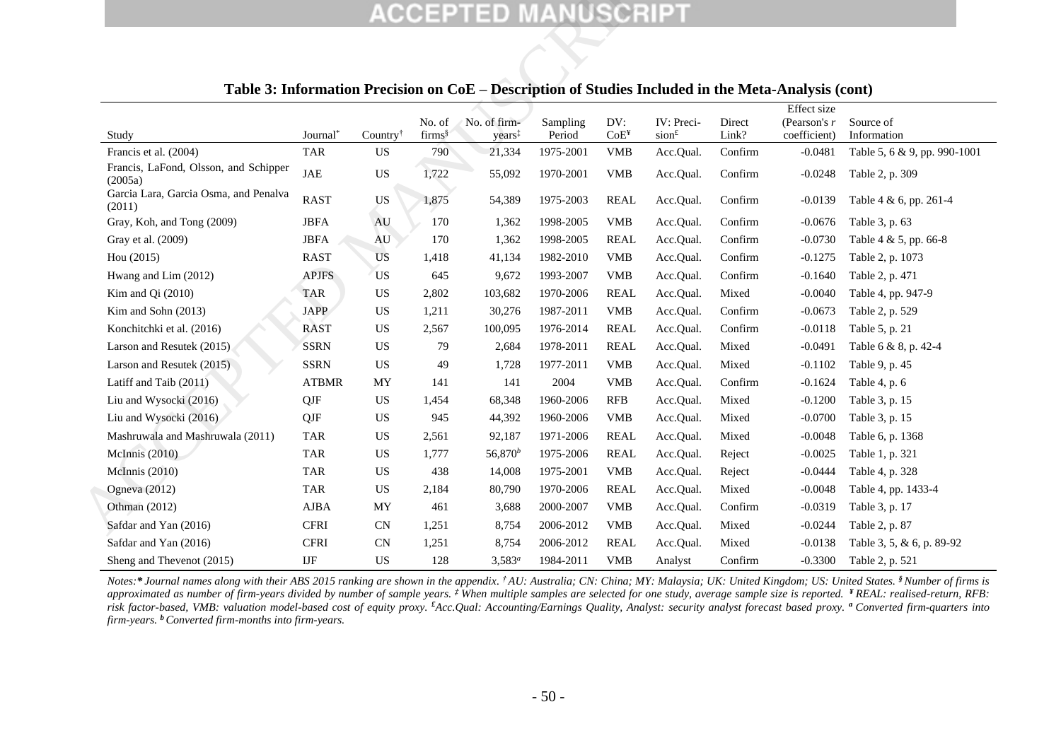## Table 3: Information Precision on CoE – Description of Studies Included in the Meta-Analysis (cont)

| Study | Journal* | Country† | No. of firms§ | No. of firm-years‡ | Sampling Period | DV: CoE¥ | IV: Precision£ | Direct Link? | Effect size (Pearson's *r* coefficient) | Source of Information |
|---|---|---|---|---|---|---|---|---|---|---|
| Francis et al. (2004) | TAR | US | 790 | 21,334 | 1975-2001 | VMB | Acc.Qual. | Confirm | -0.0481 | Table 5, 6 & 9, pp. 990-1001 |
| Francis, LaFond, Olsson, and Schipper (2005a) | JAE | US | 1,722 | 55,092 | 1970-2001 | VMB | Acc.Qual. | Confirm | -0.0248 | Table 2, p. 309 |
| Garcia Lara, Garcia Osma, and Penalva (2011) | RAST | US | 1,875 | 54,389 | 1975-2003 | REAL | Acc.Qual. | Confirm | -0.0139 | Table 4 & 6, pp. 261-4 |
| Gray, Koh, and Tong (2009) | JBFA | AU | 170 | 1,362 | 1998-2005 | VMB | Acc.Qual. | Confirm | -0.0676 | Table 3, p. 63 |
| Gray et al. (2009) | JBFA | AU | 170 | 1,362 | 1998-2005 | REAL | Acc.Qual. | Confirm | -0.0730 | Table 4 & 5, pp. 66-8 |
| Hou (2015) | RAST | US | 1,418 | 41,134 | 1982-2010 | VMB | Acc.Qual. | Confirm | -0.1275 | Table 2, p. 1073 |
| Hwang and Lim (2012) | APJFS | US | 645 | 9,672 | 1993-2007 | VMB | Acc.Qual. | Confirm | -0.1640 | Table 2, p. 471 |
| Kim and Qi (2010) | TAR | US | 2,802 | 103,682 | 1970-2006 | REAL | Acc.Qual. | Mixed | -0.0040 | Table 4, pp. 947-9 |
| Kim and Sohn (2013) | JAPP | US | 1,211 | 30,276 | 1987-2011 | VMB | Acc.Qual. | Confirm | -0.0673 | Table 2, p. 529 |
| Konchitchki et al. (2016) | RAST | US | 2,567 | 100,095 | 1976-2014 | REAL | Acc.Qual. | Confirm | -0.0118 | Table 5, p. 21 |
| Larson and Resutek (2015) | SSRN | US | 79 | 2,684 | 1978-2011 | REAL | Acc.Qual. | Mixed | -0.0491 | Table 6 & 8, p. 42-4 |
| Larson and Resutek (2015) | SSRN | US | 49 | 1,728 | 1977-2011 | VMB | Acc.Qual. | Mixed | -0.1102 | Table 9, p. 45 |
| Latiff and Taib (2011) | ATBMR | MY | 141 | 141 | 2004 | VMB | Acc.Qual. | Confirm | -0.1624 | Table 4, p. 6 |
| Liu and Wysocki (2016) | QJF | US | 1,454 | 68,348 | 1960-2006 | RFB | Acc.Qual. | Mixed | -0.1200 | Table 3, p. 15 |
| Liu and Wysocki (2016) | QJF | US | 945 | 44,392 | 1960-2006 | VMB | Acc.Qual. | Mixed | -0.0700 | Table 3, p. 15 |
| Mashruwala and Mashruwala (2011) | TAR | US | 2,561 | 92,187 | 1971-2006 | REAL | Acc.Qual. | Mixed | -0.0048 | Table 6, p. 1368 |
| McInnis (2010) | TAR | US | 1,777 | 56,870[b] | 1975-2006 | REAL | Acc.Qual. | Reject | -0.0025 | Table 1, p. 321 |
| McInnis (2010) | TAR | US | 438 | 14,008 | 1975-2001 | VMB | Acc.Qual. | Reject | -0.0444 | Table 4, p. 328 |
| Ogneva (2012) | TAR | US | 2,184 | 80,790 | 1970-2006 | REAL | Acc.Qual. | Mixed | -0.0048 | Table 4, pp. 1433-4 |
| Othman (2012) | AJBA | MY | 461 | 3,688 | 2000-2007 | VMB | Acc.Qual. | Confirm | -0.0319 | Table 3, p. 17 |
| Safdar and Yan (2016) | CFRI | CN | 1,251 | 8,754 | 2006-2012 | VMB | Acc.Qual. | Mixed | -0.0244 | Table 2, p. 87 |
| Safdar and Yan (2016) | CFRI | CN | 1,251 | 8,754 | 2006-2012 | REAL | Acc.Qual. | Mixed | -0.0138 | Table 3, 5, & 6, p. 89-92 |
| Sheng and Thevenot (2015) | IJF | US | 128 | 3,583[a] | 1984-2011 | VMB | Analyst | Confirm | -0.3300 | Table 2, p. 521 |

*Notes:* *\* Journal names along with their ABS 2015 ranking are shown in the appendix. † AU: Australia; CN: China; MY: Malaysia; UK: United Kingdom; US: United States. § Number of firms is approximated as number of firm-years divided by number of sample years. ‡ When multiple samples are selected for one study, average sample size is reported. ¥ REAL: realised-return, RFB: risk factor-based, VMB: valuation model-based cost of equity proxy. £ Acc.Qual: Accounting/Earnings Quality, Analyst: security analyst forecast based proxy. a Converted firm-quarters into firm-years. b Converted firm-months into firm-years.*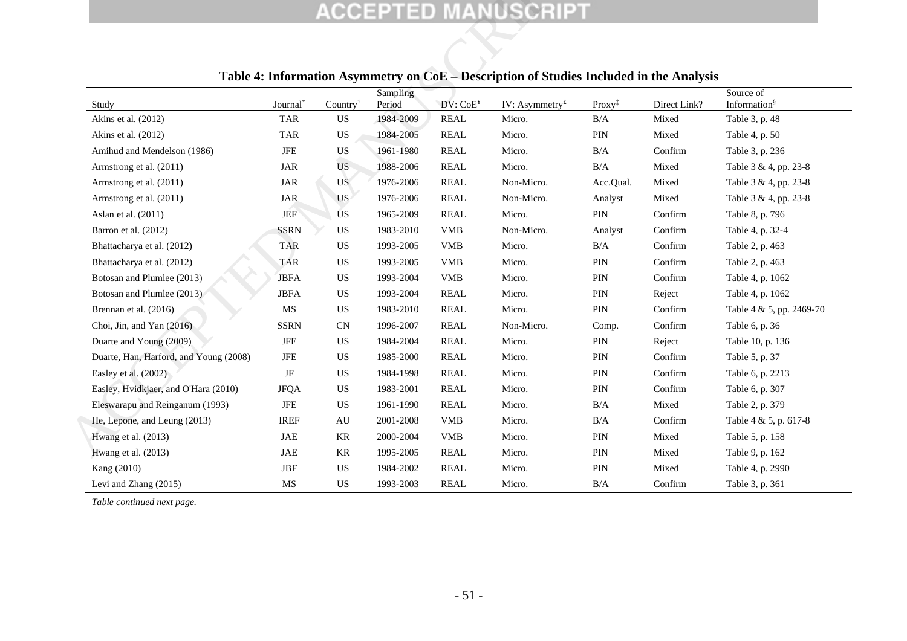**Table 4: Information Asymmetry on CoE – Description of Studies Included in the Analysis**

| Study | Journal* | Country† | Sampling Period | DV: CoE¥ | IV: Asymmetry£ | Proxy‡ | Direct Link? | Source of Information§ |
|---|---|---|---|---|---|---|---|---|
| Akins et al. (2012) | TAR | US | 1984-2009 | REAL | Micro. | B/A | Mixed | Table 3, p. 48 |
| Akins et al. (2012) | TAR | US | 1984-2005 | REAL | Micro. | PIN | Mixed | Table 4, p. 50 |
| Amihud and Mendelson (1986) | JFE | US | 1961-1980 | REAL | Micro. | B/A | Confirm | Table 3, p. 236 |
| Armstrong et al. (2011) | JAR | US | 1988-2006 | REAL | Micro. | B/A | Mixed | Table 3 & 4, pp. 23-8 |
| Armstrong et al. (2011) | JAR | US | 1976-2006 | REAL | Non-Micro. | Acc.Qual. | Mixed | Table 3 & 4, pp. 23-8 |
| Armstrong et al. (2011) | JAR | US | 1976-2006 | REAL | Non-Micro. | Analyst | Mixed | Table 3 & 4, pp. 23-8 |
| Aslan et al. (2011) | JEF | US | 1965-2009 | REAL | Micro. | PIN | Confirm | Table 8, p. 796 |
| Barron et al. (2012) | SSRN | US | 1983-2010 | VMB | Non-Micro. | Analyst | Confirm | Table 4, p. 32-4 |
| Bhattacharya et al. (2012) | TAR | US | 1993-2005 | VMB | Micro. | B/A | Confirm | Table 2, p. 463 |
| Bhattacharya et al. (2012) | TAR | US | 1993-2005 | VMB | Micro. | PIN | Confirm | Table 2, p. 463 |
| Botosan and Plumlee (2013) | JBFA | US | 1993-2004 | VMB | Micro. | PIN | Confirm | Table 4, p. 1062 |
| Botosan and Plumlee (2013) | JBFA | US | 1993-2004 | REAL | Micro. | PIN | Reject | Table 4, p. 1062 |
| Brennan et al. (2016) | MS | US | 1983-2010 | REAL | Micro. | PIN | Confirm | Table 4 & 5, pp. 2469-70 |
| Choi, Jin, and Yan (2016) | SSRN | CN | 1996-2007 | REAL | Non-Micro. | Comp. | Confirm | Table 6, p. 36 |
| Duarte and Young (2009) | JFE | US | 1984-2004 | REAL | Micro. | PIN | Reject | Table 10, p. 136 |
| Duarte, Han, Harford, and Young (2008) | JFE | US | 1985-2000 | REAL | Micro. | PIN | Confirm | Table 5, p. 37 |
| Easley et al. (2002) | JF | US | 1984-1998 | REAL | Micro. | PIN | Confirm | Table 6, p. 2213 |
| Easley, Hvidkjaer, and O'Hara (2010) | JFQA | US | 1983-2001 | REAL | Micro. | PIN | Confirm | Table 6, p. 307 |
| Eleswarapu and Reinganum (1993) | JFE | US | 1961-1990 | REAL | Micro. | B/A | Mixed | Table 2, p. 379 |
| He, Lepone, and Leung (2013) | IREF | AU | 2001-2008 | VMB | Micro. | B/A | Confirm | Table 4 & 5, p. 617-8 |
| Hwang et al. (2013) | JAE | KR | 2000-2004 | VMB | Micro. | PIN | Mixed | Table 5, p. 158 |
| Hwang et al. (2013) | JAE | KR | 1995-2005 | REAL | Micro. | PIN | Mixed | Table 9, p. 162 |
| Kang (2010) | JBF | US | 1984-2002 | REAL | Micro. | PIN | Mixed | Table 4, p. 2990 |
| Levi and Zhang (2015) | MS | US | 1993-2003 | REAL | Micro. | B/A | Confirm | Table 3, p. 361 |

*Table continued next page.*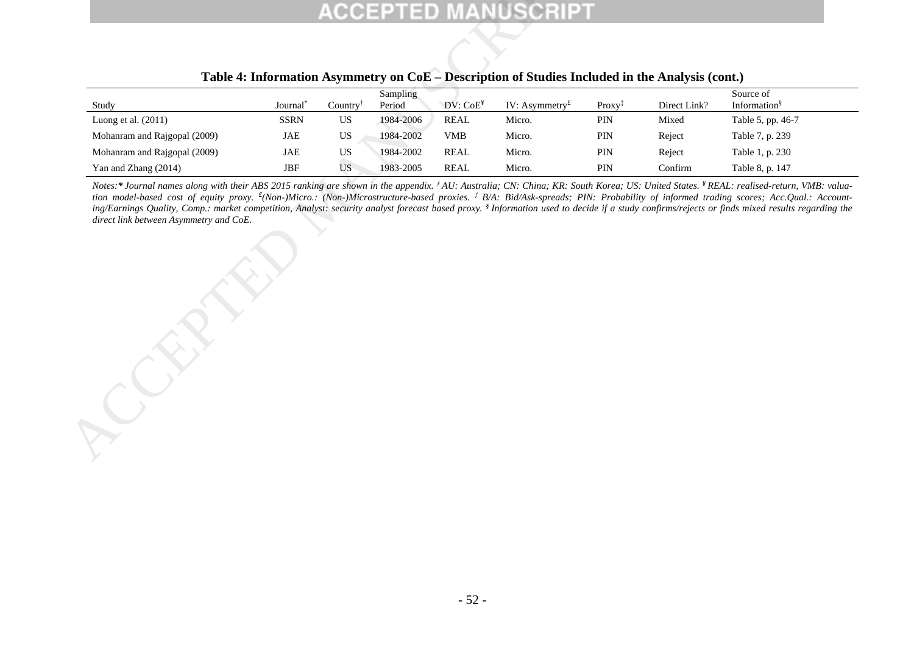**Table 4: Information Asymmetry on CoE – Description of Studies Included in the Analysis (cont.)**

| Study | Journal* | Country† | Sampling Period | DV: CoE¥ | IV: Asymmetry£ | Proxy‡ | Direct Link? | Source of Information§ |
|---|---|---|---|---|---|---|---|---|
| Luong et al. (2011) | SSRN | US | 1984-2006 | REAL | Micro. | PIN | Mixed | Table 5, pp. 46-7 |
| Mohanram and Rajgopal (2009) | JAE | US | 1984-2002 | VMB | Micro. | PIN | Reject | Table 7, p. 239 |
| Mohanram and Rajgopal (2009) | JAE | US | 1984-2002 | REAL | Micro. | PIN | Reject | Table 1, p. 230 |
| Yan and Zhang (2014) | JBF | US | 1983-2005 | REAL | Micro. | PIN | Confirm | Table 8, p. 147 |

*Notes:* Journal names along with their ABS 2015 ranking are shown in the appendix. † AU: Australia; CN: China; KR: South Korea; US: United States. ¥ REAL: realised-return, VMB: valuation model-based cost of equity proxy. £ (Non-)Micro.: (Non-)Microstructure-based proxies. ‡ B/A: Bid/Ask-spreads; PIN: Probability of informed trading scores; Acc.Qual.: Accounting/Earnings Quality, Comp.: market competition, Analyst: security analyst forecast based proxy. § Information used to decide if a study confirms/rejects or finds mixed results regarding the direct link between Asymmetry and CoE.*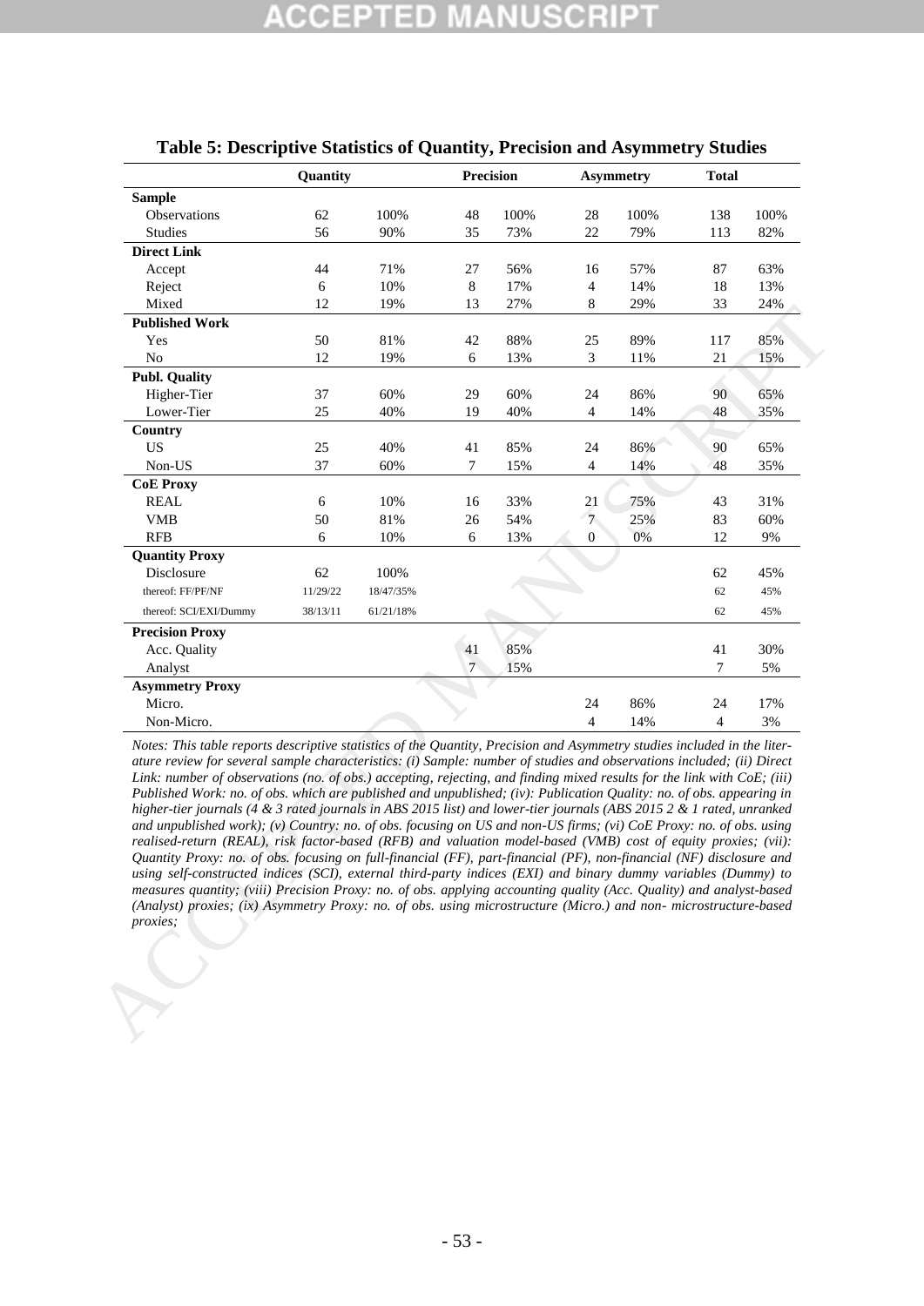**Table 5: Descriptive Statistics of Quantity, Precision and Asymmetry Studies**

| | Quantity | | Precision | | Asymmetry | | Total | |
|---|---|---|---|---|---|---|---|---|
| **Sample** | | | | | | | | |
| Observations | 62 | 100% | 48 | 100% | 28 | 100% | 138 | 100% |
| Studies | 56 | 90% | 35 | 73% | 22 | 79% | 113 | 82% |
| **Direct Link** | | | | | | | | |
| Accept | 44 | 71% | 27 | 56% | 16 | 57% | 87 | 63% |
| Reject | 6 | 10% | 8 | 17% | 4 | 14% | 18 | 13% |
| Mixed | 12 | 19% | 13 | 27% | 8 | 29% | 33 | 24% |
| **Published Work** | | | | | | | | |
| Yes | 50 | 81% | 42 | 88% | 25 | 89% | 117 | 85% |
| No | 12 | 19% | 6 | 13% | 3 | 11% | 21 | 15% |
| **Publ. Quality** | | | | | | | | |
| Higher-Tier | 37 | 60% | 29 | 60% | 24 | 86% | 90 | 65% |
| Lower-Tier | 25 | 40% | 19 | 40% | 4 | 14% | 48 | 35% |
| **Country** | | | | | | | | |
| US | 25 | 40% | 41 | 85% | 24 | 86% | 90 | 65% |
| Non-US | 37 | 60% | 7 | 15% | 4 | 14% | 48 | 35% |
| **CoE Proxy** | | | | | | | | |
| REAL | 6 | 10% | 16 | 33% | 21 | 75% | 43 | 31% |
| VMB | 50 | 81% | 26 | 54% | 7 | 25% | 83 | 60% |
| RFB | 6 | 10% | 6 | 13% | 0 | 0% | 12 | 9% |
| **Quantity Proxy** | | | | | | | | |
| Disclosure | 62 | 100% | | | | | 62 | 45% |
| thereof: FF/PF/NF | 11/29/22 | 18/47/35% | | | | | 62 | 45% |
| thereof: SCI/EXI/Dummy | 38/13/11 | 61/21/18% | | | | | 62 | 45% |
| **Precision Proxy** | | | | | | | | |
| Acc. Quality | | | 41 | 85% | | | 41 | 30% |
| Analyst | | | 7 | 15% | | | 7 | 5% |
| **Asymmetry Proxy** | | | | | | | | |
| Micro. | | | | | 24 | 86% | 24 | 17% |
| Non-Micro. | | | | | 4 | 14% | 4 | 3% |

*Notes: This table reports descriptive statistics of the Quantity, Precision and Asymmetry studies included in the literature review for several sample characteristics: (i) Sample: number of studies and observations included; (ii) Direct Link: number of observations (no. of obs.) accepting, rejecting, and finding mixed results for the link with CoE; (iii) Published Work: no. of obs. which are published and unpublished; (iv): Publication Quality: no. of obs. appearing in higher-tier journals (4 & 3 rated journals in ABS 2015 list) and lower-tier journals (ABS 2015 2 & 1 rated, unranked and unpublished work); (v) Country: no. of obs. focusing on US and non-US firms; (vi) CoE Proxy: no. of obs. using realised-return (REAL), risk factor-based (RFB) and valuation model-based (VMB) cost of equity proxies; (vii): Quantity Proxy: no. of obs. focusing on full-financial (FF), part-financial (PF), non-financial (NF) disclosure and using self-constructed indices (SCI), external third-party indices (EXI) and binary dummy variables (Dummy) to measures quantity; (viii) Precision Proxy: no. of obs. applying accounting quality (Acc. Quality) and analyst-based (Analyst) proxies; (ix) Asymmetry Proxy: no. of obs. using microstructure (Micro.) and non- microstructure-based proxies;*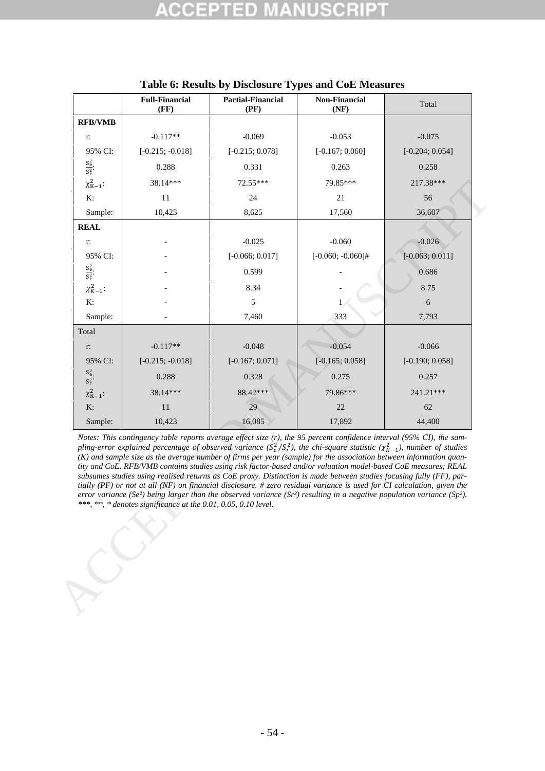**Table 6: Results by Disclosure Types and CoE Measures**

| | Full-Financial (FF) | Partial-Financial (PF) | Non-Financial (NF) | Total |
|---|---|---|---|---|
| **RFB/VMB** | | | | |
| r: | -0.117** | -0.069 | -0.053 | -0.075 |
| 95% CI: | [-0.215; -0.018] | [-0.215; 0.078] | [-0.167; 0.060] | [-0.204; 0.054] |
| $\frac{S_e^2}{S_r^2}$: | 0.288 | 0.331 | 0.263 | 0.258 |
| $\chi_{K-1}^2$: | 38.14*** | 72.55*** | 79.85*** | 217.38*** |
| K: | 11 | 24 | 21 | 56 |
| Sample: | 10,423 | 8,625 | 17,560 | 36,607 |
| **REAL** | | | | |
| r: | - | -0.025 | -0.060 | -0.026 |
| 95% CI: | - | [-0.066; 0.017] | [-0.060; -0.060]# | [-0.063; 0.011] |
| $\frac{S_e^2}{S_r^2}$: | - | 0.599 | - | 0.686 |
| $\chi_{K-1}^2$: | - | 8.34 | - | 8.75 |
| K: | - | 5 | 1 | 6 |
| Sample: | - | 7,460 | 333 | 7,793 |
| Total | | | | |
| r: | -0.117** | -0.048 | -0.054 | -0.066 |
| 95% CI: | [-0.215; -0.018] | [-0.167; 0.071] | [-0.165; 0.058] | [-0.190; 0.058] |
| $\frac{S_e^2}{S_r^2}$: | 0.288 | 0.328 | 0.275 | 0.257 |
| $\chi_{K-1}^2$: | 38.14*** | 88.42*** | 79.86*** | 241.21*** |
| K: | 11 | 29 | 22 | 62 |
| Sample: | 10,423 | 16,085 | 17,892 | 44,400 |

*Notes: This contingency table reports average effect size (r), the 95 percent confidence interval (95% CI), the sampling-error explained percentage of observed variance ($S_e^2/S_r^2$), the chi-square statistic ($\chi_{K-1}^2$), number of studies (K) and sample size as the average number of firms per year (sample) for the association between information quantity and CoE. RFB/VMB contains studies using risk factor-based and/or valuation model-based CoE measures; REAL subsumes studies using realised returns as CoE proxy. Distinction is made between studies focusing fully (FF), partially (PF) or not at all (NF) on financial disclosure. # zero residual variance is used for CI calculation, given the error variance ($Se^2$) being larger than the observed variance ($Sr^2$) resulting in a negative population variance ($Sp^2$). ***, **, * denotes significance at the 0.01, 0.05, 0.10 level.*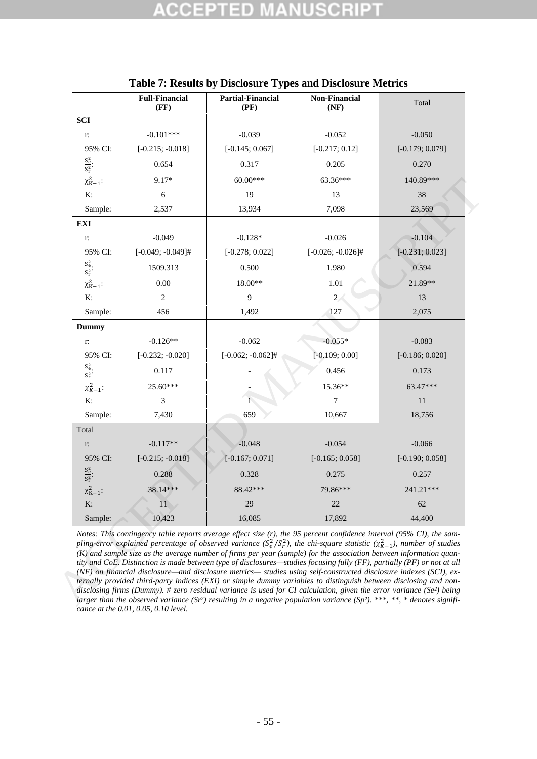**Table 7: Results by Disclosure Types and Disclosure Metrics**

| | Full-Financial (FF) | Partial-Financial (PF) | Non-Financial (NF) | Total |
|---|---|---|---|---|
| **SCI** | | | | |
| r: | -0.101*** | -0.039 | -0.052 | -0.050 |
| 95% CI: | [-0.215; -0.018] | [-0.145; 0.067] | [-0.217; 0.12] | [-0.179; 0.079] |
| $\frac{S_e^2}{S_r^2}$: | 0.654 | 0.317 | 0.205 | 0.270 |
| $\chi^2_{K-1}$: | 9.17* | 60.00*** | 63.36*** | 140.89*** |
| K: | 6 | 19 | 13 | 38 |
| Sample: | 2,537 | 13,934 | 7,098 | 23,569 |
| **EXI** | | | | |
| r: | -0.049 | -0.128* | -0.026 | -0.104 |
| 95% CI: | [-0.049; -0.049]# | [-0.278; 0.022] | [-0.026; -0.026]# | [-0.231; 0.023] |
| $\frac{S_e^2}{S_r^2}$: | 1509.313 | 0.500 | 1.980 | 0.594 |
| $\chi^2_{K-1}$: | 0.00 | 18.00** | 1.01 | 21.89** |
| K: | 2 | 9 | 2 | 13 |
| Sample: | 456 | 1,492 | 127 | 2,075 |
| **Dummy** | | | | |
| r: | -0.126** | -0.062 | -0.055* | -0.083 |
| 95% CI: | [-0.232; -0.020] | [-0.062; -0.062]# | [-0.109; 0.00] | [-0.186; 0.020] |
| $\frac{S_e^2}{S_r^2}$: | 0.117 | - | 0.456 | 0.173 |
| $\chi^2_{K-1}$: | 25.60*** | - | 15.36** | 63.47*** |
| K: | 3 | 1 | 7 | 11 |
| Sample: | 7,430 | 659 | 10,667 | 18,756 |
| Total | | | | |
| r: | -0.117** | -0.048 | -0.054 | -0.066 |
| 95% CI: | [-0.215; -0.018] | [-0.167; 0.071] | [-0.165; 0.058] | [-0.190; 0.058] |
| $\frac{S_e^2}{S_r^2}$: | 0.288 | 0.328 | 0.275 | 0.257 |
| $\chi^2_{K-1}$: | 38.14*** | 88.42*** | 79.86*** | 241.21*** |
| K: | 11 | 29 | 22 | 62 |
| Sample: | 10,423 | 16,085 | 17,892 | 44,400 |

*Notes: This contingency table reports average effect size (r), the 95 percent confidence interval (95% CI), the sampling-error explained percentage of observed variance ($S_e^2/S_r^2$), the chi-square statistic ($\chi^2_{K-1}$), number of studies (K) and sample size as the average number of firms per year (sample) for the association between information quantity and CoE. Distinction is made between type of disclosures—studies focusing fully (FF), partially (PF) or not at all (NF) on financial disclosure—and disclosure metrics— studies using self-constructed disclosure indexes (SCI), externally provided third-party indices (EXI) or simple dummy variables to distinguish between disclosing and non-disclosing firms (Dummy). # zero residual variance is used for CI calculation, given the error variance ($Se^2$) being larger than the observed variance ($Sr^2$) resulting in a negative population variance ($Sp^2$). \*\*\*, \*\*, \* denotes significance at the 0.01, 0.05, 0.10 level.*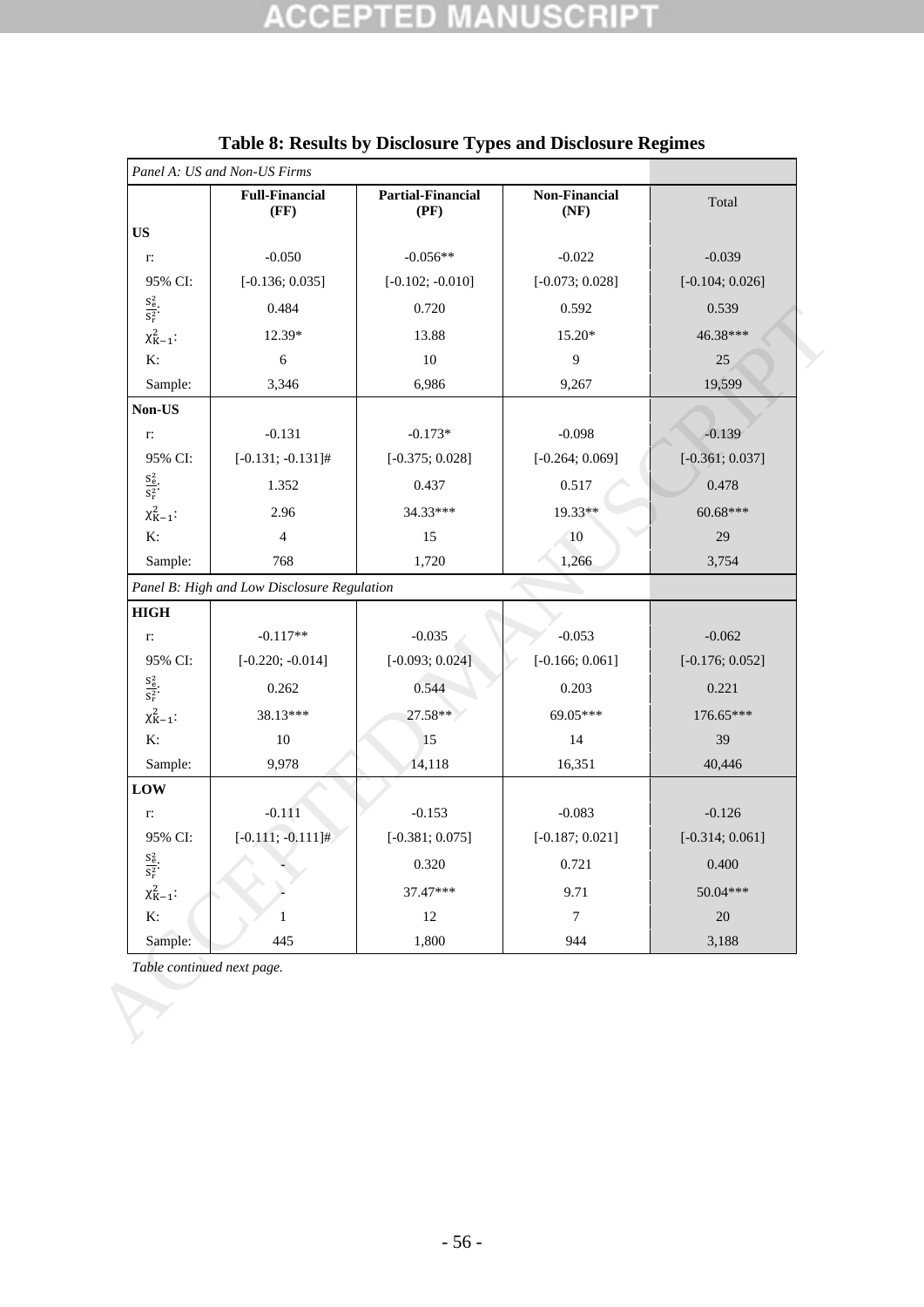# Table 8: Results by Disclosure Types and Disclosure Regimes

| *Panel A: US and Non-US Firms* | | | | |
|---|---|---|---|---|
| | **Full-Financial (FF)** | **Partial-Financial (PF)** | **Non-Financial (NF)** | Total |
| **US** | | | | |
| r: | -0.050 | -0.056** | -0.022 | -0.039 |
| 95% CI: | [-0.136; 0.035] | [-0.102; -0.010] | [-0.073; 0.028] | [-0.104; 0.026] |
| $\frac{S_e^2}{S_r^2}$: | 0.484 | 0.720 | 0.592 | 0.539 |
| $\chi^2_{K-1}$: | 12.39* | 13.88 | 15.20* | 46.38*** |
| K: | 6 | 10 | 9 | 25 |
| Sample: | 3,346 | 6,986 | 9,267 | 19,599 |
| **Non-US** | | | | |
| r: | -0.131 | -0.173* | -0.098 | -0.139 |
| 95% CI: | [-0.131; -0.131]# | [-0.375; 0.028] | [-0.264; 0.069] | [-0.361; 0.037] |
| $\frac{S_e^2}{S_r^2}$: | 1.352 | 0.437 | 0.517 | 0.478 |
| $\chi^2_{K-1}$: | 2.96 | 34.33*** | 19.33** | 60.68*** |
| K: | 4 | 15 | 10 | 29 |
| Sample: | 768 | 1,720 | 1,266 | 3,754 |
| *Panel B: High and Low Disclosure Regulation* | | | | |
| **HIGH** | | | | |
| r: | -0.117** | -0.035 | -0.053 | -0.062 |
| 95% CI: | [-0.220; -0.014] | [-0.093; 0.024] | [-0.166; 0.061] | [-0.176; 0.052] |
| $\frac{S_e^2}{S_r^2}$: | 0.262 | 0.544 | 0.203 | 0.221 |
| $\chi^2_{K-1}$: | 38.13*** | 27.58** | 69.05*** | 176.65*** |
| K: | 10 | 15 | 14 | 39 |
| Sample: | 9,978 | 14,118 | 16,351 | 40,446 |
| **LOW** | | | | |
| r: | -0.111 | -0.153 | -0.083 | -0.126 |
| 95% CI: | [-0.111; -0.111]# | [-0.381; 0.075] | [-0.187; 0.021] | [-0.314; 0.061] |
| $\frac{S_e^2}{S_r^2}$: | - | 0.320 | 0.721 | 0.400 |
| $\chi^2_{K-1}$: | - | 37.47*** | 9.71 | 50.04*** |
| K: | 1 | 12 | 7 | 20 |
| Sample: | 445 | 1,800 | 944 | 3,188 |

*Table continued next page.*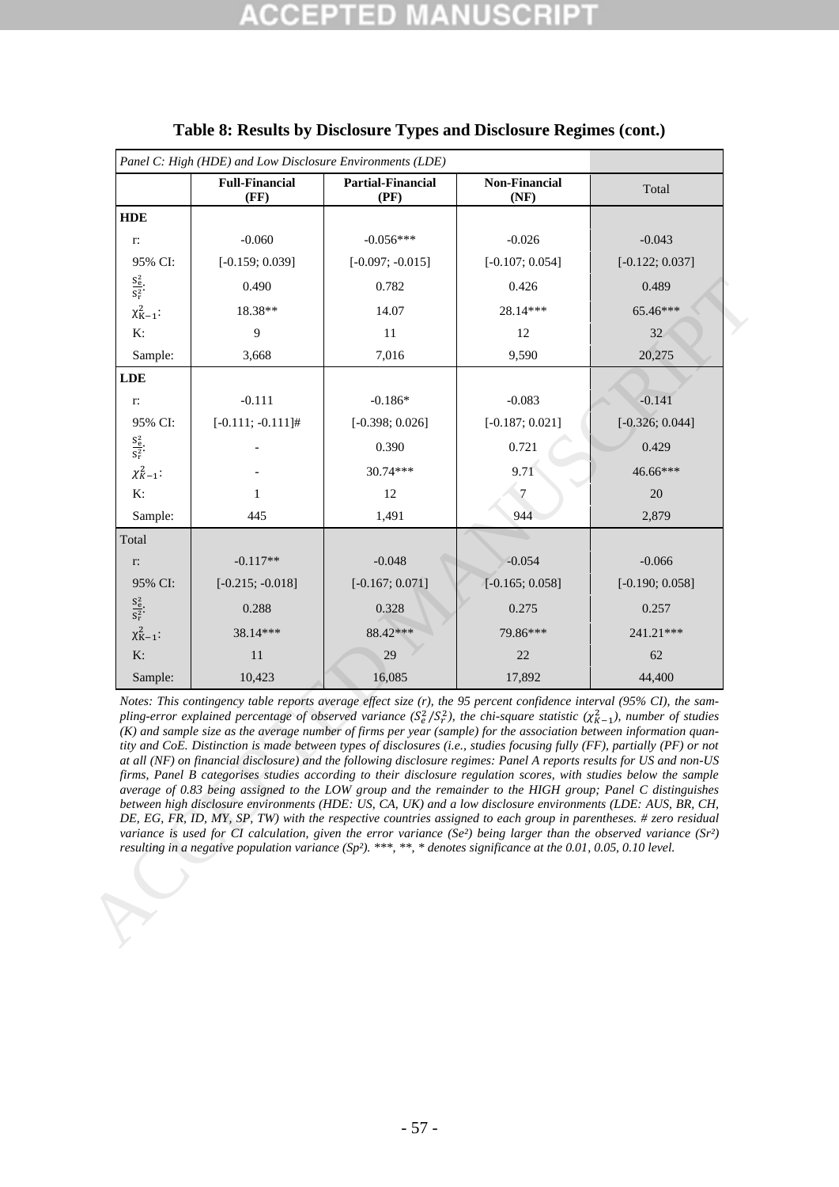**Table 8: Results by Disclosure Types and Disclosure Regimes (cont.)**

| *Panel C: High (HDE) and Low Disclosure Environments (LDE)* | | | | |
|---|---|---|---|---|
| | **Full-Financial (FF)** | **Partial-Financial (PF)** | **Non-Financial (NF)** | Total |
| **HDE** | | | | |
| r: | -0.060 | -0.056*** | -0.026 | -0.043 |
| 95% CI: | [-0.159; 0.039] | [-0.097; -0.015] | [-0.107; 0.054] | [-0.122; 0.037] |
| $\frac{S_e^2}{S_r^2}$: | 0.490 | 0.782 | 0.426 | 0.489 |
| $\chi_{K-1}^2$: | 18.38** | 14.07 | 28.14*** | 65.46*** |
| K: | 9 | 11 | 12 | 32 |
| Sample: | 3,668 | 7,016 | 9,590 | 20,275 |
| **LDE** | | | | |
| r: | -0.111 | -0.186* | -0.083 | -0.141 |
| 95% CI: | [-0.111; -0.111]# | [-0.398; 0.026] | [-0.187; 0.021] | [-0.326; 0.044] |
| $\frac{S_e^2}{S_r^2}$: | - | 0.390 | 0.721 | 0.429 |
| $\chi_{K-1}^2$: | - | 30.74*** | 9.71 | 46.66*** |
| K: | 1 | 12 | 7 | 20 |
| Sample: | 445 | 1,491 | 944 | 2,879 |
| Total | | | | |
| r: | -0.117** | -0.048 | -0.054 | -0.066 |
| 95% CI: | [-0.215; -0.018] | [-0.167; 0.071] | [-0.165; 0.058] | [-0.190; 0.058] |
| $\frac{S_e^2}{S_r^2}$: | 0.288 | 0.328 | 0.275 | 0.257 |
| $\chi_{K-1}^2$: | 38.14*** | 88.42*** | 79.86*** | 241.21*** |
| K: | 11 | 29 | 22 | 62 |
| Sample: | 10,423 | 16,085 | 17,892 | 44,400 |

*Notes: This contingency table reports average effect size (r), the 95 percent confidence interval (95% CI), the sampling-error explained percentage of observed variance ($S_e^2/S_r^2$), the chi-square statistic ($\chi_{K-1}^2$), number of studies (K) and sample size as the average number of firms per year (sample) for the association between information quantity and CoE. Distinction is made between types of disclosures (i.e., studies focusing fully (FF), partially (PF) or not at all (NF) on financial disclosure) and the following disclosure regimes: Panel A reports results for US and non-US firms, Panel B categorises studies according to their disclosure regulation scores, with studies below the sample average of 0.83 being assigned to the LOW group and the remainder to the HIGH group; Panel C distinguishes between high disclosure environments (HDE: US, CA, UK) and a low disclosure environments (LDE: AUS, BR, CH, DE, EG, FR, ID, MY, SP, TW) with the respective countries assigned to each group in parentheses. # zero residual variance is used for CI calculation, given the error variance (Se²) being larger than the observed variance (Sr²) resulting in a negative population variance (Sp²). ***, **, * denotes significance at the 0.01, 0.05, 0.10 level.*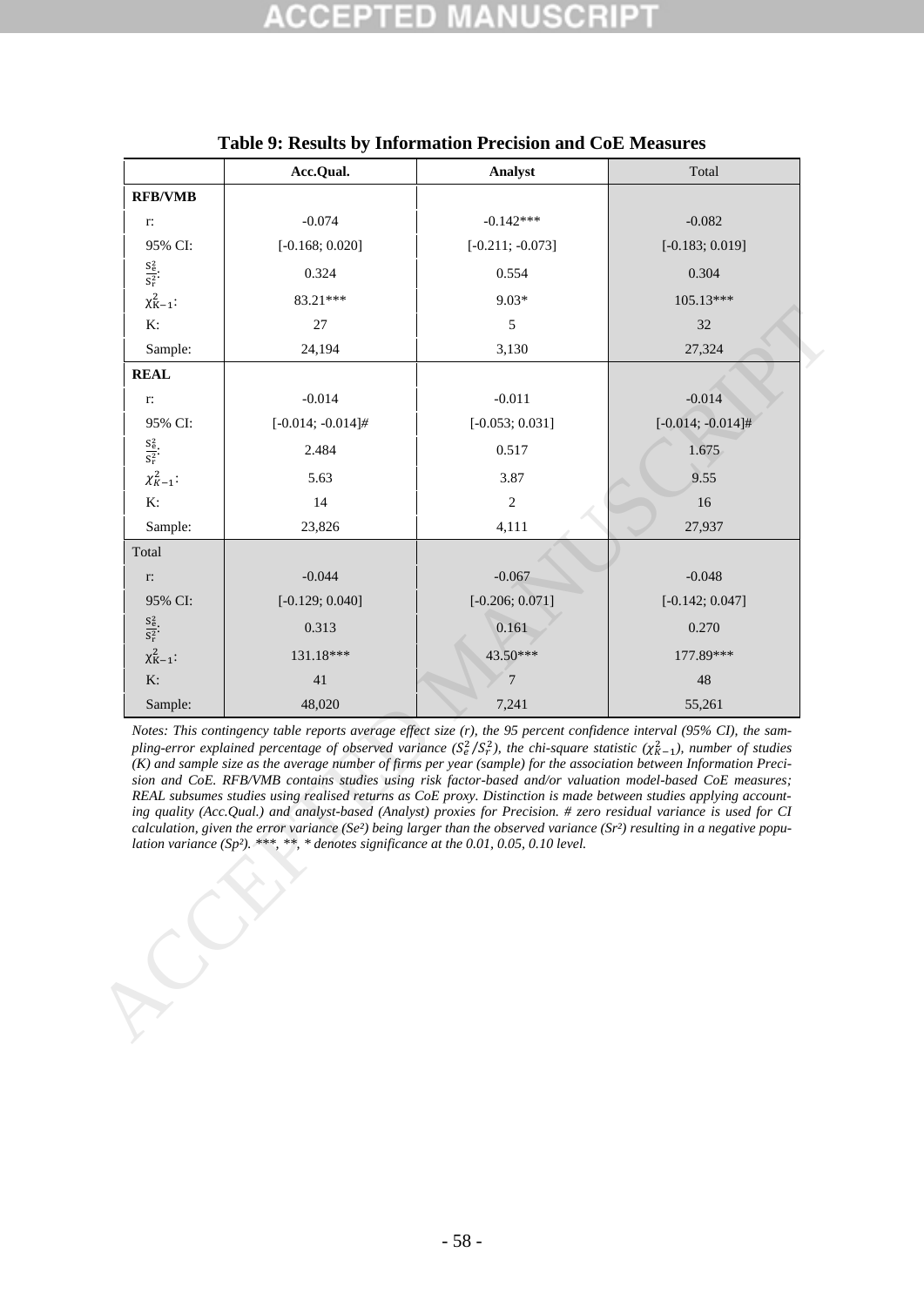**Table 9: Results by Information Precision and CoE Measures**

| | Acc.Qual. | Analyst | Total |
|---|---|---|---|
| **RFB/VMB** | | | |
| r: | -0.074 | -0.142*** | -0.082 |
| 95% CI: | [-0.168; 0.020] | [-0.211; -0.073] | [-0.183; 0.019] |
| $\frac{S_e^2}{S_r^2}$: | 0.324 | 0.554 | 0.304 |
| $\chi^2_{K-1}$: | 83.21*** | 9.03* | 105.13*** |
| K: | 27 | 5 | 32 |
| Sample: | 24,194 | 3,130 | 27,324 |
| **REAL** | | | |
| r: | -0.014 | -0.011 | -0.014 |
| 95% CI: | [-0.014; -0.014]# | [-0.053; 0.031] | [-0.014; -0.014]# |
| $\frac{S_e^2}{S_r^2}$: | 2.484 | 0.517 | 1.675 |
| $\chi^2_{K-1}$: | 5.63 | 3.87 | 9.55 |
| K: | 14 | 2 | 16 |
| Sample: | 23,826 | 4,111 | 27,937 |
| Total | | | |
| r: | -0.044 | -0.067 | -0.048 |
| 95% CI: | [-0.129; 0.040] | [-0.206; 0.071] | [-0.142; 0.047] |
| $\frac{S_e^2}{S_r^2}$: | 0.313 | 0.161 | 0.270 |
| $\chi^2_{K-1}$: | 131.18*** | 43.50*** | 177.89*** |
| K: | 41 | 7 | 48 |
| Sample: | 48,020 | 7,241 | 55,261 |

*Notes: This contingency table reports average effect size (r), the 95 percent confidence interval (95% CI), the sampling-error explained percentage of observed variance ($S_e^2/S_r^2$), the chi-square statistic ($\chi^2_{K-1}$), number of studies (K) and sample size as the average number of firms per year (sample) for the association between Information Precision and CoE. RFB/VMB contains studies using risk factor-based and/or valuation model-based CoE measures; REAL subsumes studies using realised returns as CoE proxy. Distinction is made between studies applying accounting quality (Acc.Qual.) and analyst-based (Analyst) proxies for Precision. # zero residual variance is used for CI calculation, given the error variance (Se²) being larger than the observed variance (Sr²) resulting in a negative population variance (Sp²). ***, **, * denotes significance at the 0.01, 0.05, 0.10 level.*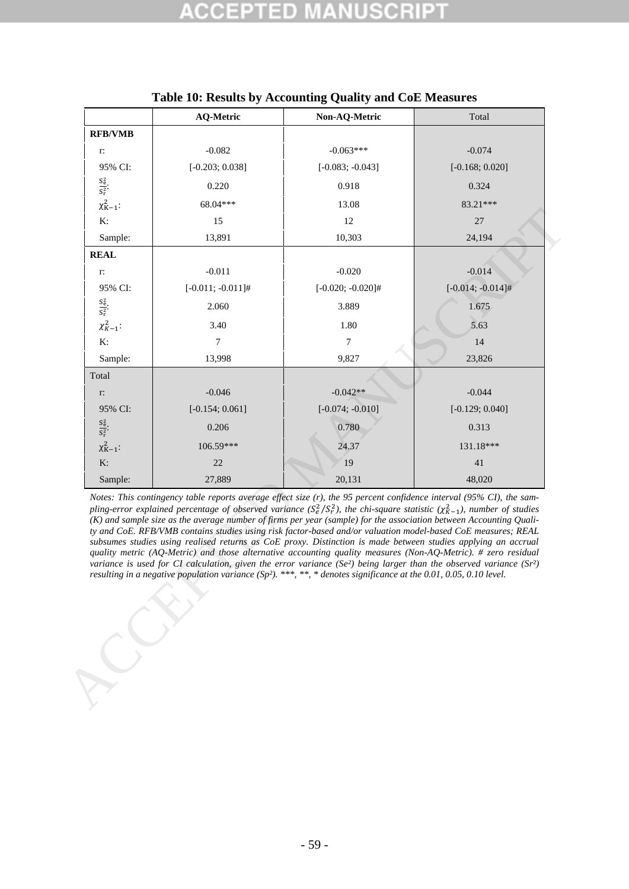**Table 10: Results by Accounting Quality and CoE Measures**

| | AQ-Metric | Non-AQ-Metric | Total |
|---|---|---|---|
| **RFB/VMB** | | | |
| r: | -0.082 | -0.063*** | -0.074 |
| 95% CI: | [-0.203; 0.038] | [-0.083; -0.043] | [-0.168; 0.020] |
| $\frac{S_e^2}{S_r^2}$: | 0.220 | 0.918 | 0.324 |
| $\chi^2_{K-1}$: | 68.04*** | 13.08 | 83.21*** |
| K: | 15 | 12 | 27 |
| Sample: | 13,891 | 10,303 | 24,194 |
| **REAL** | | | |
| r: | -0.011 | -0.020 | -0.014 |
| 95% CI: | [-0.011; -0.011]# | [-0.020; -0.020]# | [-0.014; -0.014]# |
| $\frac{S_e^2}{S_r^2}$: | 2.060 | 3.889 | 1.675 |
| $\chi^2_{K-1}$: | 3.40 | 1.80 | 5.63 |
| K: | 7 | 7 | 14 |
| Sample: | 13,998 | 9,827 | 23,826 |
| Total | | | |
| r: | -0.046 | -0.042** | -0.044 |
| 95% CI: | [-0.154; 0.061] | [-0.074; -0.010] | [-0.129; 0.040] |
| $\frac{S_e^2}{S_r^2}$: | 0.206 | 0.780 | 0.313 |
| $\chi^2_{K-1}$: | 106.59*** | 24.37 | 131.18*** |
| K: | 22 | 19 | 41 |
| Sample: | 27,889 | 20,131 | 48,020 |

*Notes: This contingency table reports average effect size (r), the 95 percent confidence interval (95% CI), the sampling-error explained percentage of observed variance ($S_e^2/S_r^2$), the chi-square statistic ($\chi^2_{K-1}$), number of studies (K) and sample size as the average number of firms per year (sample) for the association between Accounting Quality and CoE. RFB/VMB contains studies using risk factor-based and/or valuation model-based CoE measures; REAL subsumes studies using realised returns as CoE proxy. Distinction is made between studies applying an accrual quality metric (AQ-Metric) and those alternative accounting quality measures (Non-AQ-Metric). # zero residual variance is used for CI calculation, given the error variance (Se²) being larger than the observed variance (Sr²) resulting in a negative population variance (Sp²). \*\*\*, \*\*, \* denotes significance at the 0.01, 0.05, 0.10 level.*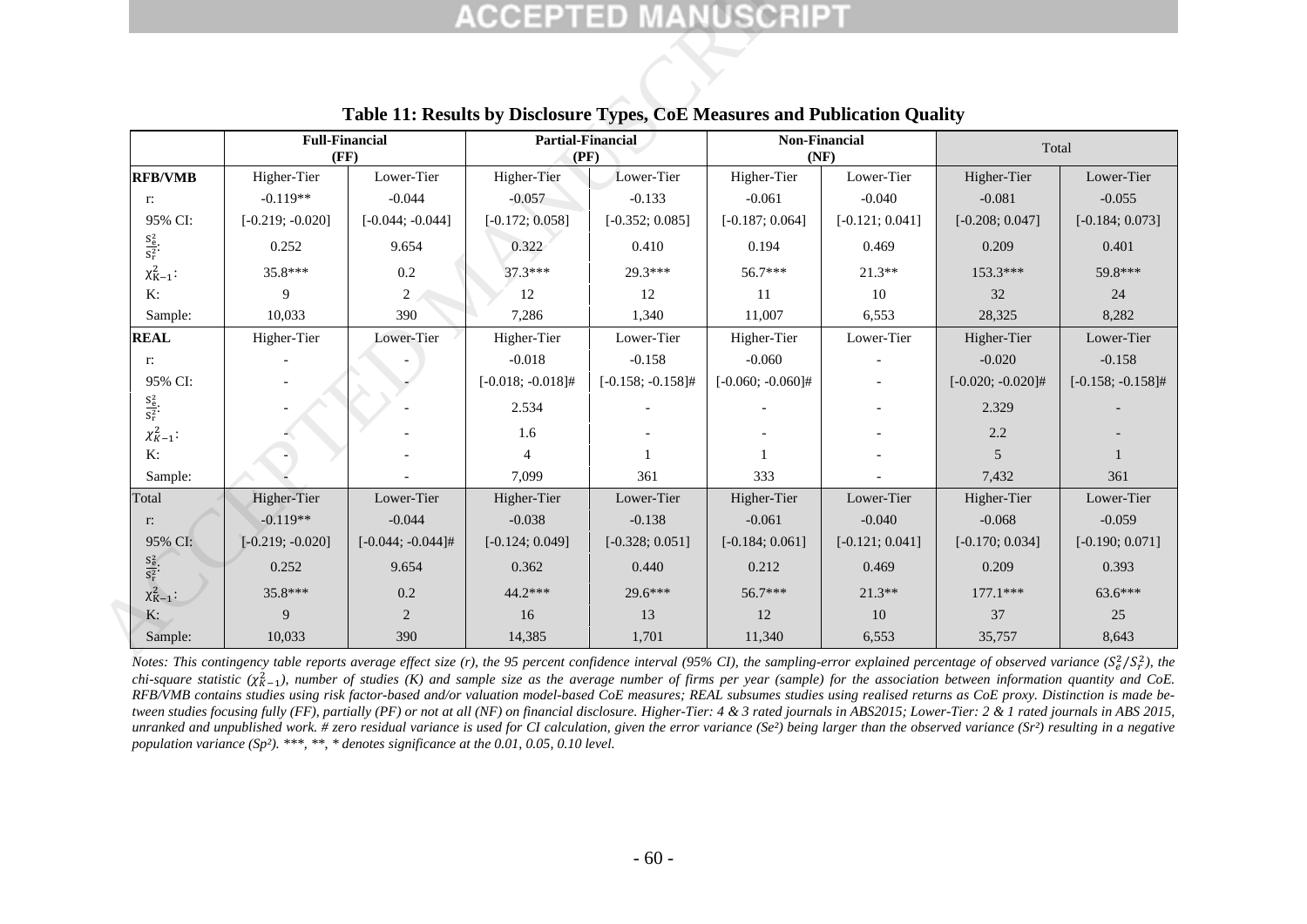**Table 11: Results by Disclosure Types, CoE Measures and Publication Quality**

| | Full-Financial (FF) | | Partial-Financial (PF) | | Non-Financial (NF) | | Total | |
|---|---|---|---|---|---|---|---|---|
| **RFB/VMB** | Higher-Tier | Lower-Tier | Higher-Tier | Lower-Tier | Higher-Tier | Lower-Tier | Higher-Tier | Lower-Tier |
| r: | -0.119** | -0.044 | -0.057 | -0.133 | -0.061 | -0.040 | -0.081 | -0.055 |
| 95% CI: | [-0.219; -0.020] | [-0.044; -0.044] | [-0.172; 0.058] | [-0.352; 0.085] | [-0.187; 0.064] | [-0.121; 0.041] | [-0.208; 0.047] | [-0.184; 0.073] |
| $\frac{S_e^2}{S_r^2}$: | 0.252 | 9.654 | 0.322 | 0.410 | 0.194 | 0.469 | 0.209 | 0.401 |
| $\chi^2_{K-1}$: | 35.8*** | 0.2 | 37.3*** | 29.3*** | 56.7*** | 21.3** | 153.3*** | 59.8*** |
| K: | 9 | 2 | 12 | 12 | 11 | 10 | 32 | 24 |
| Sample: | 10,033 | 390 | 7,286 | 1,340 | 11,007 | 6,553 | 28,325 | 8,282 |
| **REAL** | Higher-Tier | Lower-Tier | Higher-Tier | Lower-Tier | Higher-Tier | Lower-Tier | Higher-Tier | Lower-Tier |
| r: | - | - | -0.018 | -0.158 | -0.060 | - | -0.020 | -0.158 |
| 95% CI: | - | - | [-0.018; -0.018]# | [-0.158; -0.158]# | [-0.060; -0.060]# | - | [-0.020; -0.020]# | [-0.158; -0.158]# |
| $\frac{S_e^2}{S_r^2}$: | - | - | 2.534 | - | - | - | 2.329 | - |
| $\chi^2_{K-1}$: | - | - | 1.6 | - | - | - | 2.2 | - |
| K: | - | - | 4 | 1 | 1 | - | 5 | 1 |
| Sample: | - | - | 7,099 | 361 | 333 | - | 7,432 | 361 |
| Total | Higher-Tier | Lower-Tier | Higher-Tier | Lower-Tier | Higher-Tier | Lower-Tier | Higher-Tier | Lower-Tier |
| r: | -0.119** | -0.044 | -0.038 | -0.138 | -0.061 | -0.040 | -0.068 | -0.059 |
| 95% CI: | [-0.219; -0.020] | [-0.044; -0.044]# | [-0.124; 0.049] | [-0.328; 0.051] | [-0.184; 0.061] | [-0.121; 0.041] | [-0.170; 0.034] | [-0.190; 0.071] |
| $\frac{S_e^2}{S_r^2}$: | 0.252 | 9.654 | 0.362 | 0.440 | 0.212 | 0.469 | 0.209 | 0.393 |
| $\chi^2_{K-1}$: | 35.8*** | 0.2 | 44.2*** | 29.6*** | 56.7*** | 21.3** | 177.1*** | 63.6*** |
| K: | 9 | 2 | 16 | 13 | 12 | 10 | 37 | 25 |
| Sample: | 10,033 | 390 | 14,385 | 1,701 | 11,340 | 6,553 | 35,757 | 8,643 |

*Notes: This contingency table reports average effect size (r), the 95 percent confidence interval (95% CI), the sampling-error explained percentage of observed variance ($S_e^2/S_r^2$), the chi-square statistic ($\chi^2_{K-1}$), number of studies (K) and sample size as the average number of firms per year (sample) for the association between information quantity and CoE. RFB/VMB contains studies using risk factor-based and/or valuation model-based CoE measures; REAL subsumes studies using realised returns as CoE proxy. Distinction is made between studies focusing fully (FF), partially (PF) or not at all (NF) on financial disclosure. Higher-Tier: 4 & 3 rated journals in ABS2015; Lower-Tier: 2 & 1 rated journals in ABS 2015, unranked and unpublished work. # zero residual variance is used for CI calculation, given the error variance (Se²) being larger than the observed variance (Sr²) resulting in a negative population variance (Sp²). \*\*\*, \*\*, \* denotes significance at the 0.01, 0.05, 0.10 level.*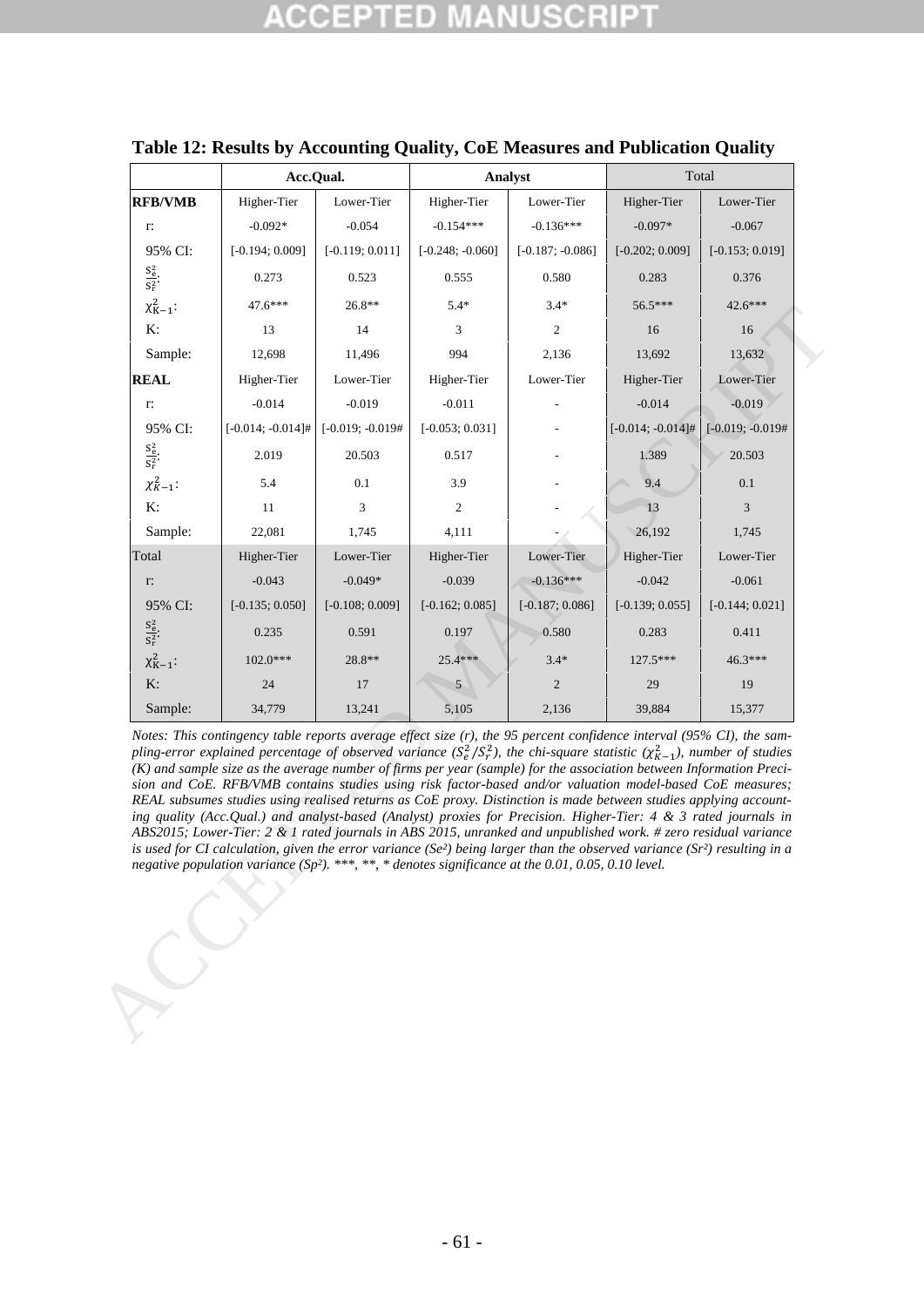**Table 12: Results by Accounting Quality, CoE Measures and Publication Quality**

| | Acc.Qual. | | Analyst | | Total | |
|---|---|---|---|---|---|---|
| **RFB/VMB** | Higher-Tier | Lower-Tier | Higher-Tier | Lower-Tier | Higher-Tier | Lower-Tier |
| r: | -0.092* | -0.054 | -0.154*** | -0.136*** | -0.097* | -0.067 |
| 95% CI: | [-0.194; 0.009] | [-0.119; 0.011] | [-0.248; -0.060] | [-0.187; -0.086] | [-0.202; 0.009] | [-0.153; 0.019] |
| $\frac{S_e^2}{S_r^2}$: | 0.273 | 0.523 | 0.555 | 0.580 | 0.283 | 0.376 |
| $\chi_{K-1}^2$: | 47.6*** | 26.8** | 5.4* | 3.4* | 56.5*** | 42.6*** |
| K: | 13 | 14 | 3 | 2 | 16 | 16 |
| Sample: | 12,698 | 11,496 | 994 | 2,136 | 13,692 | 13,632 |
| **REAL** | Higher-Tier | Lower-Tier | Higher-Tier | Lower-Tier | Higher-Tier | Lower-Tier |
| r: | -0.014 | -0.019 | -0.011 | - | -0.014 | -0.019 |
| 95% CI: | [-0.014; -0.014]# | [-0.019; -0.019# | [-0.053; 0.031] | - | [-0.014; -0.014]# | [-0.019; -0.019# |
| $\frac{S_e^2}{S_r^2}$: | 2.019 | 20.503 | 0.517 | - | 1.389 | 20.503 |
| $\chi_{K-1}^2$: | 5.4 | 0.1 | 3.9 | - | 9.4 | 0.1 |
| K: | 11 | 3 | 2 | - | 13 | 3 |
| Sample: | 22,081 | 1,745 | 4,111 | - | 26,192 | 1,745 |
| Total | Higher-Tier | Lower-Tier | Higher-Tier | Lower-Tier | Higher-Tier | Lower-Tier |
| r: | -0.043 | -0.049* | -0.039 | -0.136*** | -0.042 | -0.061 |
| 95% CI: | [-0.135; 0.050] | [-0.108; 0.009] | [-0.162; 0.085] | [-0.187; 0.086] | [-0.139; 0.055] | [-0.144; 0.021] |
| $\frac{S_e^2}{S_r^2}$: | 0.235 | 0.591 | 0.197 | 0.580 | 0.283 | 0.411 |
| $\chi_{K-1}^2$: | 102.0*** | 28.8** | 25.4*** | 3.4* | 127.5*** | 46.3*** |
| K: | 24 | 17 | 5 | 2 | 29 | 19 |
| Sample: | 34,779 | 13,241 | 5,105 | 2,136 | 39,884 | 15,377 |

*Notes: This contingency table reports average effect size (r), the 95 percent confidence interval (95% CI), the sampling-error explained percentage of observed variance ($S_e^2/S_r^2$), the chi-square statistic ($\chi_{K-1}^2$), number of studies (K) and sample size as the average number of firms per year (sample) for the association between Information Precision and CoE. RFB/VMB contains studies using risk factor-based and/or valuation model-based CoE measures; REAL subsumes studies using realised returns as CoE proxy. Distinction is made between studies applying accounting quality (Acc.Qual.) and analyst-based (Analyst) proxies for Precision. Higher-Tier: 4 & 3 rated journals in ABS2015; Lower-Tier: 2 & 1 rated journals in ABS 2015, unranked and unpublished work. # zero residual variance is used for CI calculation, given the error variance (Se²) being larger than the observed variance (Sr²) resulting in a negative population variance (Sp²). \*\*\*, \*\*, \* denotes significance at the 0.01, 0.05, 0.10 level.*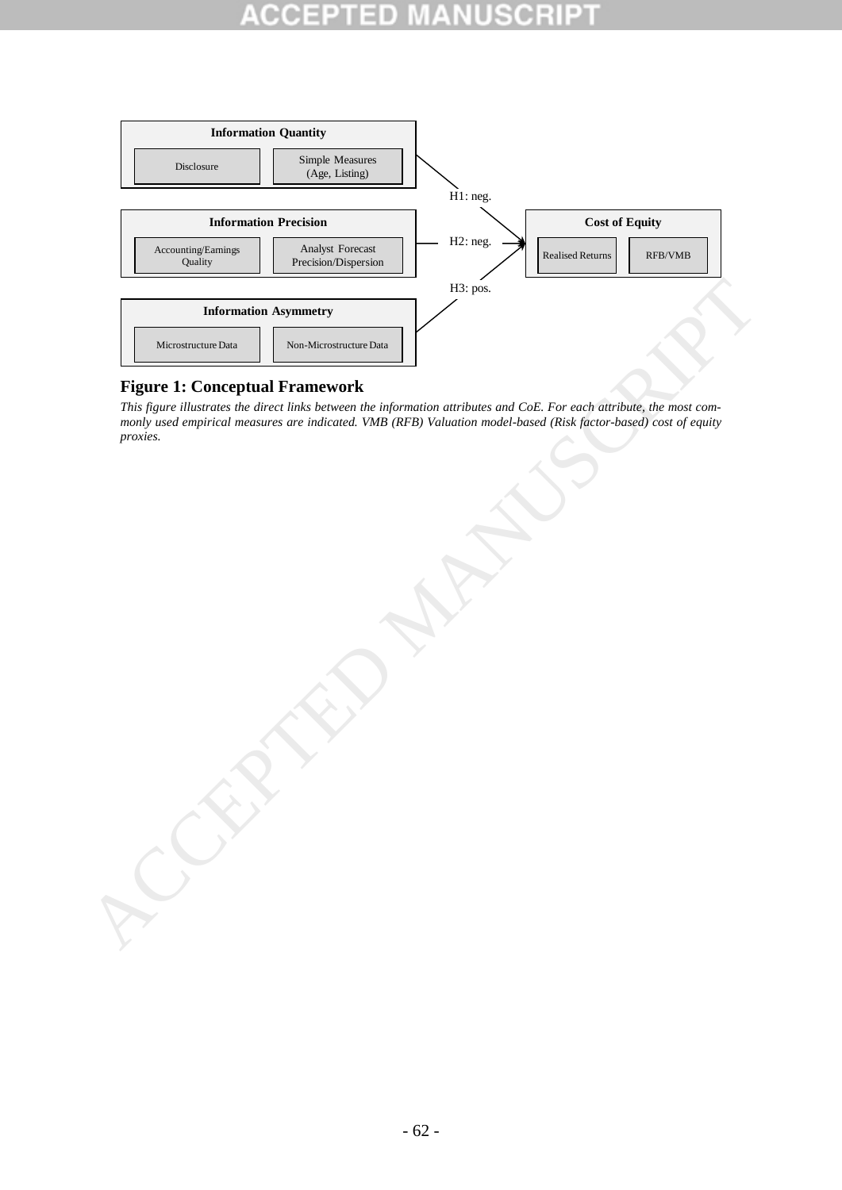| Information Quantity | |
|---|---|
| Disclosure | Simple Measures (Age, Listing) |

H1: neg.

| Information Precision | |
|---|---|
| Accounting/Earnings Quality | Analyst Forecast Precision/Dispersion |

H2: neg.

| Cost of Equity | |
|---|---|
| Realised Returns | RFB/VMB |

H3: pos.

| Information Asymmetry | |
|---|---|
| Microstructure Data | Non-Microstructure Data |

**Figure 1: Conceptual Framework**

*This figure illustrates the direct links between the information attributes and CoE. For each attribute, the most commonly used empirical measures are indicated. VMB (RFB) Valuation model-based (Risk factor-based) cost of equity proxies.*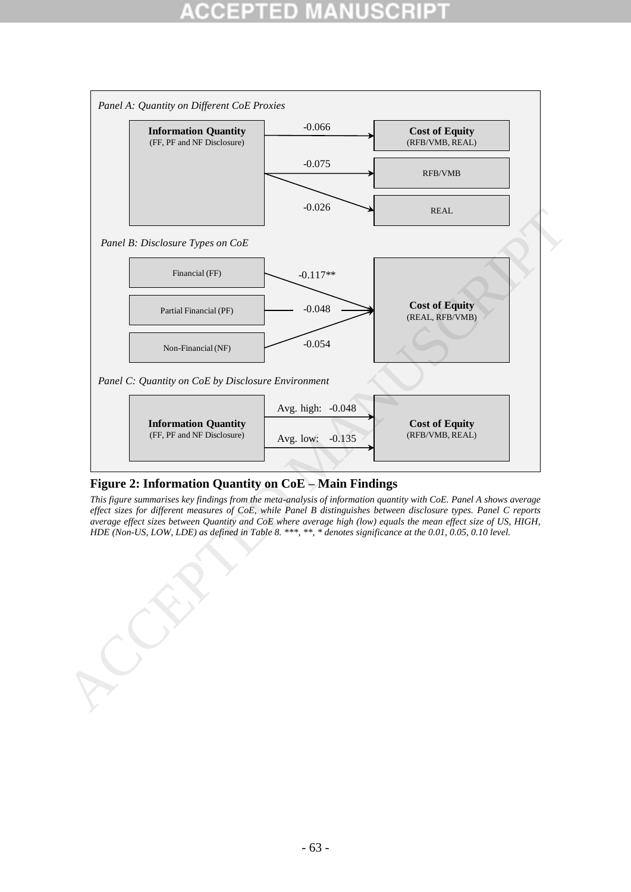*Panel A: Quantity on Different CoE Proxies*

**Information Quantity** (FF, PF and NF Disclosure) → -0.066 → **Cost of Equity** (RFB/VMB, REAL)

**Information Quantity** → -0.075 → RFB/VMB

**Information Quantity** → -0.026 → REAL

*Panel B: Disclosure Types on CoE*

Financial (FF) → -0.117** → **Cost of Equity** (REAL, RFB/VMB)

Partial Financial (PF) → -0.048 → **Cost of Equity** (REAL, RFB/VMB)

Non-Financial (NF) → -0.054 → **Cost of Equity** (REAL, RFB/VMB)

*Panel C: Quantity on CoE by Disclosure Environment*

**Information Quantity** (FF, PF and NF Disclosure) → Avg. high: -0.048 → **Cost of Equity** (RFB/VMB, REAL)

**Information Quantity** (FF, PF and NF Disclosure) → Avg. low: -0.135 → **Cost of Equity** (RFB/VMB, REAL)

**Figure 2: Information Quantity on CoE – Main Findings**

*This figure summarises key findings from the meta-analysis of information quantity with CoE. Panel A shows average effect sizes for different measures of CoE, while Panel B distinguishes between disclosure types. Panel C reports average effect sizes between Quantity and CoE where average high (low) equals the mean effect size of US, HIGH, HDE (Non-US, LOW, LDE) as defined in Table 8. ***, **, * denotes significance at the 0.01, 0.05, 0.10 level.*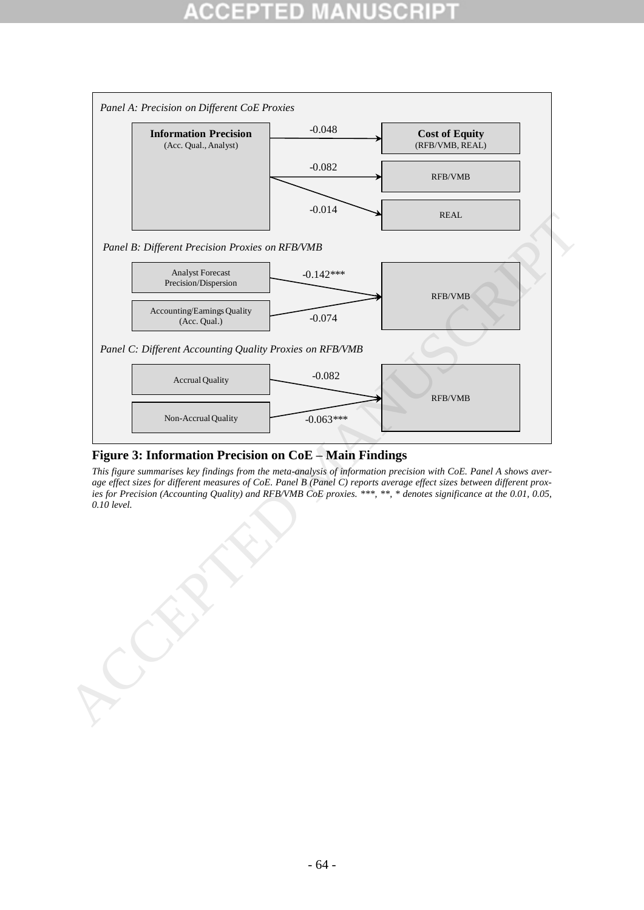*Panel A: Precision on Different CoE Proxies*

**Information Precision** (Acc. Qual., Analyst) → **Cost of Equity** (RFB/VMB, REAL): -0.048

Information Precision → RFB/VMB: -0.082

Information Precision → REAL: -0.014

*Panel B: Different Precision Proxies on RFB/VMB*

Analyst Forecast Precision/Dispersion → RFB/VMB: -0.142***

Accounting/Earnings Quality (Acc. Qual.) → RFB/VMB: -0.074

*Panel C: Different Accounting Quality Proxies on RFB/VMB*

Accrual Quality → RFB/VMB: -0.082

Non-Accrual Quality → RFB/VMB: -0.063***

**Figure 3: Information Precision on CoE – Main Findings**

*This figure summarises key findings from the meta-analysis of information precision with CoE. Panel A shows average effect sizes for different measures of CoE. Panel B (Panel C) reports average effect sizes between different proxies for Precision (Accounting Quality) and RFB/VMB CoE proxies. \*\*\*, \*\*, \* denotes significance at the 0.01, 0.05, 0.10 level.*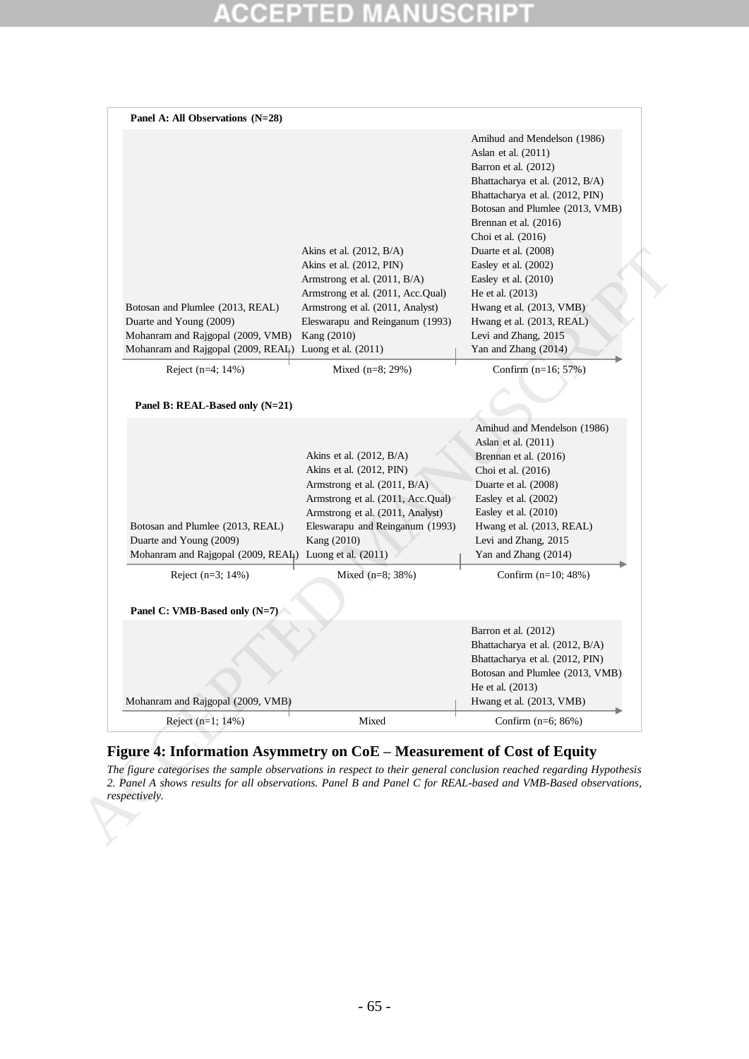**Panel A: All Observations (N=28)**

| Reject (n=4; 14%) | Mixed (n=8; 29%) | Confirm (n=16; 57%) |
|---|---|---|
| Botosan and Plumlee (2013, REAL) | Akins et al. (2012, B/A) | Amihud and Mendelson (1986) |
| Duarte and Young (2009) | Akins et al. (2012, PIN) | Aslan et al. (2011) |
| Mohanram and Rajgopal (2009, VMB) | Armstrong et al. (2011, B/A) | Barron et al. (2012) |
| Mohanram and Rajgopal (2009, REAL) | Armstrong et al. (2011, Acc.Qual) | Bhattacharya et al. (2012, B/A) |
| | Armstrong et al. (2011, Analyst) | Bhattacharya et al. (2012, PIN) |
| | Eleswarapu and Reinganum (1993) | Botosan and Plumlee (2013, VMB) |
| | Kang (2010) | Brennan et al. (2016) |
| | Luong et al. (2011) | Choi et al. (2016) |
| | | Duarte et al. (2008) |
| | | Easley et al. (2002) |
| | | Easley et al. (2010) |
| | | He et al. (2013) |
| | | Hwang et al. (2013, VMB) |
| | | Hwang et al. (2013, REAL) |
| | | Levi and Zhang, 2015 |
| | | Yan and Zhang (2014) |

**Panel B: REAL-Based only (N=21)**

| Reject (n=3; 14%) | Mixed (n=8; 38%) | Confirm (n=10; 48%) |
|---|---|---|
| Botosan and Plumlee (2013, REAL) | Akins et al. (2012, B/A) | Amihud and Mendelson (1986) |
| Duarte and Young (2009) | Akins et al. (2012, PIN) | Aslan et al. (2011) |
| Mohanram and Rajgopal (2009, REAL) | Armstrong et al. (2011, B/A) | Brennan et al. (2016) |
| | Armstrong et al. (2011, Acc.Qual) | Choi et al. (2016) |
| | Armstrong et al. (2011, Analyst) | Duarte et al. (2008) |
| | Eleswarapu and Reinganum (1993) | Easley et al. (2002) |
| | Kang (2010) | Easley et al. (2010) |
| | Luong et al. (2011) | Hwang et al. (2013, REAL) |
| | | Levi and Zhang, 2015 |
| | | Yan and Zhang (2014) |

**Panel C: VMB-Based only (N=7)**

| Reject (n=1; 14%) | Mixed | Confirm (n=6; 86%) |
|---|---|---|
| Mohanram and Rajgopal (2009, VMB) | | Barron et al. (2012) |
| | | Bhattacharya et al. (2012, B/A) |
| | | Bhattacharya et al. (2012, PIN) |
| | | Botosan and Plumlee (2013, VMB) |
| | | He et al. (2013) |
| | | Hwang et al. (2013, VMB) |

**Figure 4: Information Asymmetry on CoE – Measurement of Cost of Equity**

*The figure categorises the sample observations in respect to their general conclusion reached regarding Hypothesis 2. Panel A shows results for all observations. Panel B and Panel C for REAL-based and VMB-Based observations, respectively.*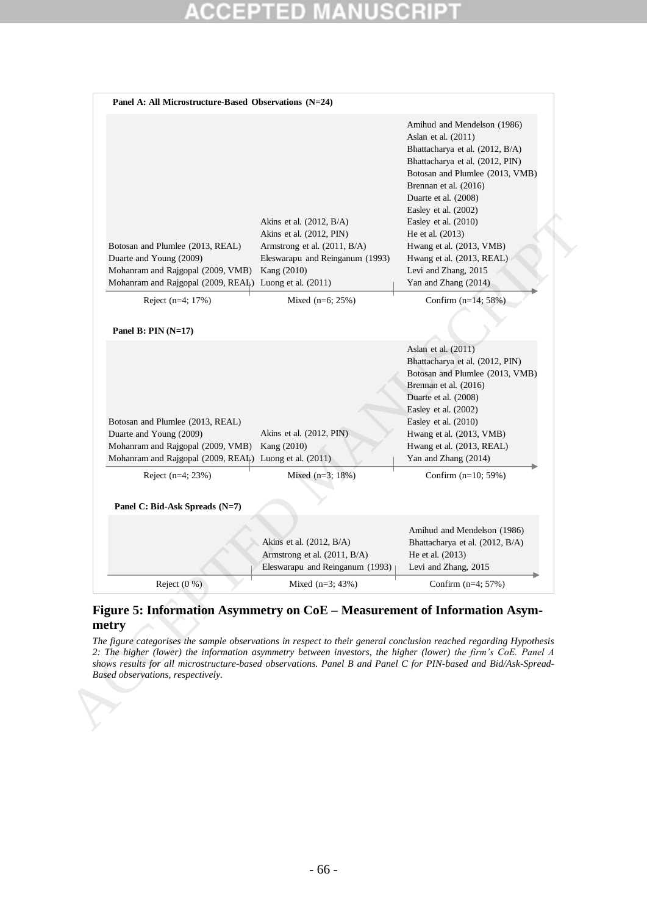**Panel A: All Microstructure-Based Observations (N=24)**

| Reject (n=4; 17%) | Mixed (n=6; 25%) | Confirm (n=14; 58%) |
|---|---|---|
| Botosan and Plumlee (2013, REAL) | Akins et al. (2012, B/A) | Amihud and Mendelson (1986) |
| Duarte and Young (2009) | Akins et al. (2012, PIN) | Aslan et al. (2011) |
| Mohanram and Rajgopal (2009, VMB) | Armstrong et al. (2011, B/A) | Bhattacharya et al. (2012, B/A) |
| Mohanram and Rajgopal (2009, REAL) | Eleswarapu and Reinganum (1993) | Bhattacharya et al. (2012, PIN) |
| | Kang (2010) | Botosan and Plumlee (2013, VMB) |
| | Luong et al. (2011) | Brennan et al. (2016) |
| | | Duarte et al. (2008) |
| | | Easley et al. (2002) |
| | | Easley et al. (2010) |
| | | He et al. (2013) |
| | | Hwang et al. (2013, VMB) |
| | | Hwang et al. (2013, REAL) |
| | | Levi and Zhang, 2015 |
| | | Yan and Zhang (2014) |

**Panel B: PIN (N=17)**

| Reject (n=4; 23%) | Mixed (n=3; 18%) | Confirm (n=10; 59%) |
|---|---|---|
| Botosan and Plumlee (2013, REAL) | Akins et al. (2012, PIN) | Aslan et al. (2011) |
| Duarte and Young (2009) | Kang (2010) | Bhattacharya et al. (2012, PIN) |
| Mohanram and Rajgopal (2009, VMB) | Luong et al. (2011) | Botosan and Plumlee (2013, VMB) |
| Mohanram and Rajgopal (2009, REAL) | | Brennan et al. (2016) |
| | | Duarte et al. (2008) |
| | | Easley et al. (2002) |
| | | Easley et al. (2010) |
| | | Hwang et al. (2013, VMB) |
| | | Hwang et al. (2013, REAL) |
| | | Yan and Zhang (2014) |

**Panel C: Bid-Ask Spreads (N=7)**

| Reject (0 %) | Mixed (n=3; 43%) | Confirm (n=4; 57%) |
|---|---|---|
| | Akins et al. (2012, B/A) | Amihud and Mendelson (1986) |
| | Armstrong et al. (2011, B/A) | Bhattacharya et al. (2012, B/A) |
| | Eleswarapu and Reinganum (1993) | He et al. (2013) |
| | | Levi and Zhang, 2015 |

**Figure 5: Information Asymmetry on CoE – Measurement of Information Asymmetry**

*The figure categorises the sample observations in respect to their general conclusion reached regarding Hypothesis 2: The higher (lower) the information asymmetry between investors, the higher (lower) the firm's CoE. Panel A shows results for all microstructure-based observations. Panel B and Panel C for PIN-based and Bid/Ask-Spread-Based observations, respectively.*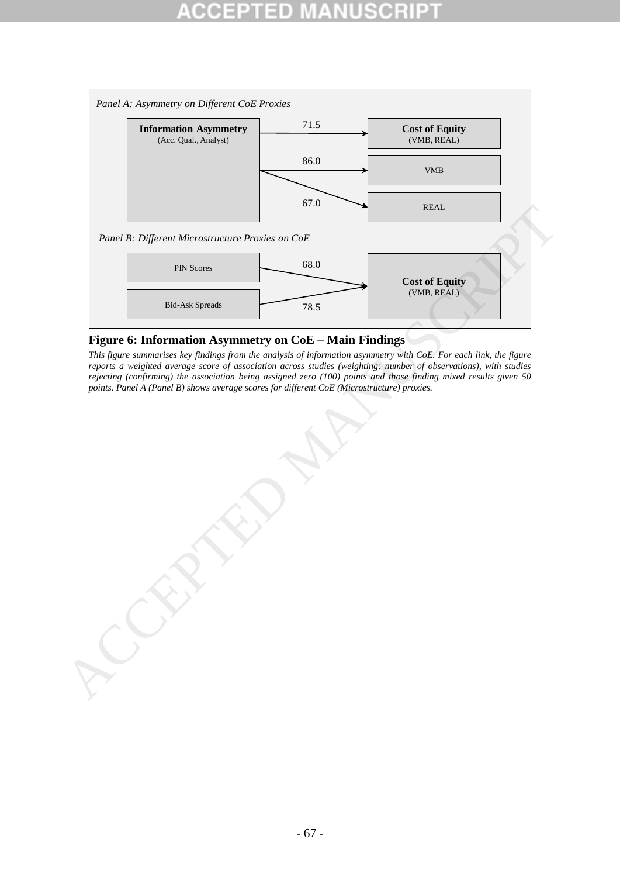*Panel A: Asymmetry on Different CoE Proxies*

**Information Asymmetry**
(Acc. Qual., Analyst)

71.5

**Cost of Equity**
(VMB, REAL)

86.0

VMB

67.0

REAL

*Panel B: Different Microstructure Proxies on CoE*

PIN Scores

68.0

Bid-Ask Spreads

78.5

**Cost of Equity**
(VMB, REAL)

**Figure 6: Information Asymmetry on CoE – Main Findings**

*This figure summarises key findings from the analysis of information asymmetry with CoE. For each link, the figure reports a weighted average score of association across studies (weighting: number of observations), with studies rejecting (confirming) the association being assigned zero (100) points and those finding mixed results given 50 points. Panel A (Panel B) shows average scores for different CoE (Microstructure) proxies.*